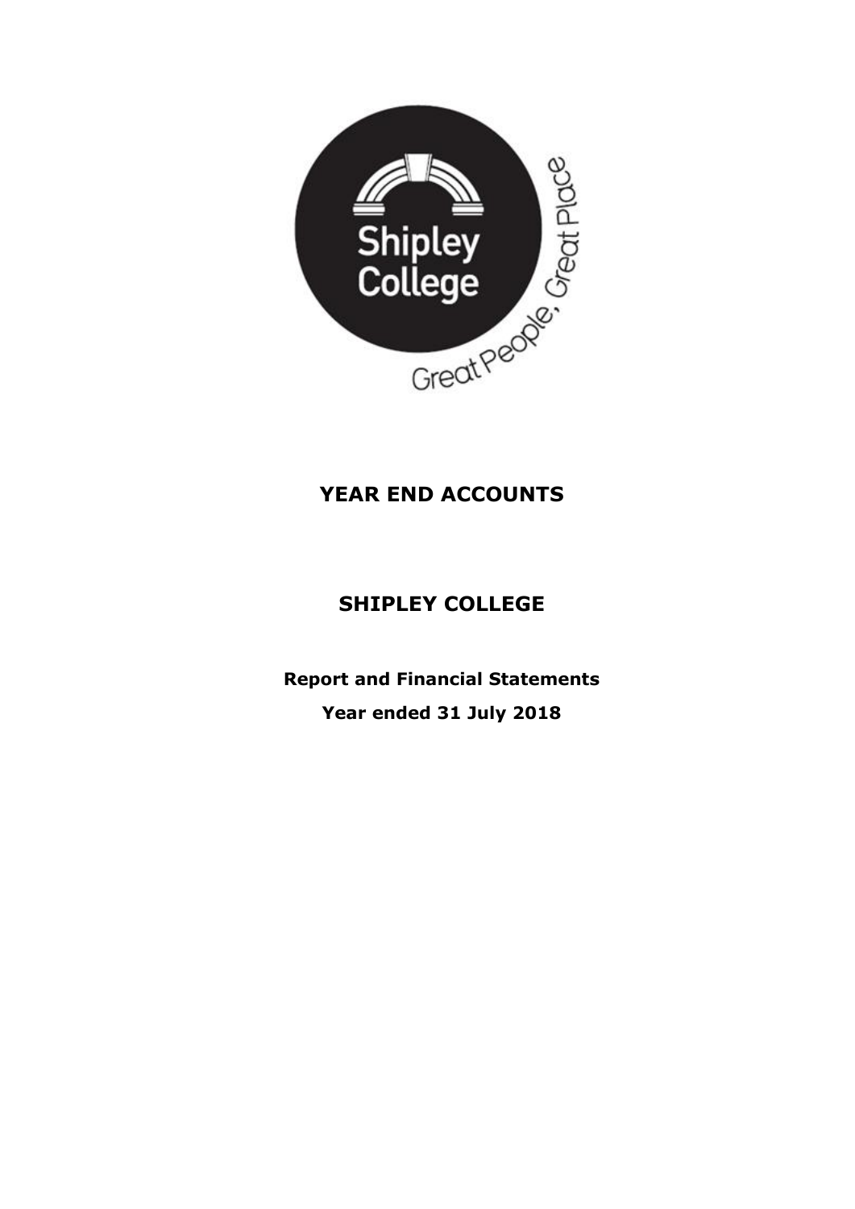# YEAR END ACCOUNTS

# SHIPLEY COLLEGE

**Report and Financial Statements**

**Year ended 31 July 2018**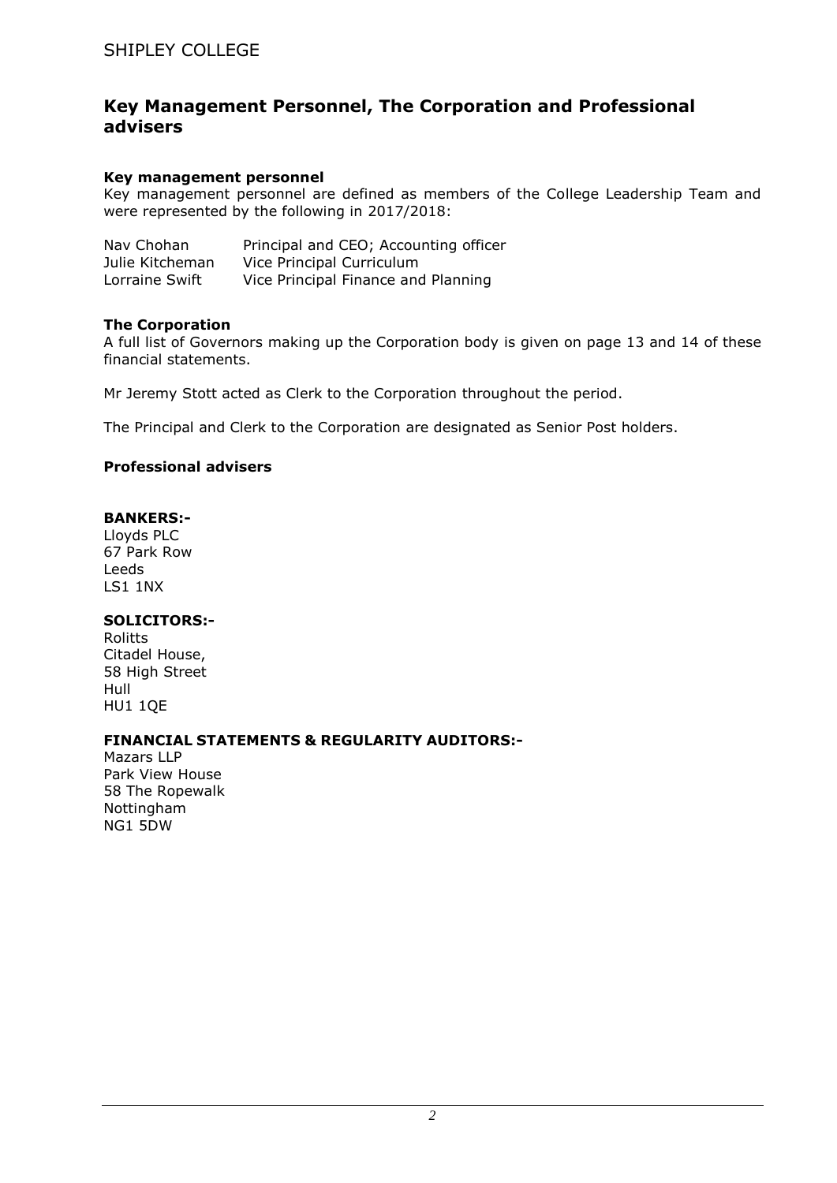# Key Management Personnel, The Corporation and Professional advisers

### Key management personnel

Key management personnel are defined as members of the College Leadership Team and were represented by the following in 2017/2018:

| | |
|---|---|
| Nav Chohan | Principal and CEO; Accounting officer |
| Julie Kitcheman | Vice Principal Curriculum |
| Lorraine Swift | Vice Principal Finance and Planning |

### The Corporation

A full list of Governors making up the Corporation body is given on page 13 and 14 of these financial statements.

Mr Jeremy Stott acted as Clerk to the Corporation throughout the period.

The Principal and Clerk to the Corporation are designated as Senior Post holders.

### Professional advisers

**BANKERS:-**
Lloyds PLC
67 Park Row
Leeds
LS1 1NX

**SOLICITORS:-**
Rolitts
Citadel House,
58 High Street
Hull
HU1 1QE

**FINANCIAL STATEMENTS & REGULARITY AUDITORS:-**
Mazars LLP
Park View House
58 The Ropewalk
Nottingham
NG1 5DW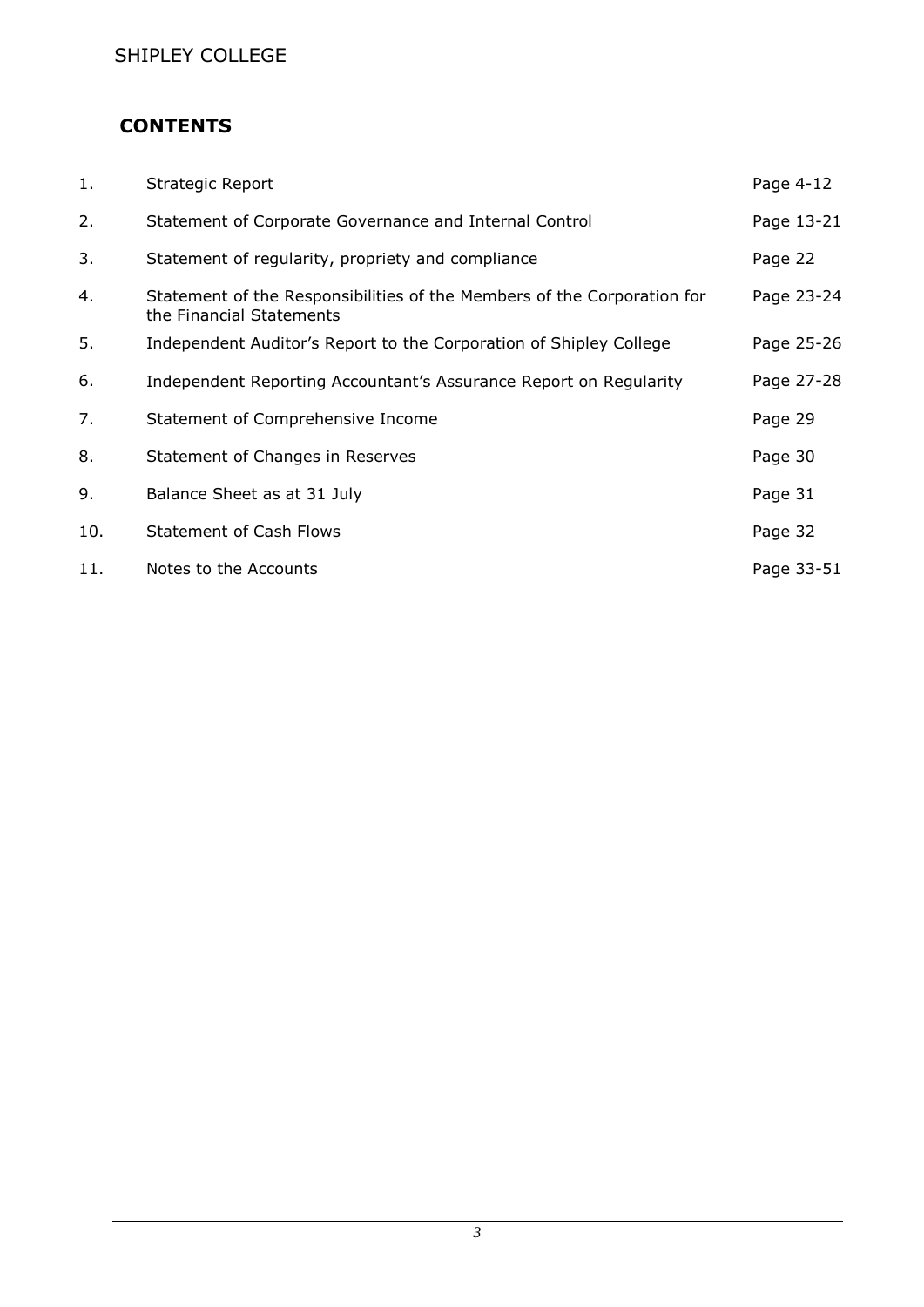SHIPLEY COLLEGE

## CONTENTS

| | | |
|---|---|---|
| 1. | Strategic Report | Page 4-12 |
| 2. | Statement of Corporate Governance and Internal Control | Page 13-21 |
| 3. | Statement of regularity, propriety and compliance | Page 22 |
| 4. | Statement of the Responsibilities of the Members of the Corporation for the Financial Statements | Page 23-24 |
| 5. | Independent Auditor's Report to the Corporation of Shipley College | Page 25-26 |
| 6. | Independent Reporting Accountant's Assurance Report on Regularity | Page 27-28 |
| 7. | Statement of Comprehensive Income | Page 29 |
| 8. | Statement of Changes in Reserves | Page 30 |
| 9. | Balance Sheet as at 31 July | Page 31 |
| 10. | Statement of Cash Flows | Page 32 |
| 11. | Notes to the Accounts | Page 33-51 |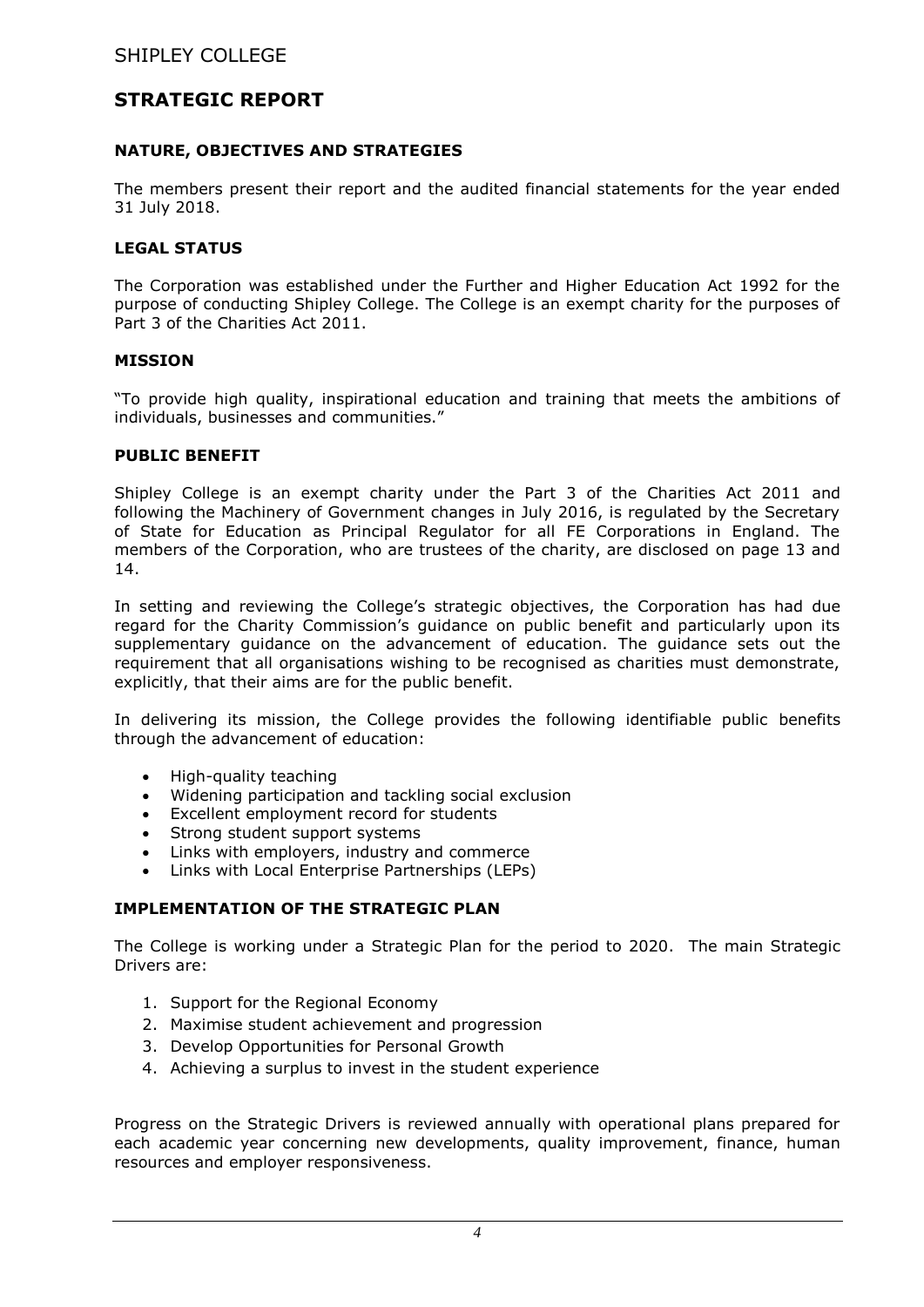# STRATEGIC REPORT

## NATURE, OBJECTIVES AND STRATEGIES

The members present their report and the audited financial statements for the year ended 31 July 2018.

## LEGAL STATUS

The Corporation was established under the Further and Higher Education Act 1992 for the purpose of conducting Shipley College. The College is an exempt charity for the purposes of Part 3 of the Charities Act 2011.

## MISSION

"To provide high quality, inspirational education and training that meets the ambitions of individuals, businesses and communities."

## PUBLIC BENEFIT

Shipley College is an exempt charity under the Part 3 of the Charities Act 2011 and following the Machinery of Government changes in July 2016, is regulated by the Secretary of State for Education as Principal Regulator for all FE Corporations in England. The members of the Corporation, who are trustees of the charity, are disclosed on page 13 and 14.

In setting and reviewing the College's strategic objectives, the Corporation has had due regard for the Charity Commission's guidance on public benefit and particularly upon its supplementary guidance on the advancement of education. The guidance sets out the requirement that all organisations wishing to be recognised as charities must demonstrate, explicitly, that their aims are for the public benefit.

In delivering its mission, the College provides the following identifiable public benefits through the advancement of education:

- High-quality teaching
- Widening participation and tackling social exclusion
- Excellent employment record for students
- Strong student support systems
- Links with employers, industry and commerce
- Links with Local Enterprise Partnerships (LEPs)

## IMPLEMENTATION OF THE STRATEGIC PLAN

The College is working under a Strategic Plan for the period to 2020. The main Strategic Drivers are:

1. Support for the Regional Economy
2. Maximise student achievement and progression
3. Develop Opportunities for Personal Growth
4. Achieving a surplus to invest in the student experience

Progress on the Strategic Drivers is reviewed annually with operational plans prepared for each academic year concerning new developments, quality improvement, finance, human resources and employer responsiveness.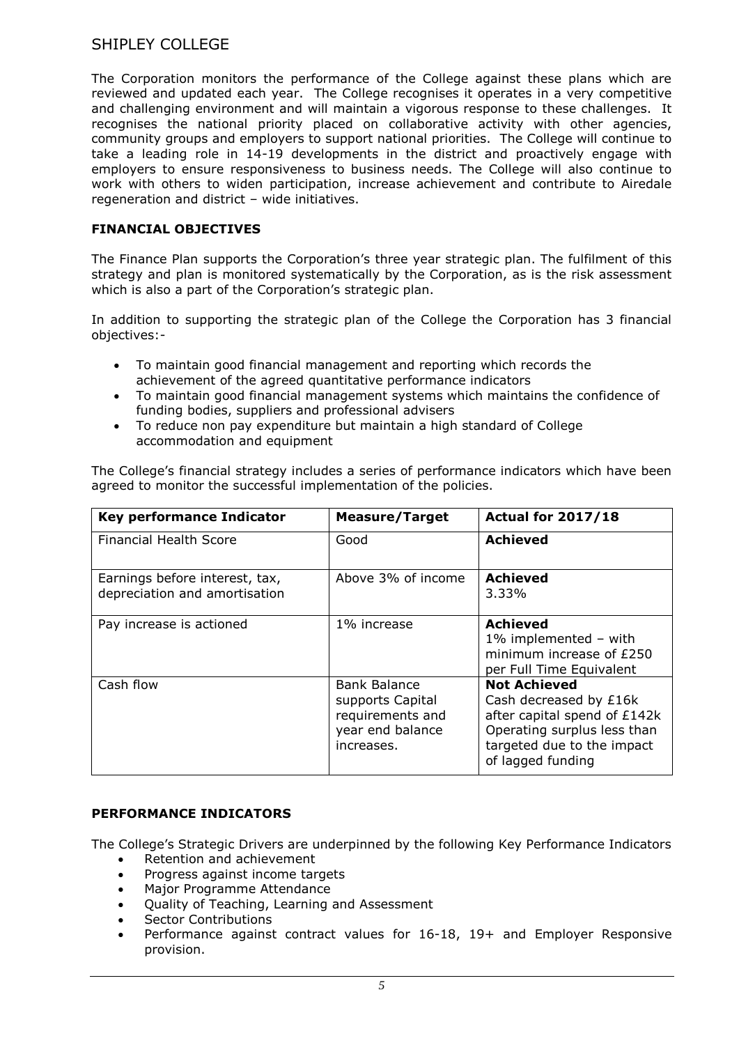The Corporation monitors the performance of the College against these plans which are reviewed and updated each year. The College recognises it operates in a very competitive and challenging environment and will maintain a vigorous response to these challenges. It recognises the national priority placed on collaborative activity with other agencies, community groups and employers to support national priorities. The College will continue to take a leading role in 14-19 developments in the district and proactively engage with employers to ensure responsiveness to business needs. The College will also continue to work with others to widen participation, increase achievement and contribute to Airedale regeneration and district – wide initiatives.

## FINANCIAL OBJECTIVES

The Finance Plan supports the Corporation's three year strategic plan. The fulfilment of this strategy and plan is monitored systematically by the Corporation, as is the risk assessment which is also a part of the Corporation's strategic plan.

In addition to supporting the strategic plan of the College the Corporation has 3 financial objectives:-

- To maintain good financial management and reporting which records the achievement of the agreed quantitative performance indicators
- To maintain good financial management systems which maintains the confidence of funding bodies, suppliers and professional advisers
- To reduce non pay expenditure but maintain a high standard of College accommodation and equipment

The College's financial strategy includes a series of performance indicators which have been agreed to monitor the successful implementation of the policies.

| Key performance Indicator | Measure/Target | Actual for 2017/18 |
|---|---|---|
| Financial Health Score | Good | **Achieved** |
| Earnings before interest, tax, depreciation and amortisation | Above 3% of income | **Achieved** 3.33% |
| Pay increase is actioned | 1% increase | **Achieved** 1% implemented – with minimum increase of £250 per Full Time Equivalent |
| Cash flow | Bank Balance supports Capital requirements and year end balance increases. | **Not Achieved** Cash decreased by £16k after capital spend of £142k Operating surplus less than targeted due to the impact of lagged funding |

## PERFORMANCE INDICATORS

The College's Strategic Drivers are underpinned by the following Key Performance Indicators

- Retention and achievement
- Progress against income targets
- Major Programme Attendance
- Quality of Teaching, Learning and Assessment
- Sector Contributions
- Performance against contract values for 16-18, 19+ and Employer Responsive provision.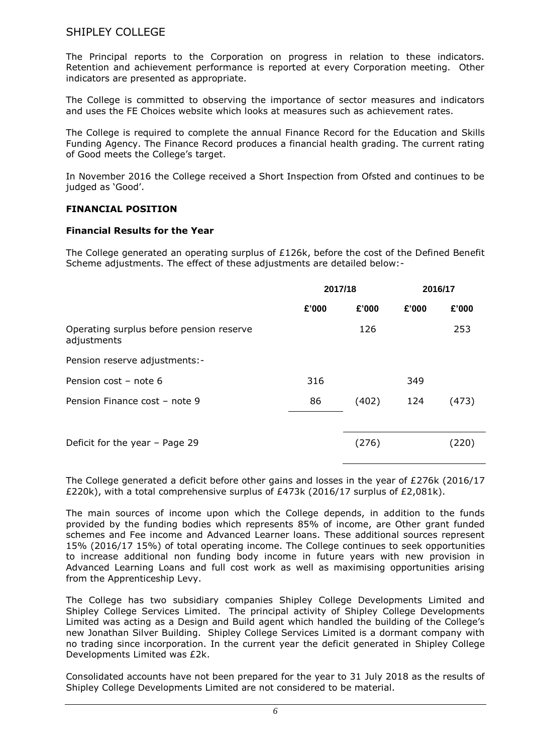The Principal reports to the Corporation on progress in relation to these indicators. Retention and achievement performance is reported at every Corporation meeting. Other indicators are presented as appropriate.

The College is committed to observing the importance of sector measures and indicators and uses the FE Choices website which looks at measures such as achievement rates.

The College is required to complete the annual Finance Record for the Education and Skills Funding Agency. The Finance Record produces a financial health grading. The current rating of Good meets the College's target.

In November 2016 the College received a Short Inspection from Ofsted and continues to be judged as 'Good'.

## FINANCIAL POSITION

### Financial Results for the Year

The College generated an operating surplus of £126k, before the cost of the Defined Benefit Scheme adjustments. The effect of these adjustments are detailed below:-

| | 2017/18 | | 2016/17 | |
|---|---|---|---|---|
| | £'000 | £'000 | £'000 | £'000 |
| Operating surplus before pension reserve adjustments | | 126 | | 253 |
| Pension reserve adjustments:- | | | | |
| Pension cost – note 6 | 316 | | 349 | |
| Pension Finance cost – note 9 | 86 | (402) | 124 | (473) |
| Deficit for the year – Page 29 | | (276) | | (220) |

The College generated a deficit before other gains and losses in the year of £276k (2016/17 £220k), with a total comprehensive surplus of £473k (2016/17 surplus of £2,081k).

The main sources of income upon which the College depends, in addition to the funds provided by the funding bodies which represents 85% of income, are Other grant funded schemes and Fee income and Advanced Learner loans. These additional sources represent 15% (2016/17 15%) of total operating income. The College continues to seek opportunities to increase additional non funding body income in future years with new provision in Advanced Learning Loans and full cost work as well as maximising opportunities arising from the Apprenticeship Levy.

The College has two subsidiary companies Shipley College Developments Limited and Shipley College Services Limited. The principal activity of Shipley College Developments Limited was acting as a Design and Build agent which handled the building of the College's new Jonathan Silver Building. Shipley College Services Limited is a dormant company with no trading since incorporation. In the current year the deficit generated in Shipley College Developments Limited was £2k.

Consolidated accounts have not been prepared for the year to 31 July 2018 as the results of Shipley College Developments Limited are not considered to be material.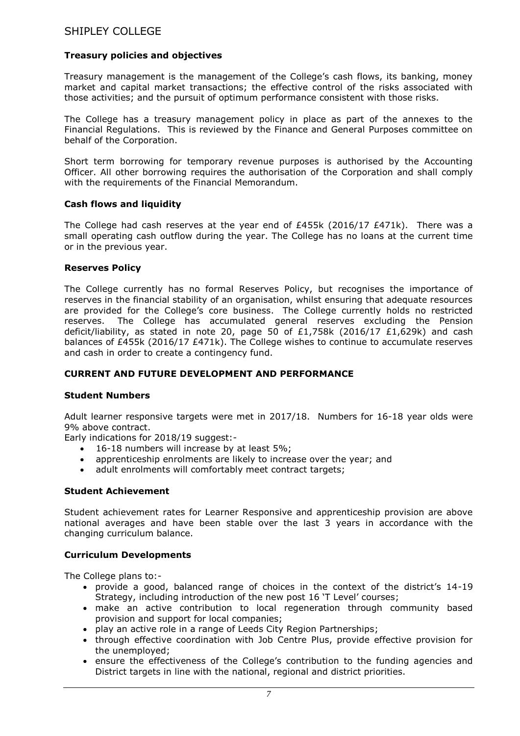### Treasury policies and objectives

Treasury management is the management of the College's cash flows, its banking, money market and capital market transactions; the effective control of the risks associated with those activities; and the pursuit of optimum performance consistent with those risks.

The College has a treasury management policy in place as part of the annexes to the Financial Regulations. This is reviewed by the Finance and General Purposes committee on behalf of the Corporation.

Short term borrowing for temporary revenue purposes is authorised by the Accounting Officer. All other borrowing requires the authorisation of the Corporation and shall comply with the requirements of the Financial Memorandum.

### Cash flows and liquidity

The College had cash reserves at the year end of £455k (2016/17 £471k). There was a small operating cash outflow during the year. The College has no loans at the current time or in the previous year.

### Reserves Policy

The College currently has no formal Reserves Policy, but recognises the importance of reserves in the financial stability of an organisation, whilst ensuring that adequate resources are provided for the College's core business. The College currently holds no restricted reserves. The College has accumulated general reserves excluding the Pension deficit/liability, as stated in note 20, page 50 of £1,758k (2016/17 £1,629k) and cash balances of £455k (2016/17 £471k). The College wishes to continue to accumulate reserves and cash in order to create a contingency fund.

## CURRENT AND FUTURE DEVELOPMENT AND PERFORMANCE

### Student Numbers

Adult learner responsive targets were met in 2017/18. Numbers for 16-18 year olds were 9% above contract.

Early indications for 2018/19 suggest:-

- 16-18 numbers will increase by at least 5%;
- apprenticeship enrolments are likely to increase over the year; and
- adult enrolments will comfortably meet contract targets;

### Student Achievement

Student achievement rates for Learner Responsive and apprenticeship provision are above national averages and have been stable over the last 3 years in accordance with the changing curriculum balance.

### Curriculum Developments

The College plans to:-

- provide a good, balanced range of choices in the context of the district's 14-19 Strategy, including introduction of the new post 16 'T Level' courses;
- make an active contribution to local regeneration through community based provision and support for local companies;
- play an active role in a range of Leeds City Region Partnerships;
- through effective coordination with Job Centre Plus, provide effective provision for the unemployed;
- ensure the effectiveness of the College's contribution to the funding agencies and District targets in line with the national, regional and district priorities.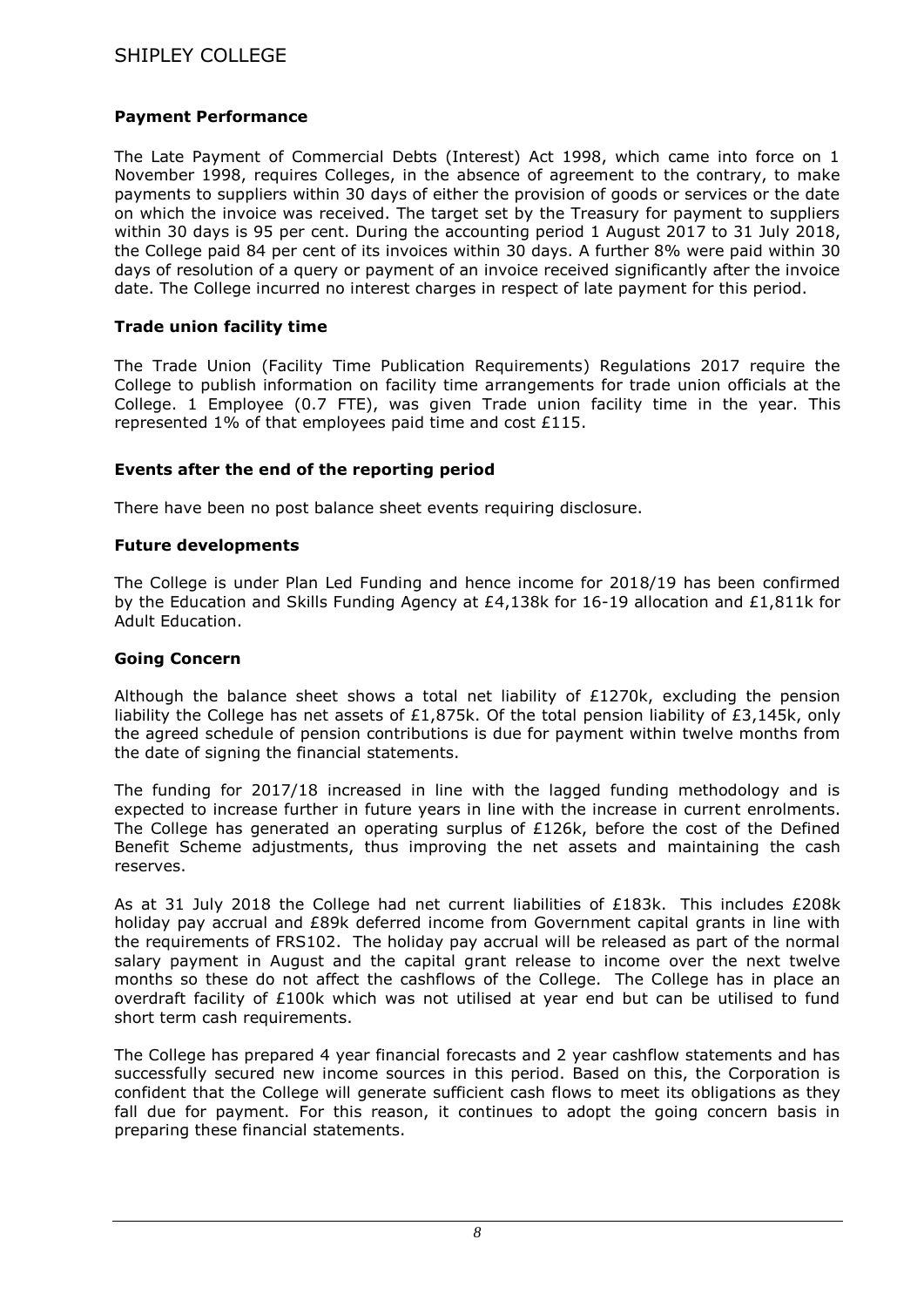### Payment Performance

The Late Payment of Commercial Debts (Interest) Act 1998, which came into force on 1 November 1998, requires Colleges, in the absence of agreement to the contrary, to make payments to suppliers within 30 days of either the provision of goods or services or the date on which the invoice was received. The target set by the Treasury for payment to suppliers within 30 days is 95 per cent. During the accounting period 1 August 2017 to 31 July 2018, the College paid 84 per cent of its invoices within 30 days. A further 8% were paid within 30 days of resolution of a query or payment of an invoice received significantly after the invoice date. The College incurred no interest charges in respect of late payment for this period.

### Trade union facility time

The Trade Union (Facility Time Publication Requirements) Regulations 2017 require the College to publish information on facility time arrangements for trade union officials at the College. 1 Employee (0.7 FTE), was given Trade union facility time in the year. This represented 1% of that employees paid time and cost £115.

### Events after the end of the reporting period

There have been no post balance sheet events requiring disclosure.

### Future developments

The College is under Plan Led Funding and hence income for 2018/19 has been confirmed by the Education and Skills Funding Agency at £4,138k for 16-19 allocation and £1,811k for Adult Education.

### Going Concern

Although the balance sheet shows a total net liability of £1270k, excluding the pension liability the College has net assets of £1,875k. Of the total pension liability of £3,145k, only the agreed schedule of pension contributions is due for payment within twelve months from the date of signing the financial statements.

The funding for 2017/18 increased in line with the lagged funding methodology and is expected to increase further in future years in line with the increase in current enrolments. The College has generated an operating surplus of £126k, before the cost of the Defined Benefit Scheme adjustments, thus improving the net assets and maintaining the cash reserves.

As at 31 July 2018 the College had net current liabilities of £183k. This includes £208k holiday pay accrual and £89k deferred income from Government capital grants in line with the requirements of FRS102. The holiday pay accrual will be released as part of the normal salary payment in August and the capital grant release to income over the next twelve months so these do not affect the cashflows of the College. The College has in place an overdraft facility of £100k which was not utilised at year end but can be utilised to fund short term cash requirements.

The College has prepared 4 year financial forecasts and 2 year cashflow statements and has successfully secured new income sources in this period. Based on this, the Corporation is confident that the College will generate sufficient cash flows to meet its obligations as they fall due for payment. For this reason, it continues to adopt the going concern basis in preparing these financial statements.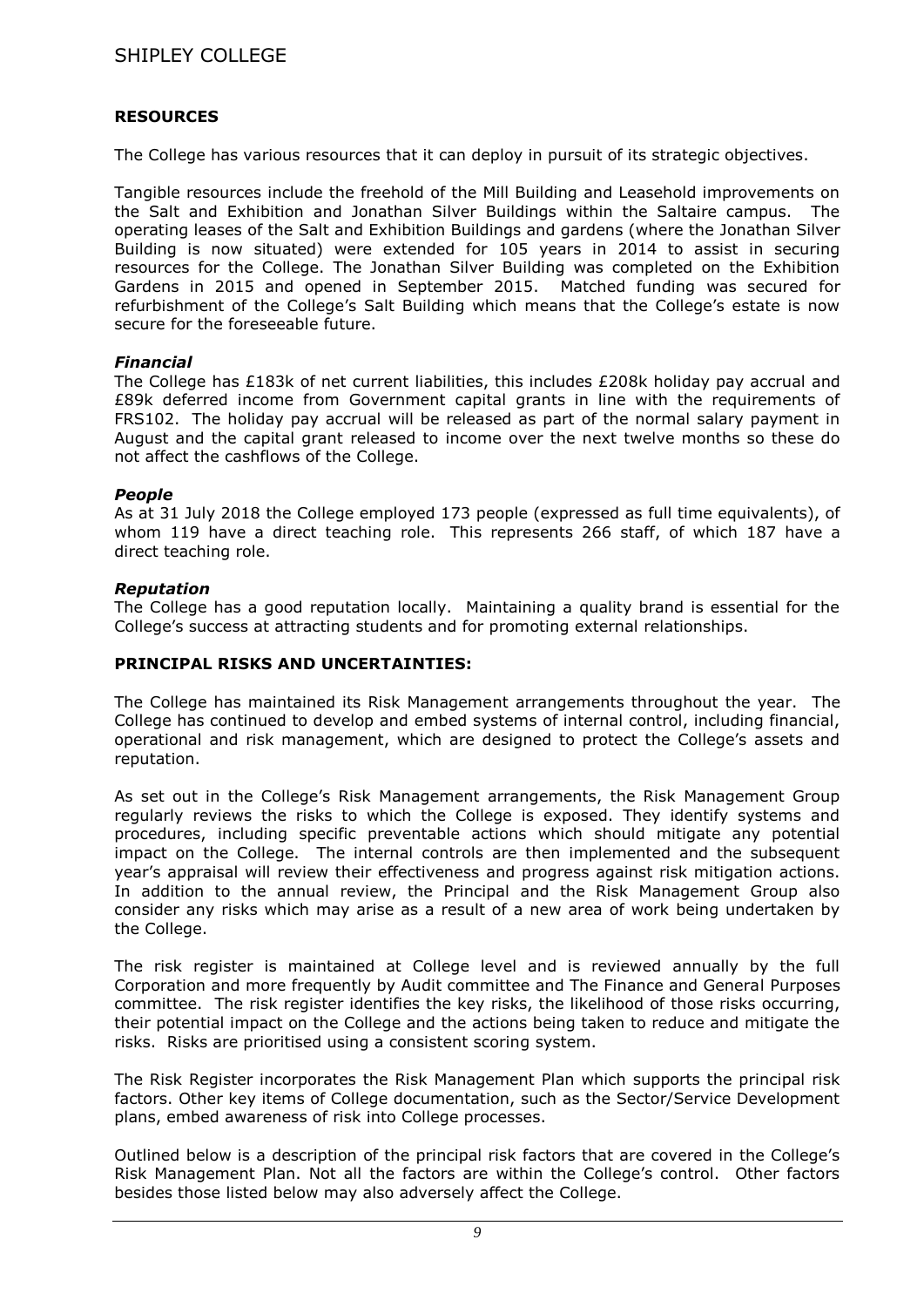## RESOURCES

The College has various resources that it can deploy in pursuit of its strategic objectives.

Tangible resources include the freehold of the Mill Building and Leasehold improvements on the Salt and Exhibition and Jonathan Silver Buildings within the Saltaire campus. The operating leases of the Salt and Exhibition Buildings and gardens (where the Jonathan Silver Building is now situated) were extended for 105 years in 2014 to assist in securing resources for the College. The Jonathan Silver Building was completed on the Exhibition Gardens in 2015 and opened in September 2015. Matched funding was secured for refurbishment of the College's Salt Building which means that the College's estate is now secure for the foreseeable future.

### *Financial*

The College has £183k of net current liabilities, this includes £208k holiday pay accrual and £89k deferred income from Government capital grants in line with the requirements of FRS102. The holiday pay accrual will be released as part of the normal salary payment in August and the capital grant released to income over the next twelve months so these do not affect the cashflows of the College.

### *People*

As at 31 July 2018 the College employed 173 people (expressed as full time equivalents), of whom 119 have a direct teaching role. This represents 266 staff, of which 187 have a direct teaching role.

### *Reputation*

The College has a good reputation locally. Maintaining a quality brand is essential for the College's success at attracting students and for promoting external relationships.

## PRINCIPAL RISKS AND UNCERTAINTIES:

The College has maintained its Risk Management arrangements throughout the year. The College has continued to develop and embed systems of internal control, including financial, operational and risk management, which are designed to protect the College's assets and reputation.

As set out in the College's Risk Management arrangements, the Risk Management Group regularly reviews the risks to which the College is exposed. They identify systems and procedures, including specific preventable actions which should mitigate any potential impact on the College. The internal controls are then implemented and the subsequent year's appraisal will review their effectiveness and progress against risk mitigation actions. In addition to the annual review, the Principal and the Risk Management Group also consider any risks which may arise as a result of a new area of work being undertaken by the College.

The risk register is maintained at College level and is reviewed annually by the full Corporation and more frequently by Audit committee and The Finance and General Purposes committee. The risk register identifies the key risks, the likelihood of those risks occurring, their potential impact on the College and the actions being taken to reduce and mitigate the risks. Risks are prioritised using a consistent scoring system.

The Risk Register incorporates the Risk Management Plan which supports the principal risk factors. Other key items of College documentation, such as the Sector/Service Development plans, embed awareness of risk into College processes.

Outlined below is a description of the principal risk factors that are covered in the College's Risk Management Plan. Not all the factors are within the College's control. Other factors besides those listed below may also adversely affect the College.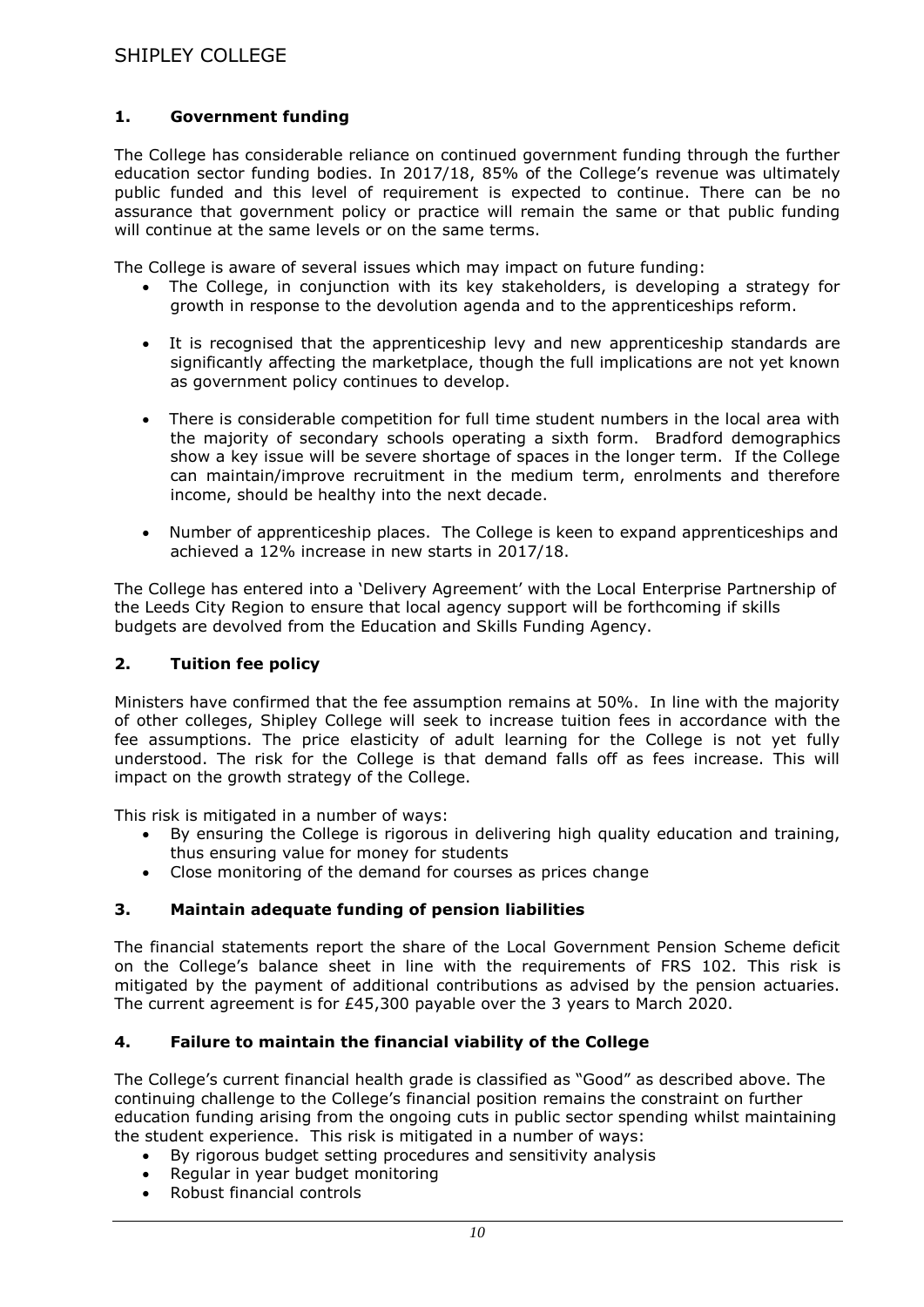### 1. Government funding

The College has considerable reliance on continued government funding through the further education sector funding bodies. In 2017/18, 85% of the College's revenue was ultimately public funded and this level of requirement is expected to continue. There can be no assurance that government policy or practice will remain the same or that public funding will continue at the same levels or on the same terms.

The College is aware of several issues which may impact on future funding:

- The College, in conjunction with its key stakeholders, is developing a strategy for growth in response to the devolution agenda and to the apprenticeships reform.
- It is recognised that the apprenticeship levy and new apprenticeship standards are significantly affecting the marketplace, though the full implications are not yet known as government policy continues to develop.
- There is considerable competition for full time student numbers in the local area with the majority of secondary schools operating a sixth form. Bradford demographics show a key issue will be severe shortage of spaces in the longer term. If the College can maintain/improve recruitment in the medium term, enrolments and therefore income, should be healthy into the next decade.
- Number of apprenticeship places. The College is keen to expand apprenticeships and achieved a 12% increase in new starts in 2017/18.

The College has entered into a 'Delivery Agreement' with the Local Enterprise Partnership of the Leeds City Region to ensure that local agency support will be forthcoming if skills budgets are devolved from the Education and Skills Funding Agency.

### 2. Tuition fee policy

Ministers have confirmed that the fee assumption remains at 50%. In line with the majority of other colleges, Shipley College will seek to increase tuition fees in accordance with the fee assumptions. The price elasticity of adult learning for the College is not yet fully understood. The risk for the College is that demand falls off as fees increase. This will impact on the growth strategy of the College.

This risk is mitigated in a number of ways:

- By ensuring the College is rigorous in delivering high quality education and training, thus ensuring value for money for students
- Close monitoring of the demand for courses as prices change

### 3. Maintain adequate funding of pension liabilities

The financial statements report the share of the Local Government Pension Scheme deficit on the College's balance sheet in line with the requirements of FRS 102. This risk is mitigated by the payment of additional contributions as advised by the pension actuaries. The current agreement is for £45,300 payable over the 3 years to March 2020.

### 4. Failure to maintain the financial viability of the College

The College's current financial health grade is classified as "Good" as described above. The continuing challenge to the College's financial position remains the constraint on further education funding arising from the ongoing cuts in public sector spending whilst maintaining the student experience. This risk is mitigated in a number of ways:

- By rigorous budget setting procedures and sensitivity analysis
- Regular in year budget monitoring
- Robust financial controls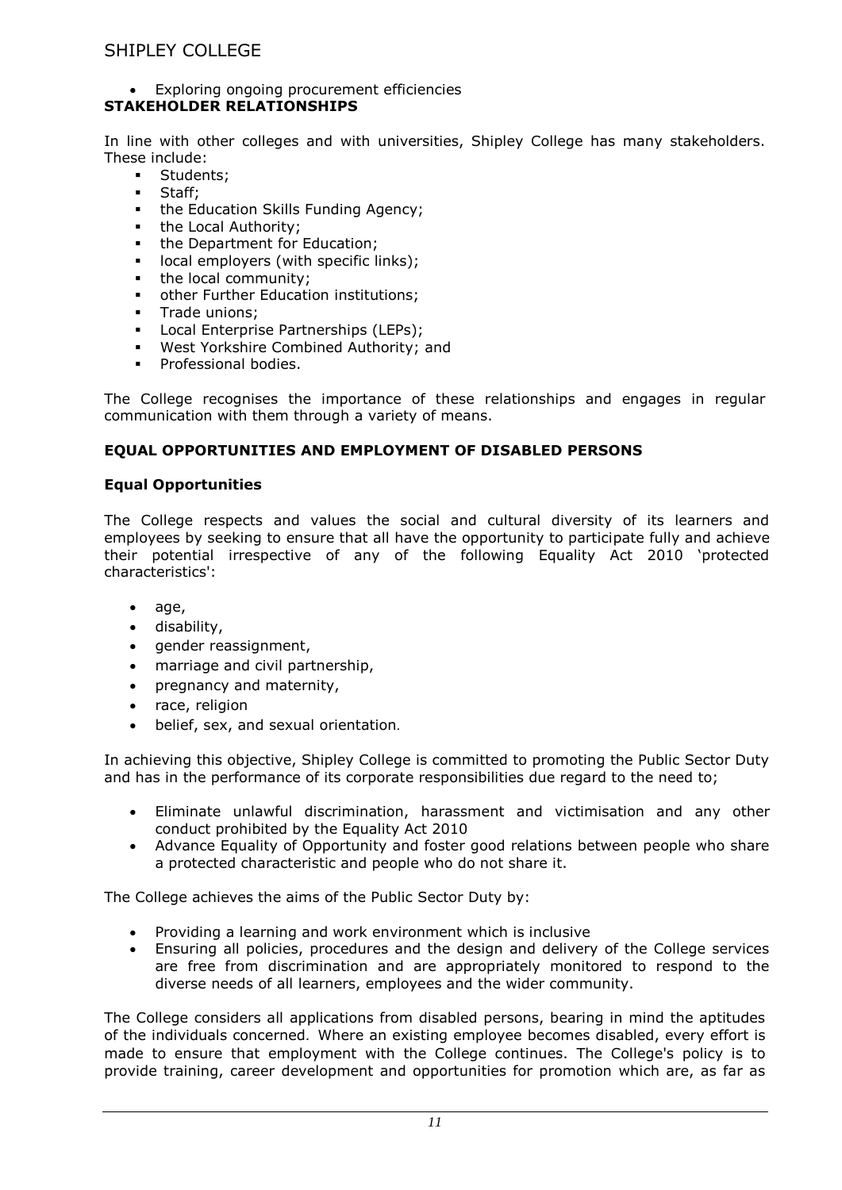- Exploring ongoing procurement efficiencies

## STAKEHOLDER RELATIONSHIPS

In line with other colleges and with universities, Shipley College has many stakeholders. These include:

- Students;
- Staff;
- the Education Skills Funding Agency;
- the Local Authority;
- the Department for Education;
- local employers (with specific links);
- the local community;
- other Further Education institutions;
- Trade unions;
- Local Enterprise Partnerships (LEPs);
- West Yorkshire Combined Authority; and
- Professional bodies.

The College recognises the importance of these relationships and engages in regular communication with them through a variety of means.

## EQUAL OPPORTUNITIES AND EMPLOYMENT OF DISABLED PERSONS

### Equal Opportunities

The College respects and values the social and cultural diversity of its learners and employees by seeking to ensure that all have the opportunity to participate fully and achieve their potential irrespective of any of the following Equality Act 2010 'protected characteristics':

- age,
- disability,
- gender reassignment,
- marriage and civil partnership,
- pregnancy and maternity,
- race, religion
- belief, sex, and sexual orientation.

In achieving this objective, Shipley College is committed to promoting the Public Sector Duty and has in the performance of its corporate responsibilities due regard to the need to;

- Eliminate unlawful discrimination, harassment and victimisation and any other conduct prohibited by the Equality Act 2010
- Advance Equality of Opportunity and foster good relations between people who share a protected characteristic and people who do not share it.

The College achieves the aims of the Public Sector Duty by:

- Providing a learning and work environment which is inclusive
- Ensuring all policies, procedures and the design and delivery of the College services are free from discrimination and are appropriately monitored to respond to the diverse needs of all learners, employees and the wider community.

The College considers all applications from disabled persons, bearing in mind the aptitudes of the individuals concerned. Where an existing employee becomes disabled, every effort is made to ensure that employment with the College continues. The College's policy is to provide training, career development and opportunities for promotion which are, as far as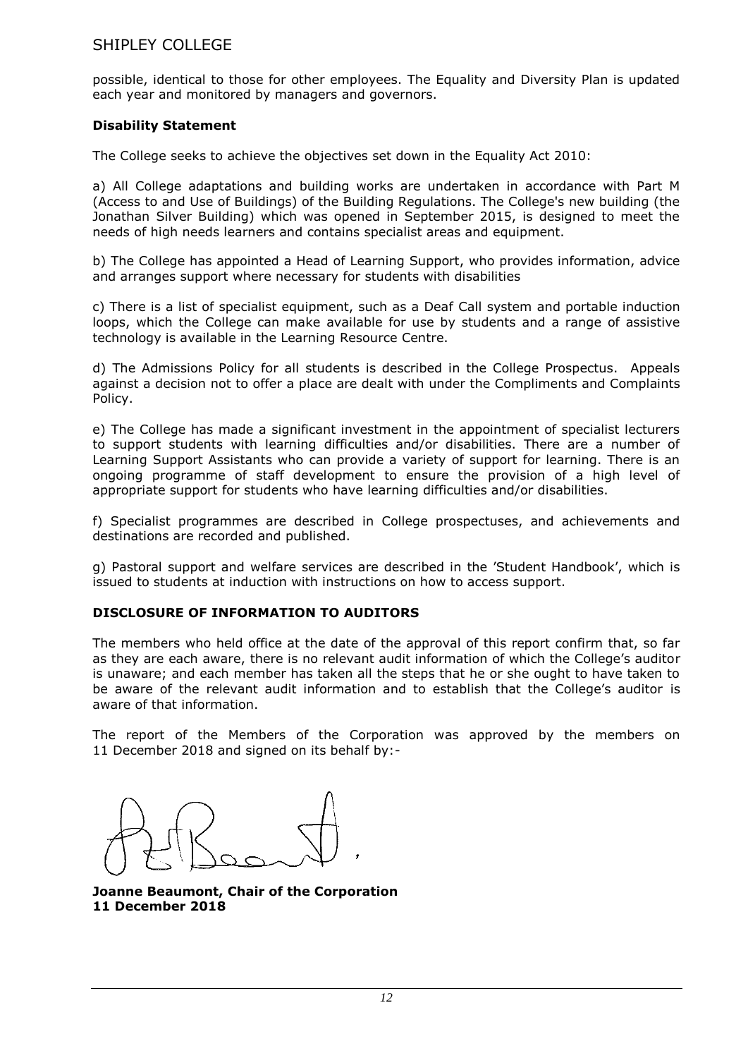possible, identical to those for other employees. The Equality and Diversity Plan is updated each year and monitored by managers and governors.

**Disability Statement**

The College seeks to achieve the objectives set down in the Equality Act 2010:

a) All College adaptations and building works are undertaken in accordance with Part M (Access to and Use of Buildings) of the Building Regulations. The College's new building (the Jonathan Silver Building) which was opened in September 2015, is designed to meet the needs of high needs learners and contains specialist areas and equipment.

b) The College has appointed a Head of Learning Support, who provides information, advice and arranges support where necessary for students with disabilities

c) There is a list of specialist equipment, such as a Deaf Call system and portable induction loops, which the College can make available for use by students and a range of assistive technology is available in the Learning Resource Centre.

d) The Admissions Policy for all students is described in the College Prospectus. Appeals against a decision not to offer a place are dealt with under the Compliments and Complaints Policy.

e) The College has made a significant investment in the appointment of specialist lecturers to support students with learning difficulties and/or disabilities. There are a number of Learning Support Assistants who can provide a variety of support for learning. There is an ongoing programme of staff development to ensure the provision of a high level of appropriate support for students who have learning difficulties and/or disabilities.

f) Specialist programmes are described in College prospectuses, and achievements and destinations are recorded and published.

g) Pastoral support and welfare services are described in the 'Student Handbook', which is issued to students at induction with instructions on how to access support.

**DISCLOSURE OF INFORMATION TO AUDITORS**

The members who held office at the date of the approval of this report confirm that, so far as they are each aware, there is no relevant audit information of which the College's auditor is unaware; and each member has taken all the steps that he or she ought to have taken to be aware of the relevant audit information and to establish that the College's auditor is aware of that information.

The report of the Members of the Corporation was approved by the members on 11 December 2018 and signed on its behalf by:-

**Joanne Beaumont, Chair of the Corporation**
**11 December 2018**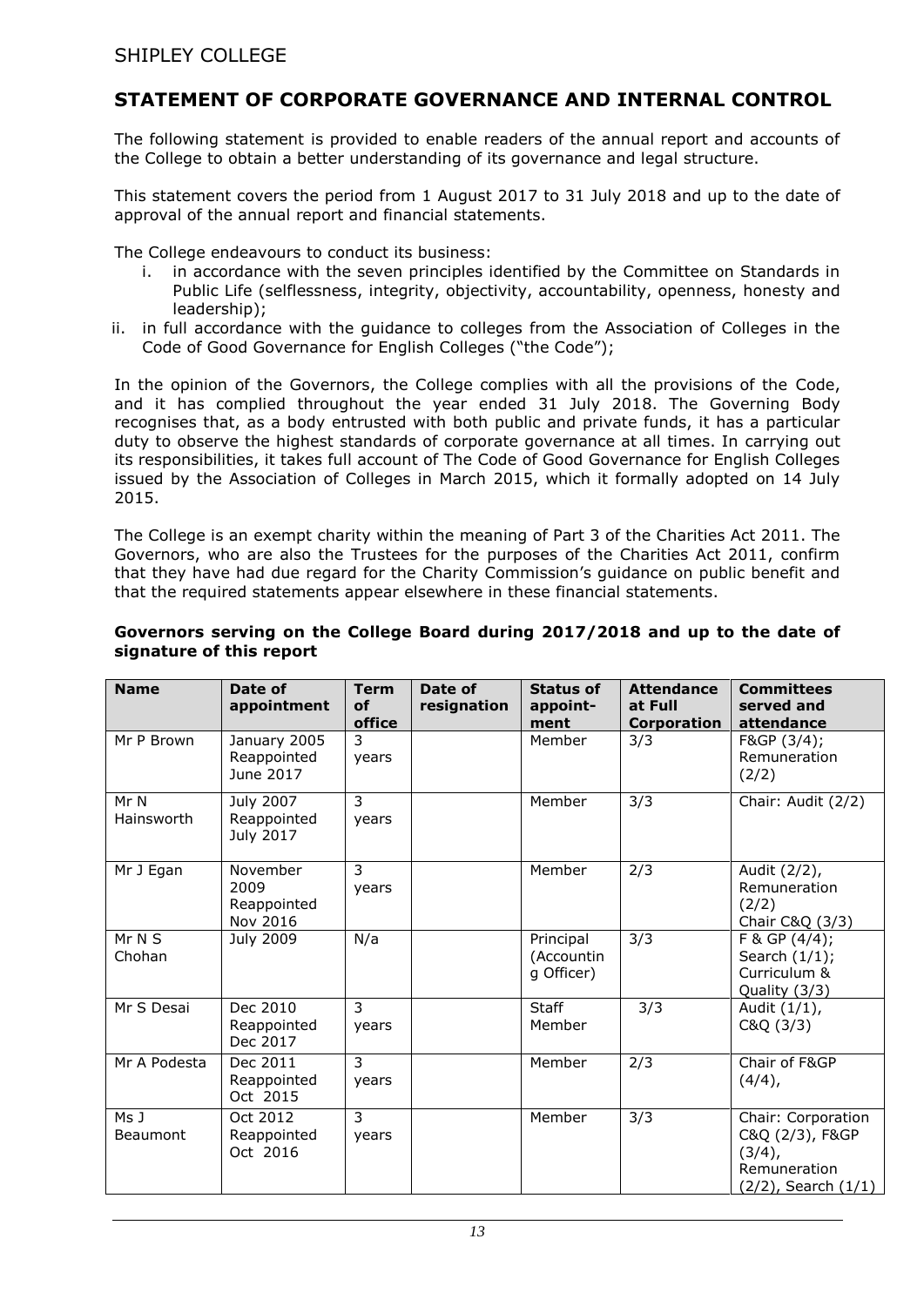## STATEMENT OF CORPORATE GOVERNANCE AND INTERNAL CONTROL

The following statement is provided to enable readers of the annual report and accounts of the College to obtain a better understanding of its governance and legal structure.

This statement covers the period from 1 August 2017 to 31 July 2018 and up to the date of approval of the annual report and financial statements.

The College endeavours to conduct its business:

i. in accordance with the seven principles identified by the Committee on Standards in Public Life (selflessness, integrity, objectivity, accountability, openness, honesty and leadership);
ii. in full accordance with the guidance to colleges from the Association of Colleges in the Code of Good Governance for English Colleges ("the Code");

In the opinion of the Governors, the College complies with all the provisions of the Code, and it has complied throughout the year ended 31 July 2018. The Governing Body recognises that, as a body entrusted with both public and private funds, it has a particular duty to observe the highest standards of corporate governance at all times. In carrying out its responsibilities, it takes full account of The Code of Good Governance for English Colleges issued by the Association of Colleges in March 2015, which it formally adopted on 14 July 2015.

The College is an exempt charity within the meaning of Part 3 of the Charities Act 2011. The Governors, who are also the Trustees for the purposes of the Charities Act 2011, confirm that they have had due regard for the Charity Commission's guidance on public benefit and that the required statements appear elsewhere in these financial statements.

**Governors serving on the College Board during 2017/2018 and up to the date of signature of this report**

| Name | Date of appointment | Term of office | Date of resignation | Status of appoint-ment | Attendance at Full Corporation | Committees served and attendance |
|---|---|---|---|---|---|---|
| Mr P Brown | January 2005 Reappointed June 2017 | 3 years | | Member | 3/3 | F&GP (3/4); Remuneration (2/2) |
| Mr N Hainsworth | July 2007 Reappointed July 2017 | 3 years | | Member | 3/3 | Chair: Audit (2/2) |
| Mr J Egan | November 2009 Reappointed Nov 2016 | 3 years | | Member | 2/3 | Audit (2/2), Remuneration (2/2) Chair C&Q (3/3) |
| Mr N S Chohan | July 2009 | N/a | | Principal (Accounting Officer) | 3/3 | F & GP (4/4); Search (1/1); Curriculum & Quality (3/3) |
| Mr S Desai | Dec 2010 Reappointed Dec 2017 | 3 years | | Staff Member | 3/3 | Audit (1/1), C&Q (3/3) |
| Mr A Podesta | Dec 2011 Reappointed Oct 2015 | 3 years | | Member | 2/3 | Chair of F&GP (4/4), |
| Ms J Beaumont | Oct 2012 Reappointed Oct 2016 | 3 years | | Member | 3/3 | Chair: Corporation C&Q (2/3), F&GP (3/4), Remuneration (2/2), Search (1/1) |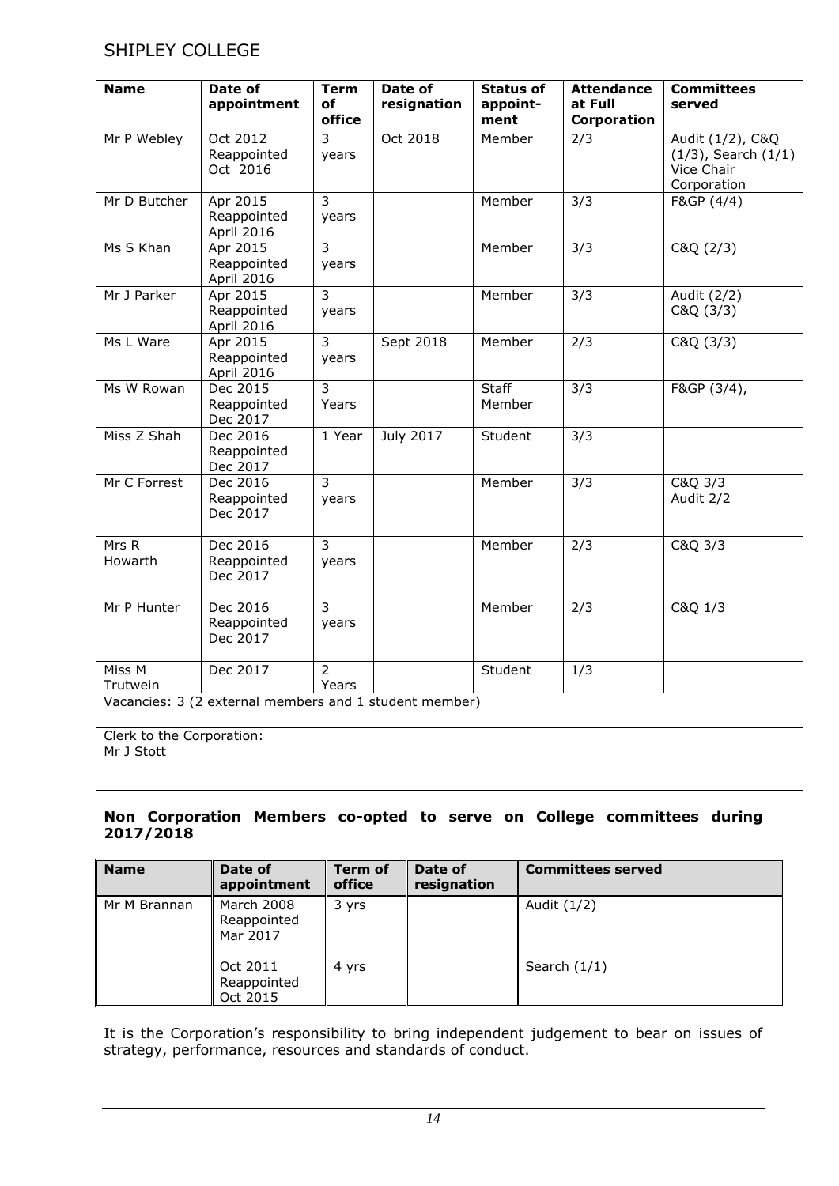| Name | Date of appointment | Term of office | Date of resignation | Status of appoint-ment | Attendance at Full Corporation | Committees served |
|---|---|---|---|---|---|---|
| Mr P Webley | Oct 2012 Reappointed Oct 2016 | 3 years | Oct 2018 | Member | 2/3 | Audit (1/2), C&Q (1/3), Search (1/1) Vice Chair Corporation |
| Mr D Butcher | Apr 2015 Reappointed April 2016 | 3 years | | Member | 3/3 | F&GP (4/4) |
| Ms S Khan | Apr 2015 Reappointed April 2016 | 3 years | | Member | 3/3 | C&Q (2/3) |
| Mr J Parker | Apr 2015 Reappointed April 2016 | 3 years | | Member | 3/3 | Audit (2/2) C&Q (3/3) |
| Ms L Ware | Apr 2015 Reappointed April 2016 | 3 years | Sept 2018 | Member | 2/3 | C&Q (3/3) |
| Ms W Rowan | Dec 2015 Reappointed Dec 2017 | 3 Years | | Staff Member | 3/3 | F&GP (3/4), |
| Miss Z Shah | Dec 2016 Reappointed Dec 2017 | 1 Year | July 2017 | Student | 3/3 | |
| Mr C Forrest | Dec 2016 Reappointed Dec 2017 | 3 years | | Member | 3/3 | C&Q 3/3 Audit 2/2 |
| Mrs R Howarth | Dec 2016 Reappointed Dec 2017 | 3 years | | Member | 2/3 | C&Q 3/3 |
| Mr P Hunter | Dec 2016 Reappointed Dec 2017 | 3 years | | Member | 2/3 | C&Q 1/3 |
| Miss M Trutwein | Dec 2017 | 2 Years | | Student | 1/3 | |
| Vacancies: 3 (2 external members and 1 student member) | | | | | | |
| Clerk to the Corporation: Mr J Stott | | | | | | |

**Non Corporation Members co-opted to serve on College committees during 2017/2018**

| Name | Date of appointment | Term of office | Date of resignation | Committees served |
|---|---|---|---|---|
| Mr M Brannan | March 2008 Reappointed Mar 2017 | 3 yrs | | Audit (1/2) |
| | Oct 2011 Reappointed Oct 2015 | 4 yrs | | Search (1/1) |

It is the Corporation's responsibility to bring independent judgement to bear on issues of strategy, performance, resources and standards of conduct.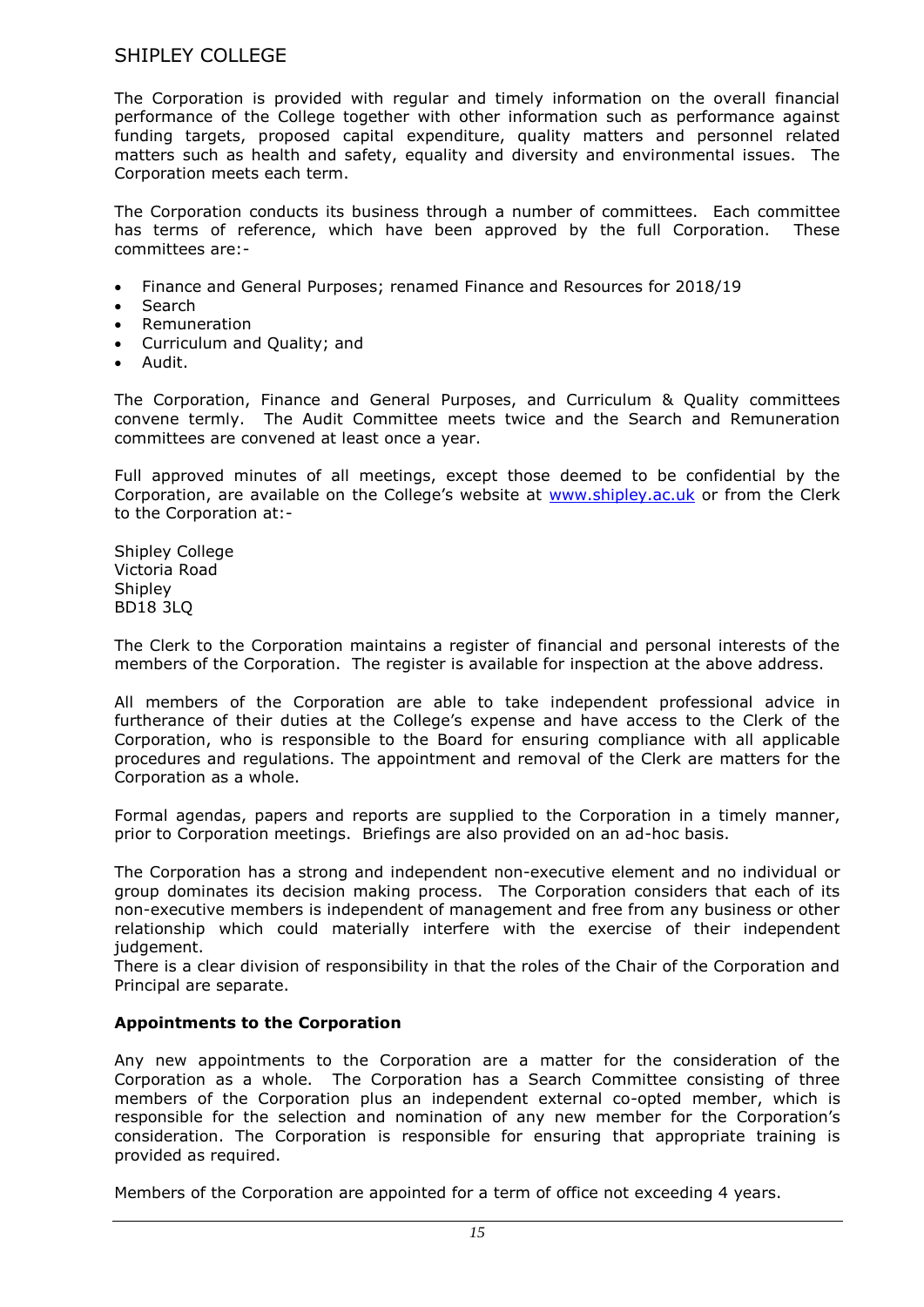The Corporation is provided with regular and timely information on the overall financial performance of the College together with other information such as performance against funding targets, proposed capital expenditure, quality matters and personnel related matters such as health and safety, equality and diversity and environmental issues. The Corporation meets each term.

The Corporation conducts its business through a number of committees. Each committee has terms of reference, which have been approved by the full Corporation. These committees are:-

- Finance and General Purposes; renamed Finance and Resources for 2018/19
- Search
- Remuneration
- Curriculum and Quality; and
- Audit.

The Corporation, Finance and General Purposes, and Curriculum & Quality committees convene termly. The Audit Committee meets twice and the Search and Remuneration committees are convened at least once a year.

Full approved minutes of all meetings, except those deemed to be confidential by the Corporation, are available on the College's website at www.shipley.ac.uk or from the Clerk to the Corporation at:-

Shipley College
Victoria Road
Shipley
BD18 3LQ

The Clerk to the Corporation maintains a register of financial and personal interests of the members of the Corporation. The register is available for inspection at the above address.

All members of the Corporation are able to take independent professional advice in furtherance of their duties at the College's expense and have access to the Clerk of the Corporation, who is responsible to the Board for ensuring compliance with all applicable procedures and regulations. The appointment and removal of the Clerk are matters for the Corporation as a whole.

Formal agendas, papers and reports are supplied to the Corporation in a timely manner, prior to Corporation meetings. Briefings are also provided on an ad-hoc basis.

The Corporation has a strong and independent non-executive element and no individual or group dominates its decision making process. The Corporation considers that each of its non-executive members is independent of management and free from any business or other relationship which could materially interfere with the exercise of their independent judgement.
There is a clear division of responsibility in that the roles of the Chair of the Corporation and Principal are separate.

**Appointments to the Corporation**

Any new appointments to the Corporation are a matter for the consideration of the Corporation as a whole. The Corporation has a Search Committee consisting of three members of the Corporation plus an independent external co-opted member, which is responsible for the selection and nomination of any new member for the Corporation's consideration. The Corporation is responsible for ensuring that appropriate training is provided as required.

Members of the Corporation are appointed for a term of office not exceeding 4 years.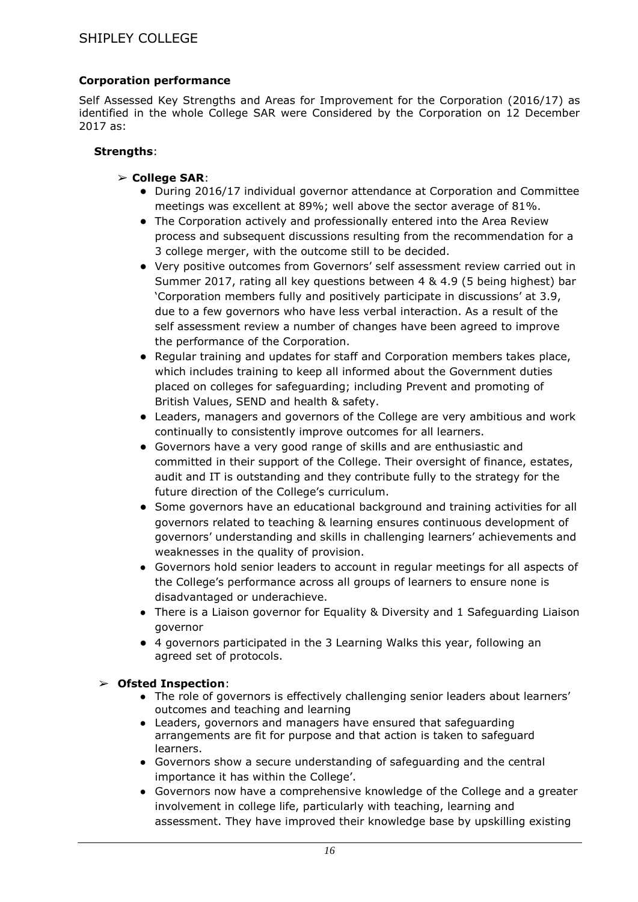### Corporation performance

Self Assessed Key Strengths and Areas for Improvement for the Corporation (2016/17) as identified in the whole College SAR were Considered by the Corporation on 12 December 2017 as:

**Strengths**:

- **College SAR**:
    - During 2016/17 individual governor attendance at Corporation and Committee meetings was excellent at 89%; well above the sector average of 81%.
    - The Corporation actively and professionally entered into the Area Review process and subsequent discussions resulting from the recommendation for a 3 college merger, with the outcome still to be decided.
    - Very positive outcomes from Governors' self assessment review carried out in Summer 2017, rating all key questions between 4 & 4.9 (5 being highest) bar 'Corporation members fully and positively participate in discussions' at 3.9, due to a few governors who have less verbal interaction. As a result of the self assessment review a number of changes have been agreed to improve the performance of the Corporation.
    - Regular training and updates for staff and Corporation members takes place, which includes training to keep all informed about the Government duties placed on colleges for safeguarding; including Prevent and promoting of British Values, SEND and health & safety.
    - Leaders, managers and governors of the College are very ambitious and work continually to consistently improve outcomes for all learners.
    - Governors have a very good range of skills and are enthusiastic and committed in their support of the College. Their oversight of finance, estates, audit and IT is outstanding and they contribute fully to the strategy for the future direction of the College's curriculum.
    - Some governors have an educational background and training activities for all governors related to teaching & learning ensures continuous development of governors' understanding and skills in challenging learners' achievements and weaknesses in the quality of provision.
    - Governors hold senior leaders to account in regular meetings for all aspects of the College's performance across all groups of learners to ensure none is disadvantaged or underachieve.
    - There is a Liaison governor for Equality & Diversity and 1 Safeguarding Liaison governor
    - 4 governors participated in the 3 Learning Walks this year, following an agreed set of protocols.

- **Ofsted Inspection**:
    - The role of governors is effectively challenging senior leaders about learners' outcomes and teaching and learning
    - Leaders, governors and managers have ensured that safeguarding arrangements are fit for purpose and that action is taken to safeguard learners.
    - Governors show a secure understanding of safeguarding and the central importance it has within the College'.
    - Governors now have a comprehensive knowledge of the College and a greater involvement in college life, particularly with teaching, learning and assessment. They have improved their knowledge base by upskilling existing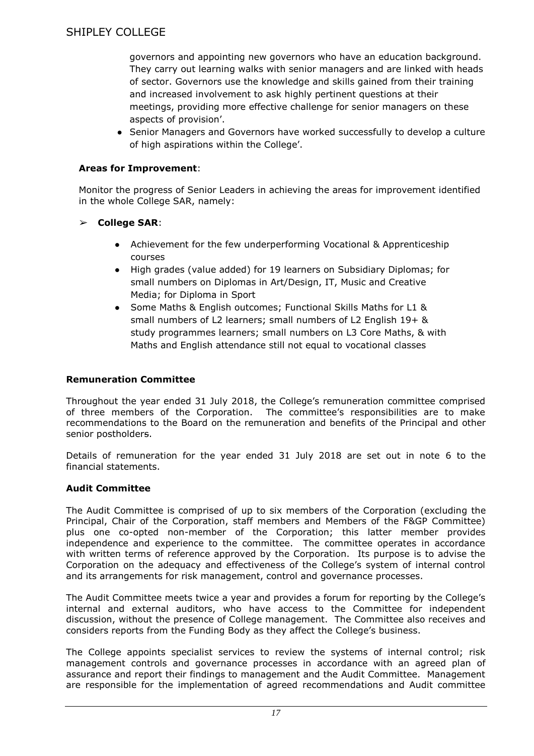governors and appointing new governors who have an education background. They carry out learning walks with senior managers and are linked with heads of sector. Governors use the knowledge and skills gained from their training and increased involvement to ask highly pertinent questions at their meetings, providing more effective challenge for senior managers on these aspects of provision'.

- Senior Managers and Governors have worked successfully to develop a culture of high aspirations within the College'.

**Areas for Improvement**:

Monitor the progress of Senior Leaders in achieving the areas for improvement identified in the whole College SAR, namely:

➢ **College SAR**:

- Achievement for the few underperforming Vocational & Apprenticeship courses
- High grades (value added) for 19 learners on Subsidiary Diplomas; for small numbers on Diplomas in Art/Design, IT, Music and Creative Media; for Diploma in Sport
- Some Maths & English outcomes; Functional Skills Maths for L1 & small numbers of L2 learners; small numbers of L2 English 19+ & study programmes learners; small numbers on L3 Core Maths, & with Maths and English attendance still not equal to vocational classes

### Remuneration Committee

Throughout the year ended 31 July 2018, the College's remuneration committee comprised of three members of the Corporation. The committee's responsibilities are to make recommendations to the Board on the remuneration and benefits of the Principal and other senior postholders.

Details of remuneration for the year ended 31 July 2018 are set out in note 6 to the financial statements.

### Audit Committee

The Audit Committee is comprised of up to six members of the Corporation (excluding the Principal, Chair of the Corporation, staff members and Members of the F&GP Committee) plus one co-opted non-member of the Corporation; this latter member provides independence and experience to the committee. The committee operates in accordance with written terms of reference approved by the Corporation. Its purpose is to advise the Corporation on the adequacy and effectiveness of the College's system of internal control and its arrangements for risk management, control and governance processes.

The Audit Committee meets twice a year and provides a forum for reporting by the College's internal and external auditors, who have access to the Committee for independent discussion, without the presence of College management. The Committee also receives and considers reports from the Funding Body as they affect the College's business.

The College appoints specialist services to review the systems of internal control; risk management controls and governance processes in accordance with an agreed plan of assurance and report their findings to management and the Audit Committee. Management are responsible for the implementation of agreed recommendations and Audit committee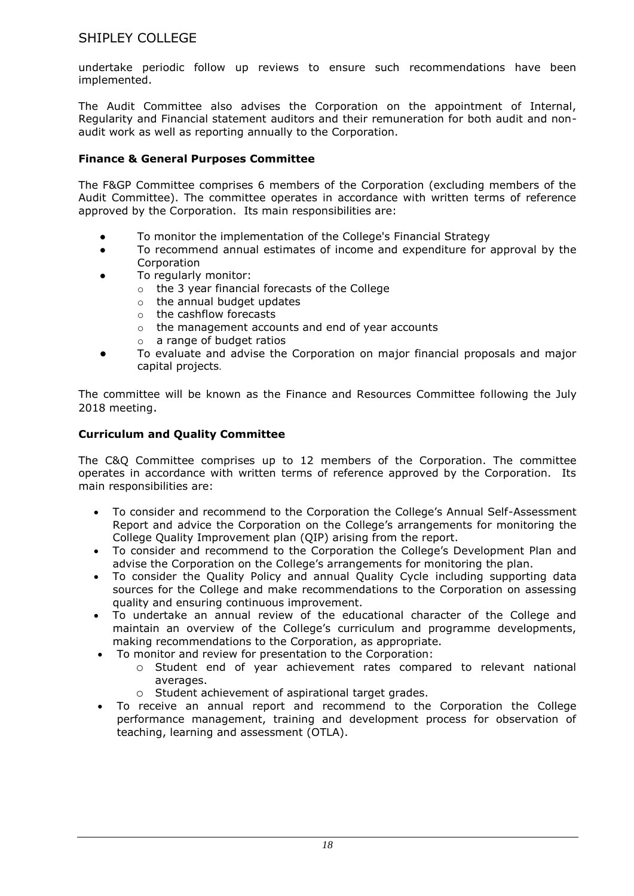undertake periodic follow up reviews to ensure such recommendations have been implemented.

The Audit Committee also advises the Corporation on the appointment of Internal, Regularity and Financial statement auditors and their remuneration for both audit and non-audit work as well as reporting annually to the Corporation.

**Finance & General Purposes Committee**

The F&GP Committee comprises 6 members of the Corporation (excluding members of the Audit Committee). The committee operates in accordance with written terms of reference approved by the Corporation. Its main responsibilities are:

- To monitor the implementation of the College's Financial Strategy
- To recommend annual estimates of income and expenditure for approval by the Corporation
- To regularly monitor:
  - the 3 year financial forecasts of the College
  - the annual budget updates
  - the cashflow forecasts
  - the management accounts and end of year accounts
  - a range of budget ratios
- To evaluate and advise the Corporation on major financial proposals and major capital projects.

The committee will be known as the Finance and Resources Committee following the July 2018 meeting.

**Curriculum and Quality Committee**

The C&Q Committee comprises up to 12 members of the Corporation. The committee operates in accordance with written terms of reference approved by the Corporation. Its main responsibilities are:

- To consider and recommend to the Corporation the College's Annual Self-Assessment Report and advice the Corporation on the College's arrangements for monitoring the College Quality Improvement plan (QIP) arising from the report.
- To consider and recommend to the Corporation the College's Development Plan and advise the Corporation on the College's arrangements for monitoring the plan.
- To consider the Quality Policy and annual Quality Cycle including supporting data sources for the College and make recommendations to the Corporation on assessing quality and ensuring continuous improvement.
- To undertake an annual review of the educational character of the College and maintain an overview of the College's curriculum and programme developments, making recommendations to the Corporation, as appropriate.
- To monitor and review for presentation to the Corporation:
  - Student end of year achievement rates compared to relevant national averages.
  - Student achievement of aspirational target grades.
- To receive an annual report and recommend to the Corporation the College performance management, training and development process for observation of teaching, learning and assessment (OTLA).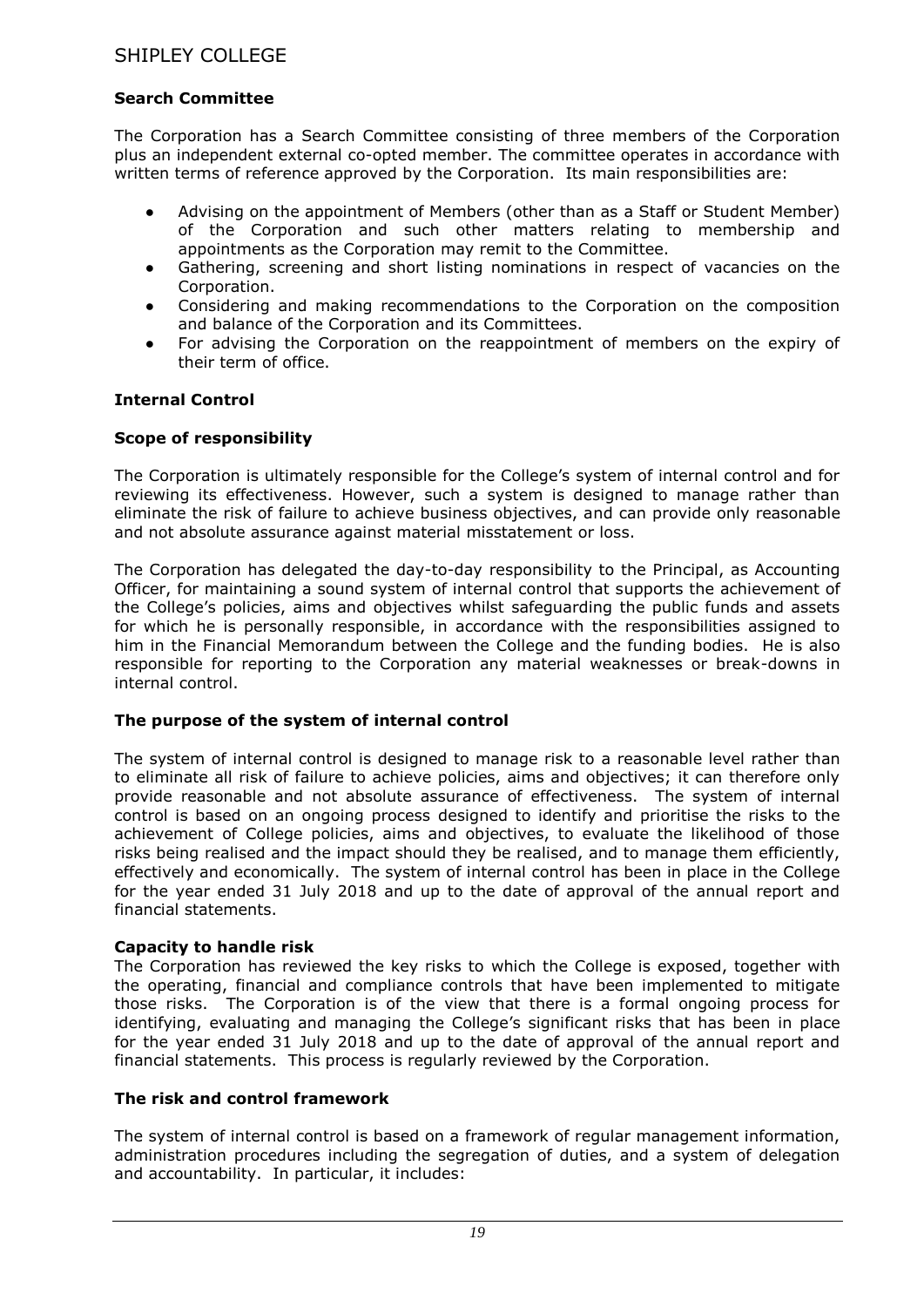### Search Committee

The Corporation has a Search Committee consisting of three members of the Corporation plus an independent external co-opted member. The committee operates in accordance with written terms of reference approved by the Corporation. Its main responsibilities are:

- Advising on the appointment of Members (other than as a Staff or Student Member) of the Corporation and such other matters relating to membership and appointments as the Corporation may remit to the Committee.
- Gathering, screening and short listing nominations in respect of vacancies on the Corporation.
- Considering and making recommendations to the Corporation on the composition and balance of the Corporation and its Committees.
- For advising the Corporation on the reappointment of members on the expiry of their term of office.

### Internal Control

### Scope of responsibility

The Corporation is ultimately responsible for the College's system of internal control and for reviewing its effectiveness. However, such a system is designed to manage rather than eliminate the risk of failure to achieve business objectives, and can provide only reasonable and not absolute assurance against material misstatement or loss.

The Corporation has delegated the day-to-day responsibility to the Principal, as Accounting Officer, for maintaining a sound system of internal control that supports the achievement of the College's policies, aims and objectives whilst safeguarding the public funds and assets for which he is personally responsible, in accordance with the responsibilities assigned to him in the Financial Memorandum between the College and the funding bodies. He is also responsible for reporting to the Corporation any material weaknesses or break-downs in internal control.

### The purpose of the system of internal control

The system of internal control is designed to manage risk to a reasonable level rather than to eliminate all risk of failure to achieve policies, aims and objectives; it can therefore only provide reasonable and not absolute assurance of effectiveness. The system of internal control is based on an ongoing process designed to identify and prioritise the risks to the achievement of College policies, aims and objectives, to evaluate the likelihood of those risks being realised and the impact should they be realised, and to manage them efficiently, effectively and economically. The system of internal control has been in place in the College for the year ended 31 July 2018 and up to the date of approval of the annual report and financial statements.

### Capacity to handle risk

The Corporation has reviewed the key risks to which the College is exposed, together with the operating, financial and compliance controls that have been implemented to mitigate those risks. The Corporation is of the view that there is a formal ongoing process for identifying, evaluating and managing the College's significant risks that has been in place for the year ended 31 July 2018 and up to the date of approval of the annual report and financial statements. This process is regularly reviewed by the Corporation.

### The risk and control framework

The system of internal control is based on a framework of regular management information, administration procedures including the segregation of duties, and a system of delegation and accountability. In particular, it includes: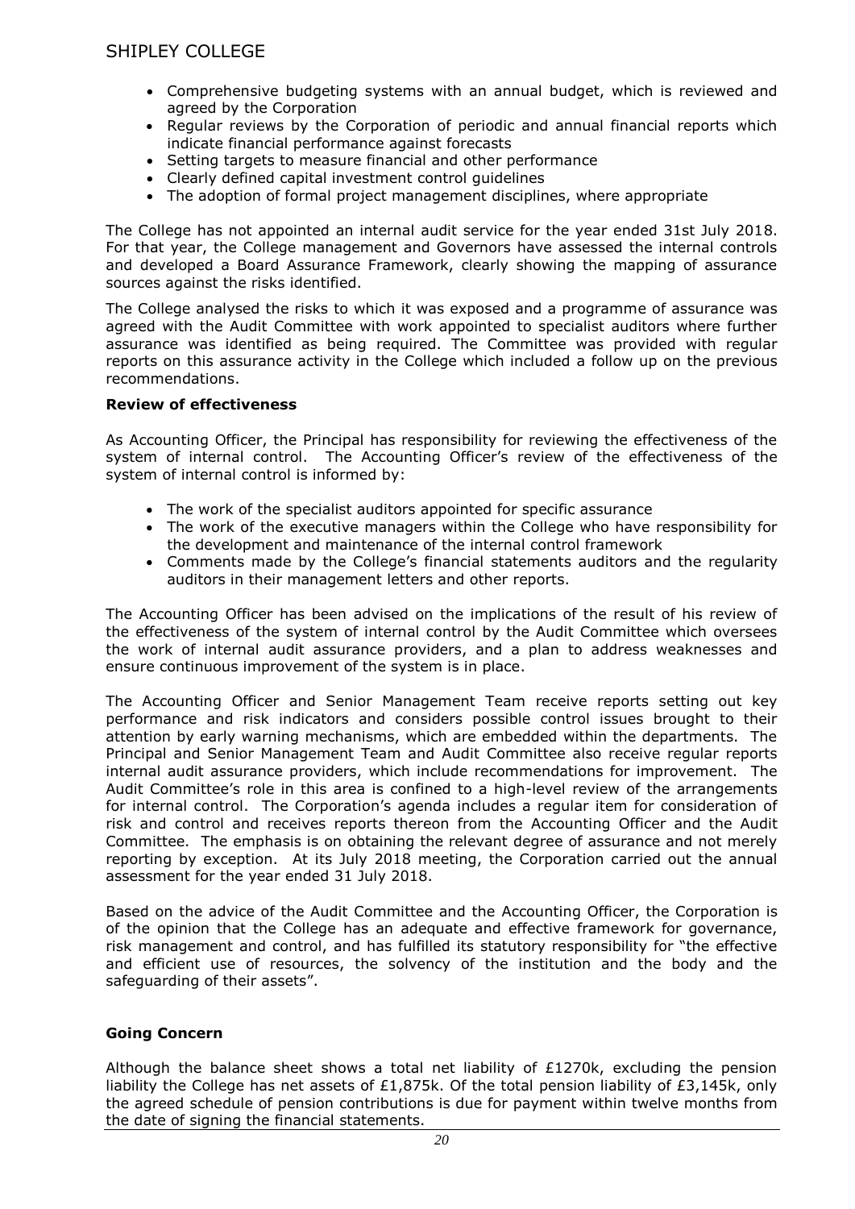- Comprehensive budgeting systems with an annual budget, which is reviewed and agreed by the Corporation
- Regular reviews by the Corporation of periodic and annual financial reports which indicate financial performance against forecasts
- Setting targets to measure financial and other performance
- Clearly defined capital investment control guidelines
- The adoption of formal project management disciplines, where appropriate

The College has not appointed an internal audit service for the year ended 31st July 2018. For that year, the College management and Governors have assessed the internal controls and developed a Board Assurance Framework, clearly showing the mapping of assurance sources against the risks identified.

The College analysed the risks to which it was exposed and a programme of assurance was agreed with the Audit Committee with work appointed to specialist auditors where further assurance was identified as being required. The Committee was provided with regular reports on this assurance activity in the College which included a follow up on the previous recommendations.

**Review of effectiveness**

As Accounting Officer, the Principal has responsibility for reviewing the effectiveness of the system of internal control. The Accounting Officer's review of the effectiveness of the system of internal control is informed by:

- The work of the specialist auditors appointed for specific assurance
- The work of the executive managers within the College who have responsibility for the development and maintenance of the internal control framework
- Comments made by the College's financial statements auditors and the regularity auditors in their management letters and other reports.

The Accounting Officer has been advised on the implications of the result of his review of the effectiveness of the system of internal control by the Audit Committee which oversees the work of internal audit assurance providers, and a plan to address weaknesses and ensure continuous improvement of the system is in place.

The Accounting Officer and Senior Management Team receive reports setting out key performance and risk indicators and considers possible control issues brought to their attention by early warning mechanisms, which are embedded within the departments. The Principal and Senior Management Team and Audit Committee also receive regular reports internal audit assurance providers, which include recommendations for improvement. The Audit Committee's role in this area is confined to a high-level review of the arrangements for internal control. The Corporation's agenda includes a regular item for consideration of risk and control and receives reports thereon from the Accounting Officer and the Audit Committee. The emphasis is on obtaining the relevant degree of assurance and not merely reporting by exception. At its July 2018 meeting, the Corporation carried out the annual assessment for the year ended 31 July 2018.

Based on the advice of the Audit Committee and the Accounting Officer, the Corporation is of the opinion that the College has an adequate and effective framework for governance, risk management and control, and has fulfilled its statutory responsibility for "the effective and efficient use of resources, the solvency of the institution and the body and the safeguarding of their assets".

**Going Concern**

Although the balance sheet shows a total net liability of £1270k, excluding the pension liability the College has net assets of £1,875k. Of the total pension liability of £3,145k, only the agreed schedule of pension contributions is due for payment within twelve months from the date of signing the financial statements.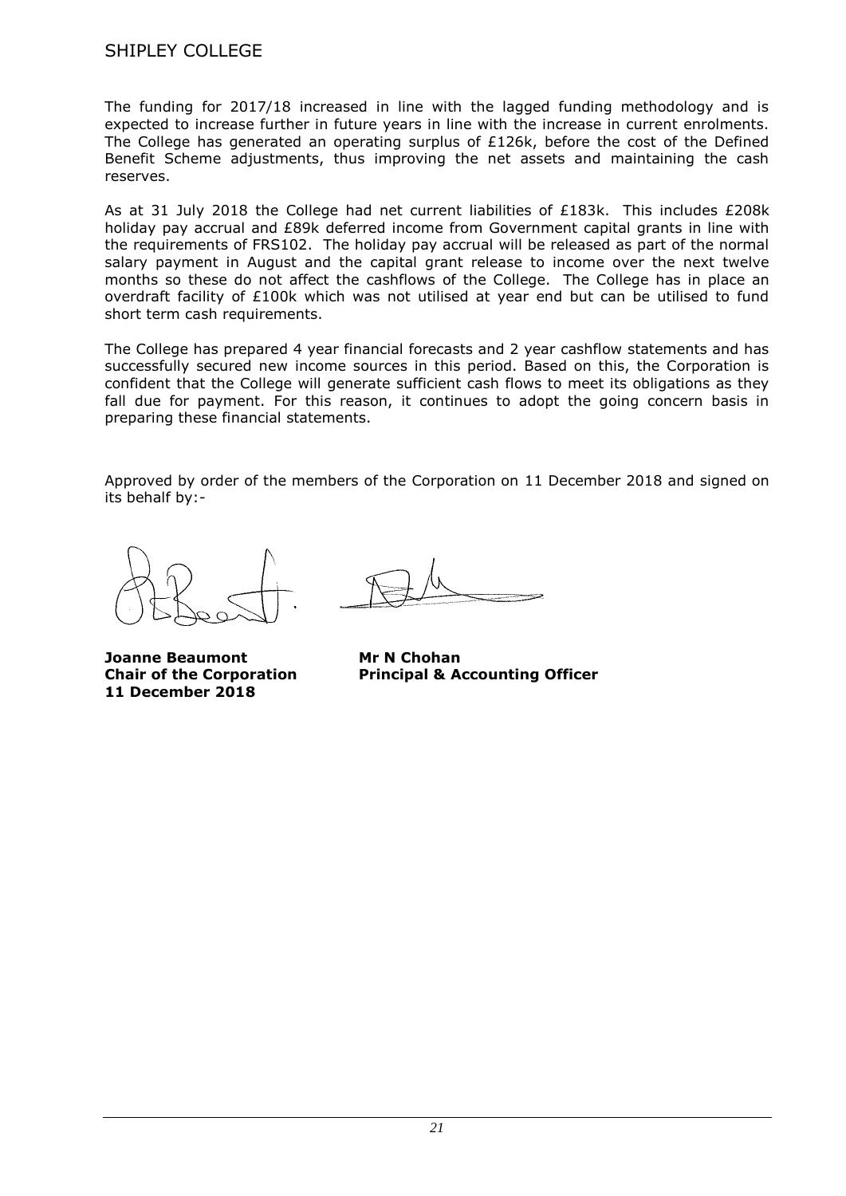The funding for 2017/18 increased in line with the lagged funding methodology and is expected to increase further in future years in line with the increase in current enrolments. The College has generated an operating surplus of £126k, before the cost of the Defined Benefit Scheme adjustments, thus improving the net assets and maintaining the cash reserves.

As at 31 July 2018 the College had net current liabilities of £183k. This includes £208k holiday pay accrual and £89k deferred income from Government capital grants in line with the requirements of FRS102. The holiday pay accrual will be released as part of the normal salary payment in August and the capital grant release to income over the next twelve months so these do not affect the cashflows of the College. The College has in place an overdraft facility of £100k which was not utilised at year end but can be utilised to fund short term cash requirements.

The College has prepared 4 year financial forecasts and 2 year cashflow statements and has successfully secured new income sources in this period. Based on this, the Corporation is confident that the College will generate sufficient cash flows to meet its obligations as they fall due for payment. For this reason, it continues to adopt the going concern basis in preparing these financial statements.

Approved by order of the members of the Corporation on 11 December 2018 and signed on its behalf by:-

**Joanne Beaumont**
**Chair of the Corporation**
**11 December 2018**

**Mr N Chohan**
**Principal & Accounting Officer**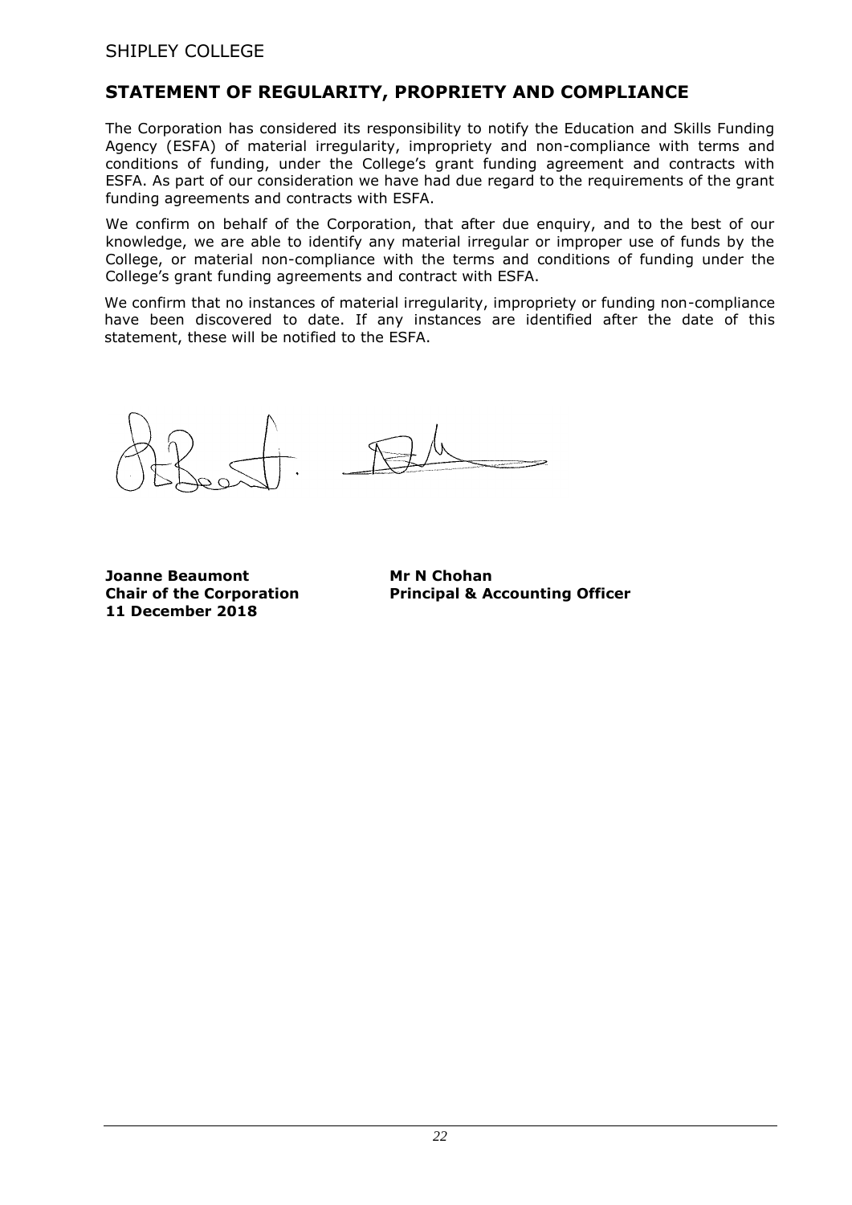## STATEMENT OF REGULARITY, PROPRIETY AND COMPLIANCE

The Corporation has considered its responsibility to notify the Education and Skills Funding Agency (ESFA) of material irregularity, impropriety and non-compliance with terms and conditions of funding, under the College's grant funding agreement and contracts with ESFA. As part of our consideration we have had due regard to the requirements of the grant funding agreements and contracts with ESFA.

We confirm on behalf of the Corporation, that after due enquiry, and to the best of our knowledge, we are able to identify any material irregular or improper use of funds by the College, or material non-compliance with the terms and conditions of funding under the College's grant funding agreements and contract with ESFA.

We confirm that no instances of material irregularity, impropriety or funding non-compliance have been discovered to date. If any instances are identified after the date of this statement, these will be notified to the ESFA.

**Joanne Beaumont**
**Chair of the Corporation**
**11 December 2018**

**Mr N Chohan**
**Principal & Accounting Officer**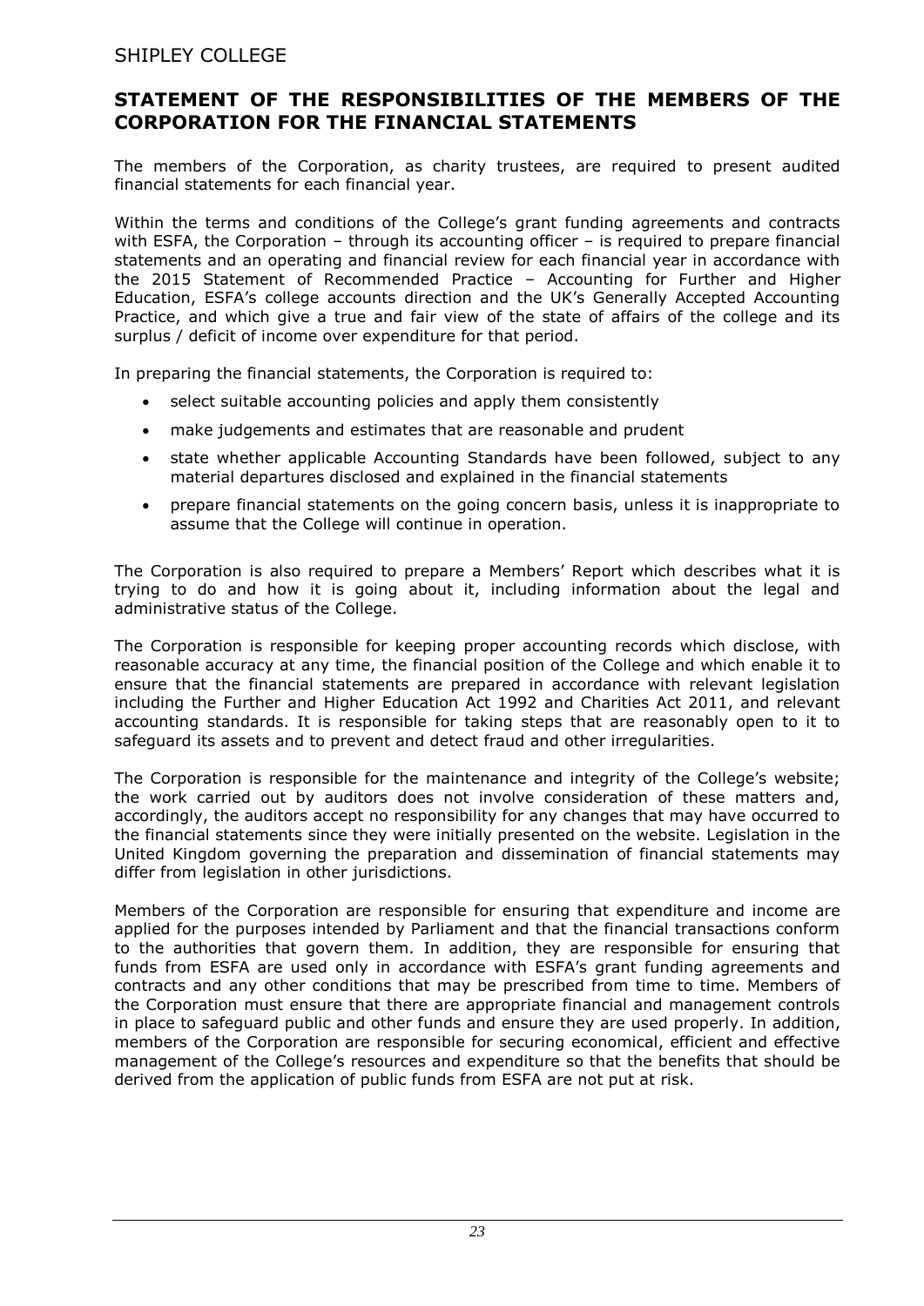## STATEMENT OF THE RESPONSIBILITIES OF THE MEMBERS OF THE CORPORATION FOR THE FINANCIAL STATEMENTS

The members of the Corporation, as charity trustees, are required to present audited financial statements for each financial year.

Within the terms and conditions of the College's grant funding agreements and contracts with ESFA, the Corporation – through its accounting officer – is required to prepare financial statements and an operating and financial review for each financial year in accordance with the 2015 Statement of Recommended Practice – Accounting for Further and Higher Education, ESFA's college accounts direction and the UK's Generally Accepted Accounting Practice, and which give a true and fair view of the state of affairs of the college and its surplus / deficit of income over expenditure for that period.

In preparing the financial statements, the Corporation is required to:

- select suitable accounting policies and apply them consistently
- make judgements and estimates that are reasonable and prudent
- state whether applicable Accounting Standards have been followed, subject to any material departures disclosed and explained in the financial statements
- prepare financial statements on the going concern basis, unless it is inappropriate to assume that the College will continue in operation.

The Corporation is also required to prepare a Members' Report which describes what it is trying to do and how it is going about it, including information about the legal and administrative status of the College.

The Corporation is responsible for keeping proper accounting records which disclose, with reasonable accuracy at any time, the financial position of the College and which enable it to ensure that the financial statements are prepared in accordance with relevant legislation including the Further and Higher Education Act 1992 and Charities Act 2011, and relevant accounting standards. It is responsible for taking steps that are reasonably open to it to safeguard its assets and to prevent and detect fraud and other irregularities.

The Corporation is responsible for the maintenance and integrity of the College's website; the work carried out by auditors does not involve consideration of these matters and, accordingly, the auditors accept no responsibility for any changes that may have occurred to the financial statements since they were initially presented on the website. Legislation in the United Kingdom governing the preparation and dissemination of financial statements may differ from legislation in other jurisdictions.

Members of the Corporation are responsible for ensuring that expenditure and income are applied for the purposes intended by Parliament and that the financial transactions conform to the authorities that govern them. In addition, they are responsible for ensuring that funds from ESFA are used only in accordance with ESFA's grant funding agreements and contracts and any other conditions that may be prescribed from time to time. Members of the Corporation must ensure that there are appropriate financial and management controls in place to safeguard public and other funds and ensure they are used properly. In addition, members of the Corporation are responsible for securing economical, efficient and effective management of the College's resources and expenditure so that the benefits that should be derived from the application of public funds from ESFA are not put at risk.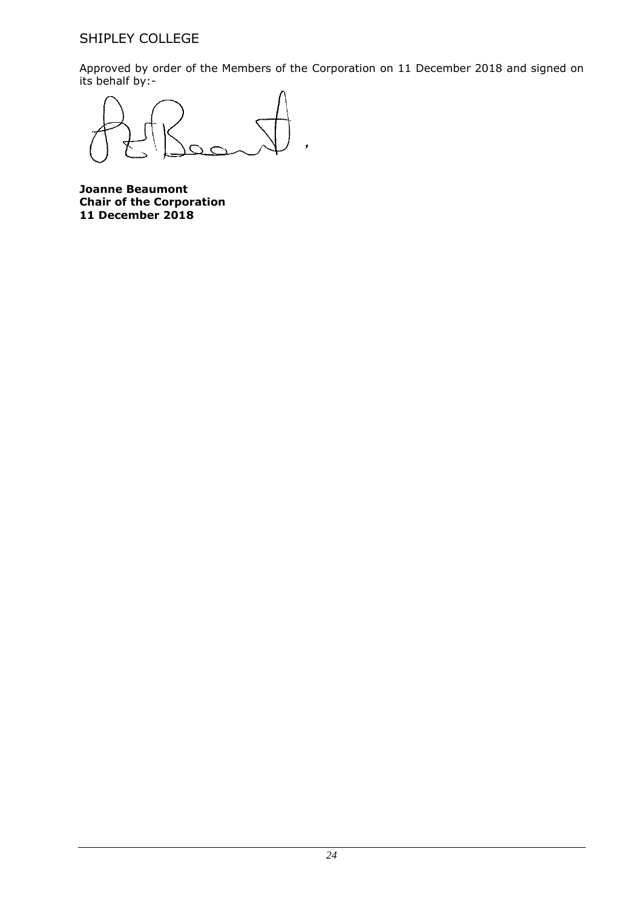SHIPLEY COLLEGE

Approved by order of the Members of the Corporation on 11 December 2018 and signed on its behalf by:-

**Joanne Beaumont**
**Chair of the Corporation**
**11 December 2018**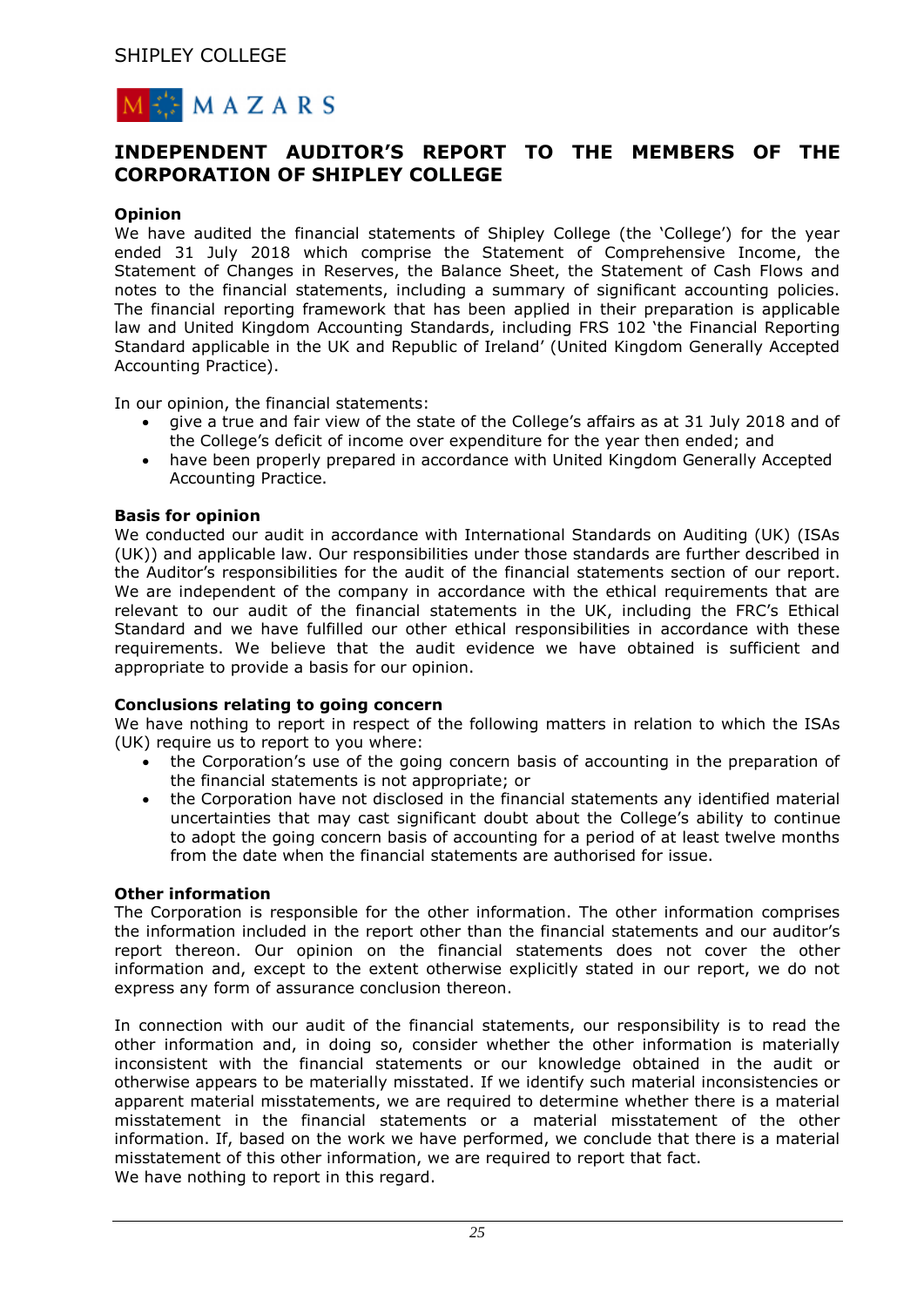MAZARS

# INDEPENDENT AUDITOR'S REPORT TO THE MEMBERS OF THE CORPORATION OF SHIPLEY COLLEGE

**Opinion**

We have audited the financial statements of Shipley College (the 'College') for the year ended 31 July 2018 which comprise the Statement of Comprehensive Income, the Statement of Changes in Reserves, the Balance Sheet, the Statement of Cash Flows and notes to the financial statements, including a summary of significant accounting policies. The financial reporting framework that has been applied in their preparation is applicable law and United Kingdom Accounting Standards, including FRS 102 'the Financial Reporting Standard applicable in the UK and Republic of Ireland' (United Kingdom Generally Accepted Accounting Practice).

In our opinion, the financial statements:

- give a true and fair view of the state of the College's affairs as at 31 July 2018 and of the College's deficit of income over expenditure for the year then ended; and
- have been properly prepared in accordance with United Kingdom Generally Accepted Accounting Practice.

**Basis for opinion**

We conducted our audit in accordance with International Standards on Auditing (UK) (ISAs (UK)) and applicable law. Our responsibilities under those standards are further described in the Auditor's responsibilities for the audit of the financial statements section of our report. We are independent of the company in accordance with the ethical requirements that are relevant to our audit of the financial statements in the UK, including the FRC's Ethical Standard and we have fulfilled our other ethical responsibilities in accordance with these requirements. We believe that the audit evidence we have obtained is sufficient and appropriate to provide a basis for our opinion.

**Conclusions relating to going concern**

We have nothing to report in respect of the following matters in relation to which the ISAs (UK) require us to report to you where:

- the Corporation's use of the going concern basis of accounting in the preparation of the financial statements is not appropriate; or
- the Corporation have not disclosed in the financial statements any identified material uncertainties that may cast significant doubt about the College's ability to continue to adopt the going concern basis of accounting for a period of at least twelve months from the date when the financial statements are authorised for issue.

**Other information**

The Corporation is responsible for the other information. The other information comprises the information included in the report other than the financial statements and our auditor's report thereon. Our opinion on the financial statements does not cover the other information and, except to the extent otherwise explicitly stated in our report, we do not express any form of assurance conclusion thereon.

In connection with our audit of the financial statements, our responsibility is to read the other information and, in doing so, consider whether the other information is materially inconsistent with the financial statements or our knowledge obtained in the audit or otherwise appears to be materially misstated. If we identify such material inconsistencies or apparent material misstatements, we are required to determine whether there is a material misstatement in the financial statements or a material misstatement of the other information. If, based on the work we have performed, we conclude that there is a material misstatement of this other information, we are required to report that fact.
We have nothing to report in this regard.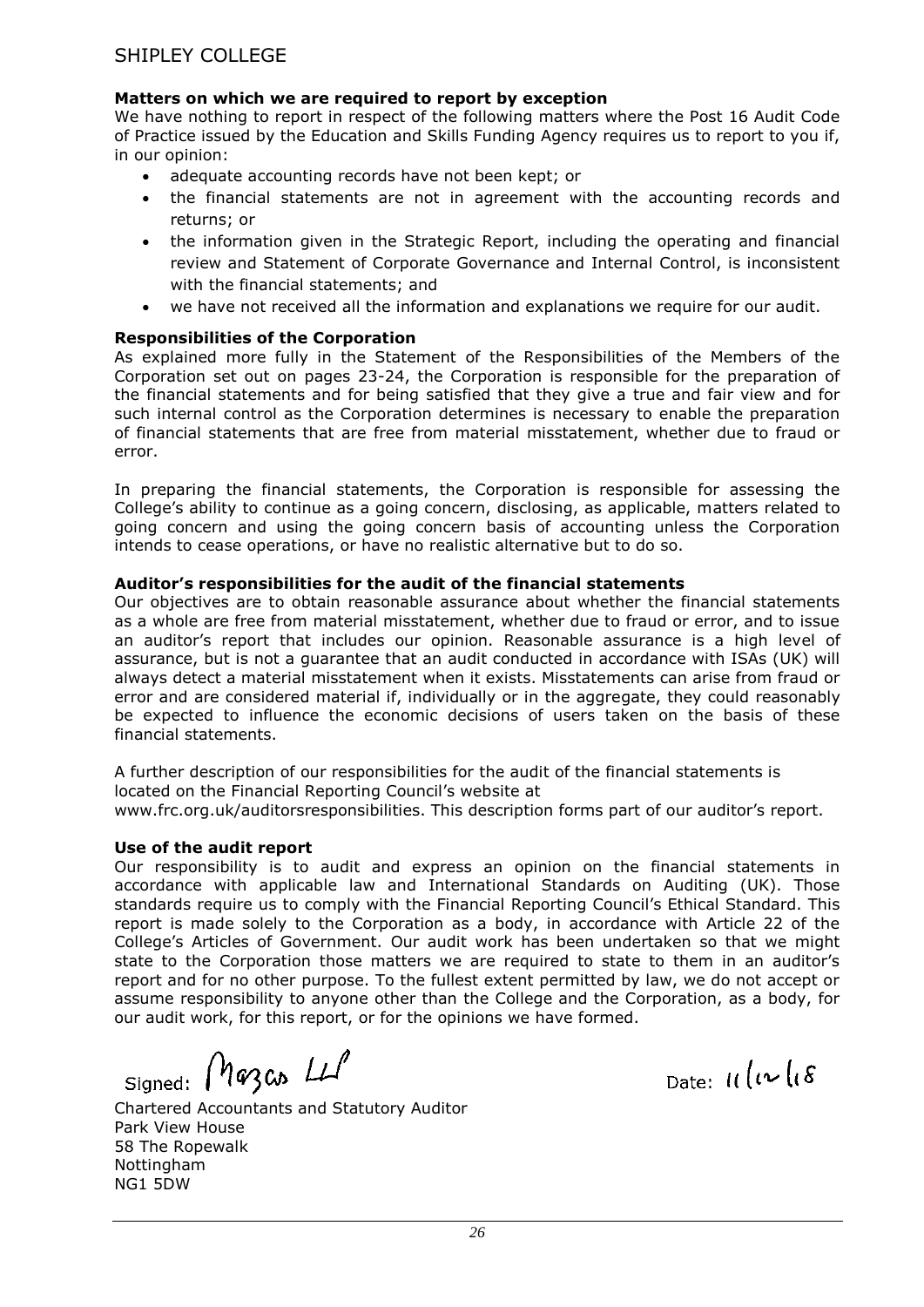**Matters on which we are required to report by exception**

We have nothing to report in respect of the following matters where the Post 16 Audit Code of Practice issued by the Education and Skills Funding Agency requires us to report to you if, in our opinion:

- adequate accounting records have not been kept; or
- the financial statements are not in agreement with the accounting records and returns; or
- the information given in the Strategic Report, including the operating and financial review and Statement of Corporate Governance and Internal Control, is inconsistent with the financial statements; and
- we have not received all the information and explanations we require for our audit.

**Responsibilities of the Corporation**

As explained more fully in the Statement of the Responsibilities of the Members of the Corporation set out on pages 23-24, the Corporation is responsible for the preparation of the financial statements and for being satisfied that they give a true and fair view and for such internal control as the Corporation determines is necessary to enable the preparation of financial statements that are free from material misstatement, whether due to fraud or error.

In preparing the financial statements, the Corporation is responsible for assessing the College's ability to continue as a going concern, disclosing, as applicable, matters related to going concern and using the going concern basis of accounting unless the Corporation intends to cease operations, or have no realistic alternative but to do so.

**Auditor's responsibilities for the audit of the financial statements**

Our objectives are to obtain reasonable assurance about whether the financial statements as a whole are free from material misstatement, whether due to fraud or error, and to issue an auditor's report that includes our opinion. Reasonable assurance is a high level of assurance, but is not a guarantee that an audit conducted in accordance with ISAs (UK) will always detect a material misstatement when it exists. Misstatements can arise from fraud or error and are considered material if, individually or in the aggregate, they could reasonably be expected to influence the economic decisions of users taken on the basis of these financial statements.

A further description of our responsibilities for the audit of the financial statements is located on the Financial Reporting Council's website at www.frc.org.uk/auditorsresponsibilities. This description forms part of our auditor's report.

**Use of the audit report**

Our responsibility is to audit and express an opinion on the financial statements in accordance with applicable law and International Standards on Auditing (UK). Those standards require us to comply with the Financial Reporting Council's Ethical Standard. This report is made solely to the Corporation as a body, in accordance with Article 22 of the College's Articles of Government. Our audit work has been undertaken so that we might state to the Corporation those matters we are required to state to them in an auditor's report and for no other purpose. To the fullest extent permitted by law, we do not accept or assume responsibility to anyone other than the College and the Corporation, as a body, for our audit work, for this report, or for the opinions we have formed.

Signed: Mazars LLP

Date: 11/12/18

Chartered Accountants and Statutory Auditor
Park View House
58 The Ropewalk
Nottingham
NG1 5DW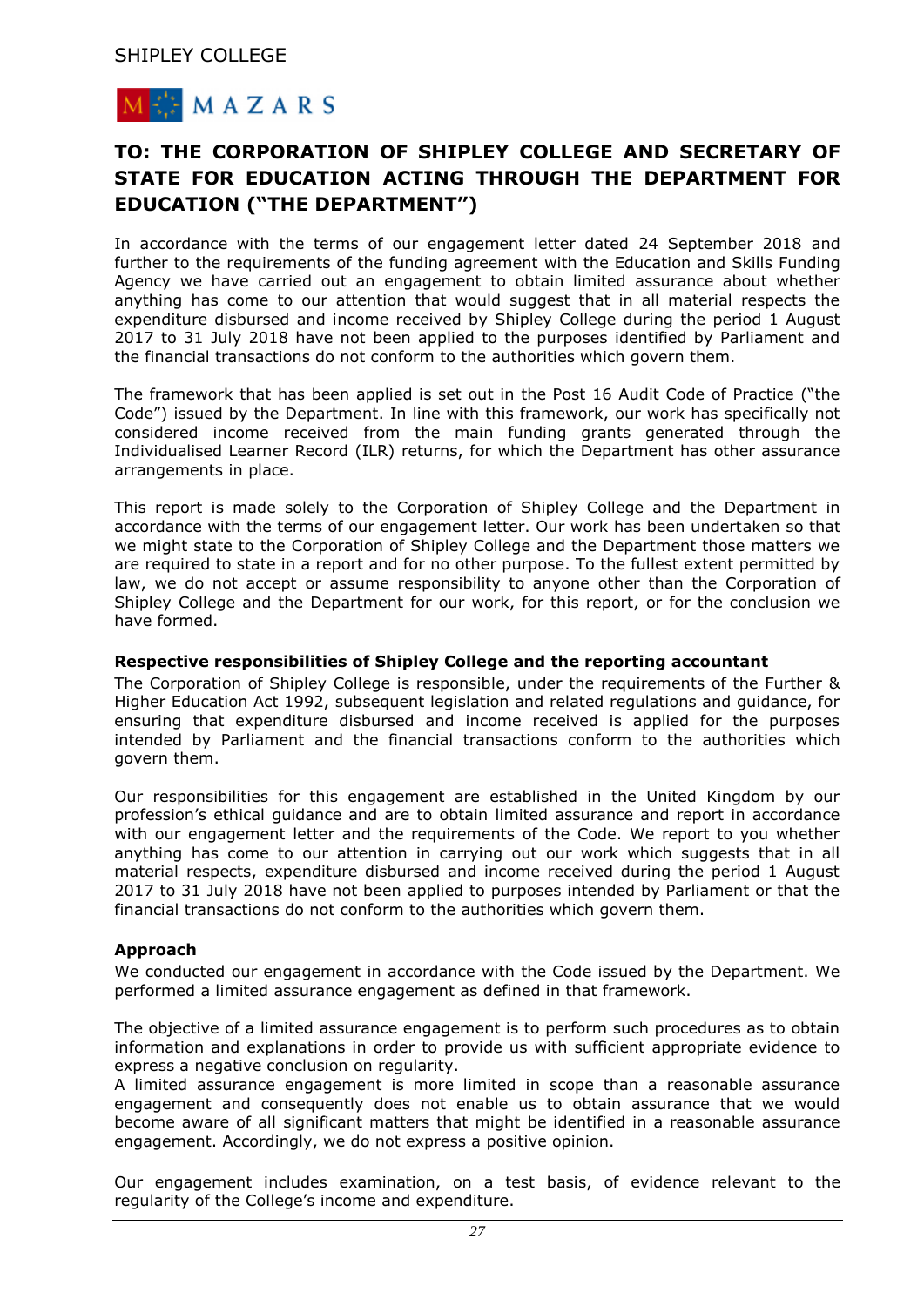MAZARS

## TO: THE CORPORATION OF SHIPLEY COLLEGE AND SECRETARY OF STATE FOR EDUCATION ACTING THROUGH THE DEPARTMENT FOR EDUCATION ("THE DEPARTMENT")

In accordance with the terms of our engagement letter dated 24 September 2018 and further to the requirements of the funding agreement with the Education and Skills Funding Agency we have carried out an engagement to obtain limited assurance about whether anything has come to our attention that would suggest that in all material respects the expenditure disbursed and income received by Shipley College during the period 1 August 2017 to 31 July 2018 have not been applied to the purposes identified by Parliament and the financial transactions do not conform to the authorities which govern them.

The framework that has been applied is set out in the Post 16 Audit Code of Practice ("the Code") issued by the Department. In line with this framework, our work has specifically not considered income received from the main funding grants generated through the Individualised Learner Record (ILR) returns, for which the Department has other assurance arrangements in place.

This report is made solely to the Corporation of Shipley College and the Department in accordance with the terms of our engagement letter. Our work has been undertaken so that we might state to the Corporation of Shipley College and the Department those matters we are required to state in a report and for no other purpose. To the fullest extent permitted by law, we do not accept or assume responsibility to anyone other than the Corporation of Shipley College and the Department for our work, for this report, or for the conclusion we have formed.

**Respective responsibilities of Shipley College and the reporting accountant**

The Corporation of Shipley College is responsible, under the requirements of the Further & Higher Education Act 1992, subsequent legislation and related regulations and guidance, for ensuring that expenditure disbursed and income received is applied for the purposes intended by Parliament and the financial transactions conform to the authorities which govern them.

Our responsibilities for this engagement are established in the United Kingdom by our profession's ethical guidance and are to obtain limited assurance and report in accordance with our engagement letter and the requirements of the Code. We report to you whether anything has come to our attention in carrying out our work which suggests that in all material respects, expenditure disbursed and income received during the period 1 August 2017 to 31 July 2018 have not been applied to purposes intended by Parliament or that the financial transactions do not conform to the authorities which govern them.

**Approach**

We conducted our engagement in accordance with the Code issued by the Department. We performed a limited assurance engagement as defined in that framework.

The objective of a limited assurance engagement is to perform such procedures as to obtain information and explanations in order to provide us with sufficient appropriate evidence to express a negative conclusion on regularity.
A limited assurance engagement is more limited in scope than a reasonable assurance engagement and consequently does not enable us to obtain assurance that we would become aware of all significant matters that might be identified in a reasonable assurance engagement. Accordingly, we do not express a positive opinion.

Our engagement includes examination, on a test basis, of evidence relevant to the regularity of the College's income and expenditure.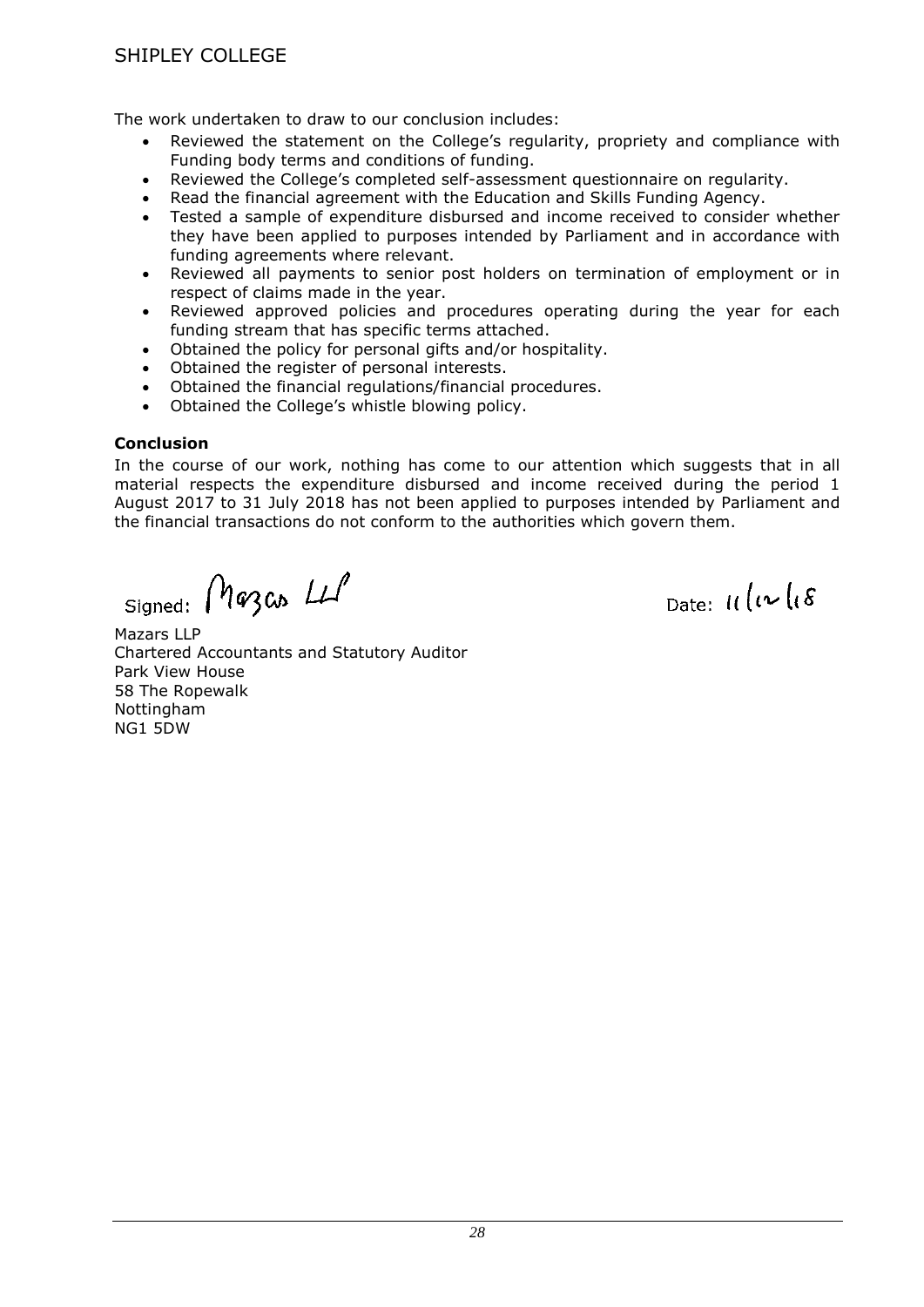The work undertaken to draw to our conclusion includes:

- Reviewed the statement on the College's regularity, propriety and compliance with Funding body terms and conditions of funding.
- Reviewed the College's completed self-assessment questionnaire on regularity.
- Read the financial agreement with the Education and Skills Funding Agency.
- Tested a sample of expenditure disbursed and income received to consider whether they have been applied to purposes intended by Parliament and in accordance with funding agreements where relevant.
- Reviewed all payments to senior post holders on termination of employment or in respect of claims made in the year.
- Reviewed approved policies and procedures operating during the year for each funding stream that has specific terms attached.
- Obtained the policy for personal gifts and/or hospitality.
- Obtained the register of personal interests.
- Obtained the financial regulations/financial procedures.
- Obtained the College's whistle blowing policy.

**Conclusion**

In the course of our work, nothing has come to our attention which suggests that in all material respects the expenditure disbursed and income received during the period 1 August 2017 to 31 July 2018 has not been applied to purposes intended by Parliament and the financial transactions do not conform to the authorities which govern them.

Signed: Mazars LLP

Date: 11/12/18

Mazars LLP
Chartered Accountants and Statutory Auditor
Park View House
58 The Ropewalk
Nottingham
NG1 5DW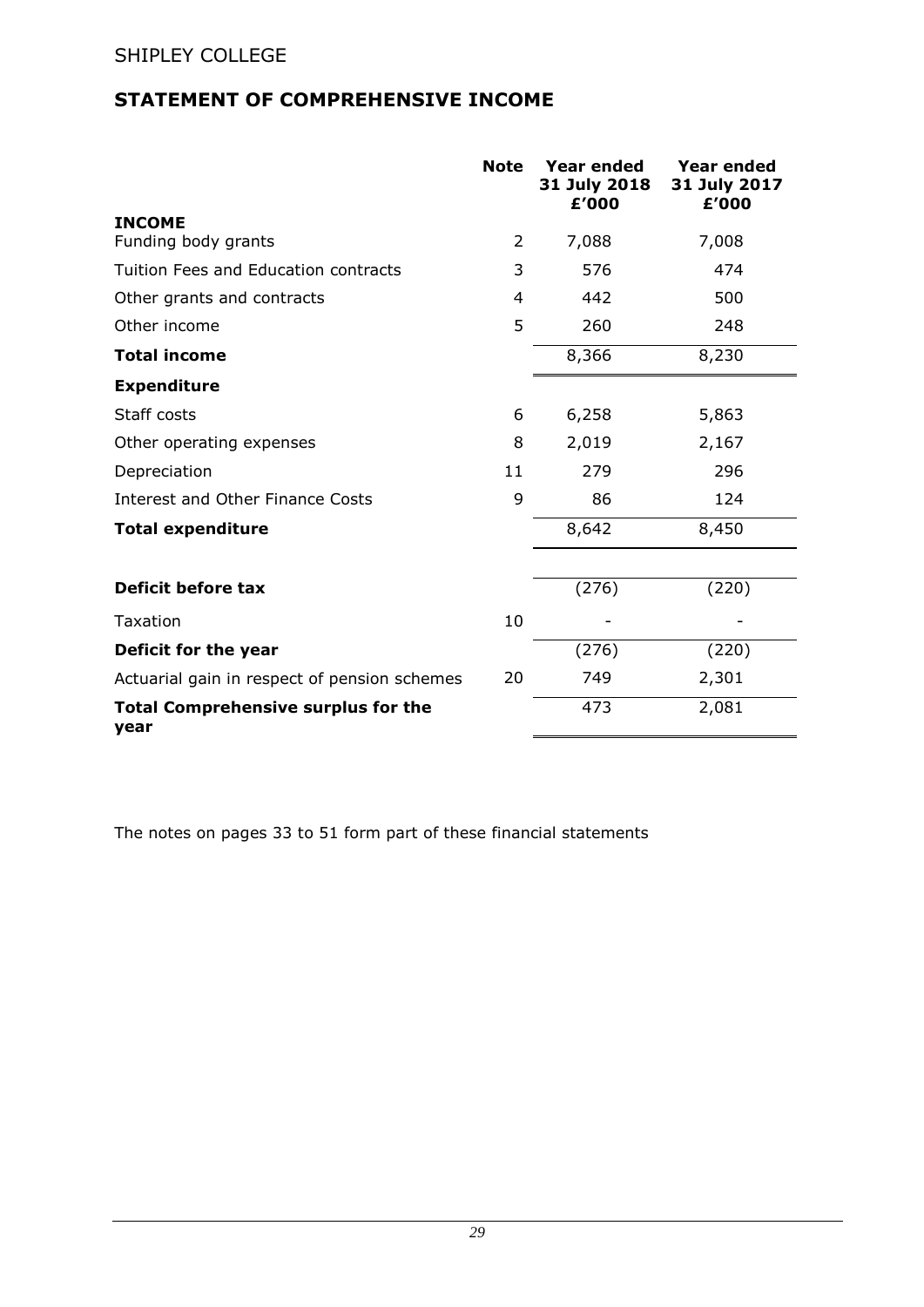SHIPLEY COLLEGE

## STATEMENT OF COMPREHENSIVE INCOME

| | Note | Year ended 31 July 2018 £'000 | Year ended 31 July 2017 £'000 |
|---|---|---|---|
| **INCOME** | | | |
| Funding body grants | 2 | 7,088 | 7,008 |
| Tuition Fees and Education contracts | 3 | 576 | 474 |
| Other grants and contracts | 4 | 442 | 500 |
| Other income | 5 | 260 | 248 |
| **Total income** | | 8,366 | 8,230 |
| **Expenditure** | | | |
| Staff costs | 6 | 6,258 | 5,863 |
| Other operating expenses | 8 | 2,019 | 2,167 |
| Depreciation | 11 | 279 | 296 |
| Interest and Other Finance Costs | 9 | 86 | 124 |
| **Total expenditure** | | 8,642 | 8,450 |
| **Deficit before tax** | | (276) | (220) |
| Taxation | 10 | - | - |
| **Deficit for the year** | | (276) | (220) |
| Actuarial gain in respect of pension schemes | 20 | 749 | 2,301 |
| **Total Comprehensive surplus for the year** | | 473 | 2,081 |

The notes on pages 33 to 51 form part of these financial statements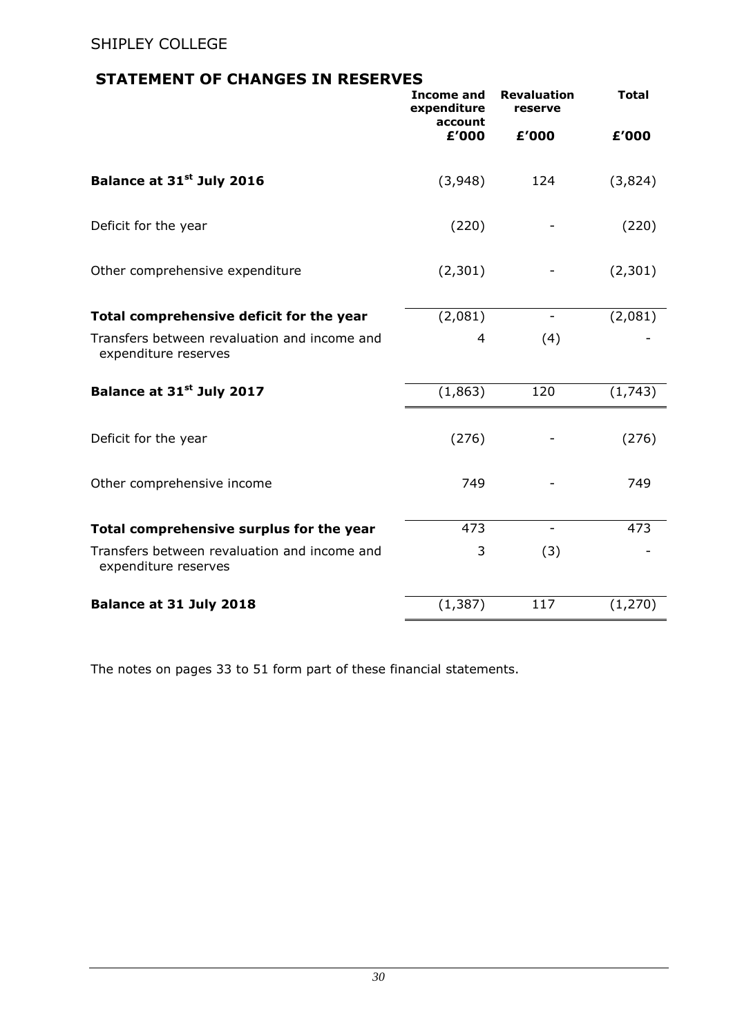SHIPLEY COLLEGE

## STATEMENT OF CHANGES IN RESERVES

| | Income and expenditure account | Revaluation reserve | Total |
|---|---|---|---|
| | £'000 | £'000 | £'000 |
| **Balance at 31st July 2016** | (3,948) | 124 | (3,824) |
| Deficit for the year | (220) | - | (220) |
| Other comprehensive expenditure | (2,301) | - | (2,301) |
| **Total comprehensive deficit for the year** | (2,081) | - | (2,081) |
| Transfers between revaluation and income and expenditure reserves | 4 | (4) | - |
| **Balance at 31st July 2017** | (1,863) | 120 | (1,743) |
| Deficit for the year | (276) | - | (276) |
| Other comprehensive income | 749 | - | 749 |
| **Total comprehensive surplus for the year** | 473 | - | 473 |
| Transfers between revaluation and income and expenditure reserves | 3 | (3) | - |
| **Balance at 31 July 2018** | (1,387) | 117 | (1,270) |

The notes on pages 33 to 51 form part of these financial statements.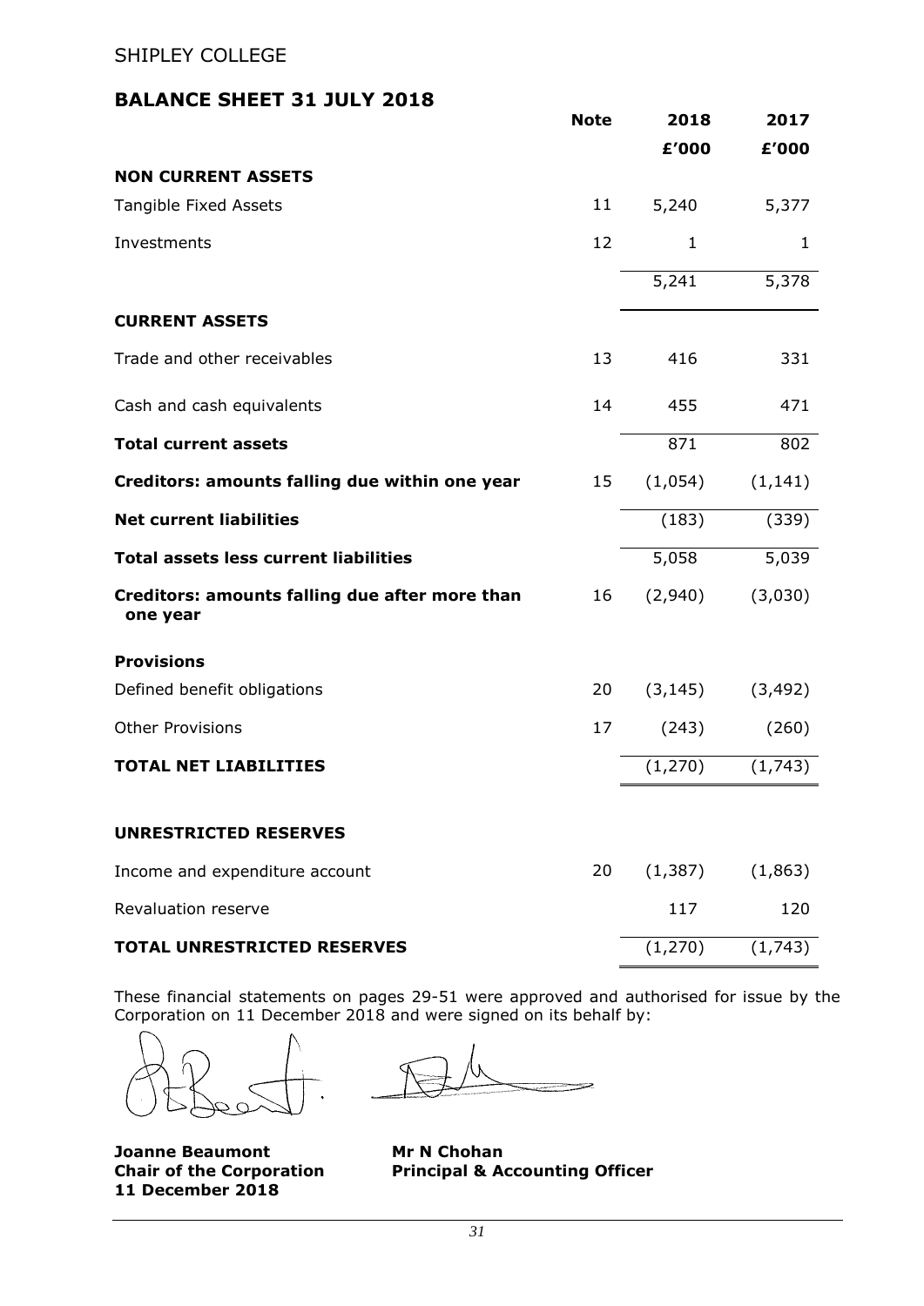SHIPLEY COLLEGE

## BALANCE SHEET 31 JULY 2018

| | Note | 2018 | 2017 |
|---|---|---|---|
| | | £'000 | £'000 |
| **NON CURRENT ASSETS** | | | |
| Tangible Fixed Assets | 11 | 5,240 | 5,377 |
| Investments | 12 | 1 | 1 |
| | | 5,241 | 5,378 |
| **CURRENT ASSETS** | | | |
| Trade and other receivables | 13 | 416 | 331 |
| Cash and cash equivalents | 14 | 455 | 471 |
| **Total current assets** | | 871 | 802 |
| **Creditors: amounts falling due within one year** | 15 | (1,054) | (1,141) |
| **Net current liabilities** | | (183) | (339) |
| **Total assets less current liabilities** | | 5,058 | 5,039 |
| **Creditors: amounts falling due after more than one year** | 16 | (2,940) | (3,030) |
| **Provisions** | | | |
| Defined benefit obligations | 20 | (3,145) | (3,492) |
| Other Provisions | 17 | (243) | (260) |
| **TOTAL NET LIABILITIES** | | (1,270) | (1,743) |
| **UNRESTRICTED RESERVES** | | | |
| Income and expenditure account | 20 | (1,387) | (1,863) |
| Revaluation reserve | | 117 | 120 |
| **TOTAL UNRESTRICTED RESERVES** | | (1,270) | (1,743) |

These financial statements on pages 29-51 were approved and authorised for issue by the Corporation on 11 December 2018 and were signed on its behalf by:

**Joanne Beaumont**
**Chair of the Corporation**
**11 December 2018**

**Mr N Chohan**
**Principal & Accounting Officer**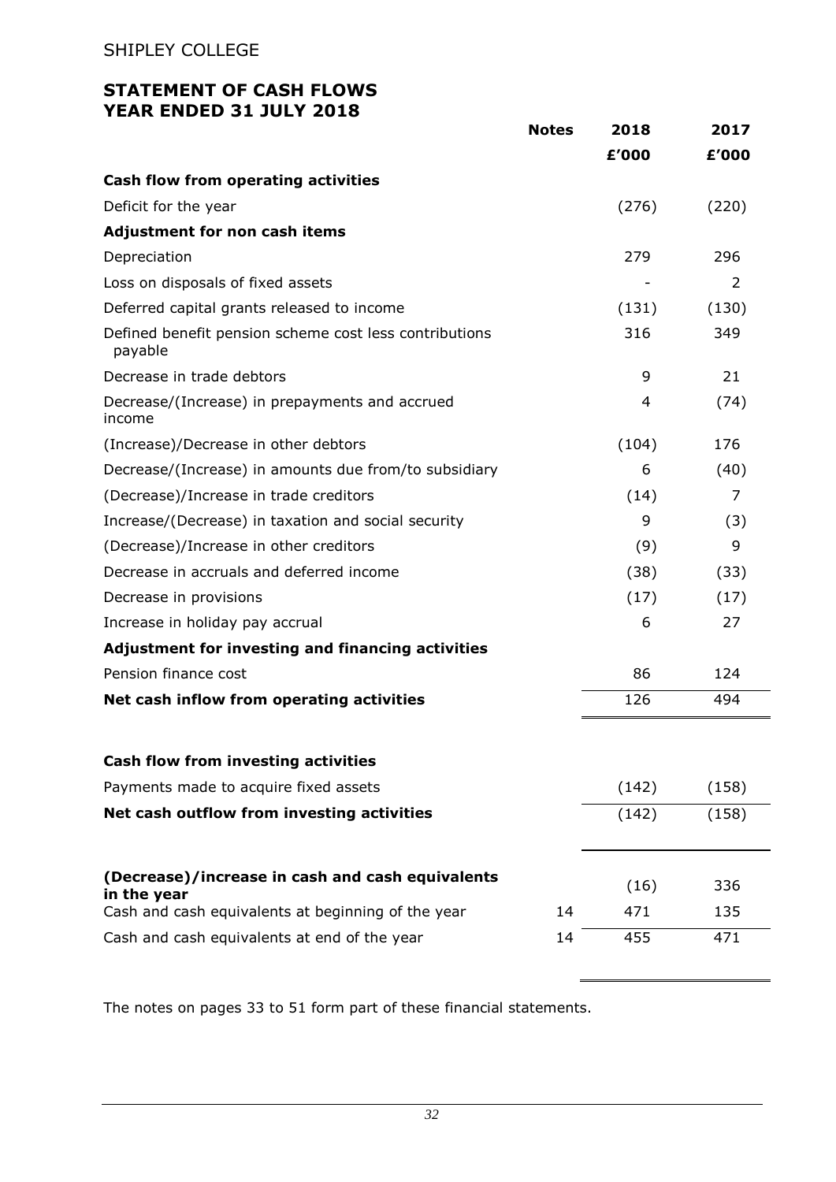SHIPLEY COLLEGE

## STATEMENT OF CASH FLOWS
## YEAR ENDED 31 JULY 2018

| | Notes | 2018 | 2017 |
|---|---|---|---|
| | | £'000 | £'000 |
| **Cash flow from operating activities** | | | |
| Deficit for the year | | (276) | (220) |
| **Adjustment for non cash items** | | | |
| Depreciation | | 279 | 296 |
| Loss on disposals of fixed assets | | - | 2 |
| Deferred capital grants released to income | | (131) | (130) |
| Defined benefit pension scheme cost less contributions payable | | 316 | 349 |
| Decrease in trade debtors | | 9 | 21 |
| Decrease/(Increase) in prepayments and accrued income | | 4 | (74) |
| (Increase)/Decrease in other debtors | | (104) | 176 |
| Decrease/(Increase) in amounts due from/to subsidiary | | 6 | (40) |
| (Decrease)/Increase in trade creditors | | (14) | 7 |
| Increase/(Decrease) in taxation and social security | | 9 | (3) |
| (Decrease)/Increase in other creditors | | (9) | 9 |
| Decrease in accruals and deferred income | | (38) | (33) |
| Decrease in provisions | | (17) | (17) |
| Increase in holiday pay accrual | | 6 | 27 |
| **Adjustment for investing and financing activities** | | | |
| Pension finance cost | | 86 | 124 |
| **Net cash inflow from operating activities** | | 126 | 494 |
| | | | |
| **Cash flow from investing activities** | | | |
| Payments made to acquire fixed assets | | (142) | (158) |
| **Net cash outflow from investing activities** | | (142) | (158) |
| | | | |
| **(Decrease)/increase in cash and cash equivalents in the year** | | (16) | 336 |
| Cash and cash equivalents at beginning of the year | 14 | 471 | 135 |
| Cash and cash equivalents at end of the year | 14 | 455 | 471 |

The notes on pages 33 to 51 form part of these financial statements.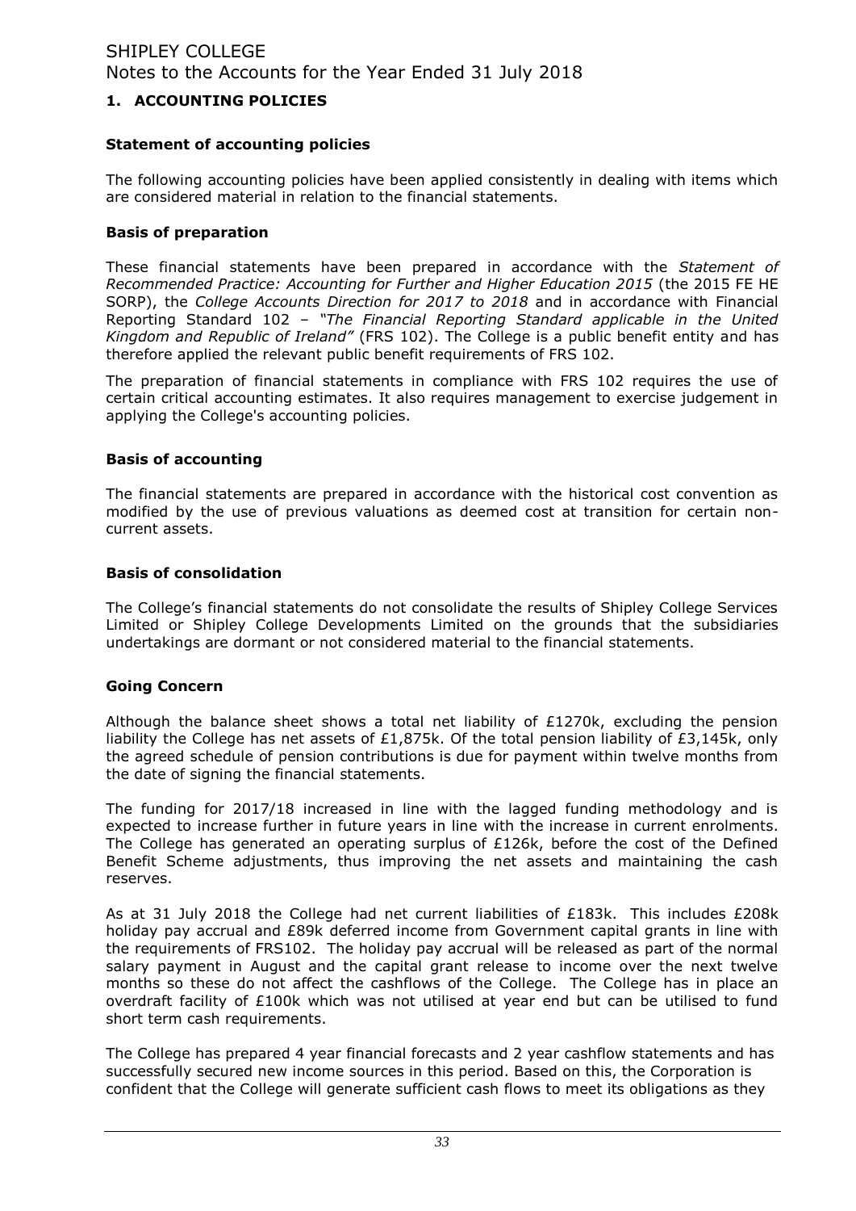## 1. ACCOUNTING POLICIES

### Statement of accounting policies

The following accounting policies have been applied consistently in dealing with items which are considered material in relation to the financial statements.

### Basis of preparation

These financial statements have been prepared in accordance with the *Statement of Recommended Practice: Accounting for Further and Higher Education 2015* (the 2015 FE HE SORP), the *College Accounts Direction for 2017 to 2018* and in accordance with Financial Reporting Standard 102 – *"The Financial Reporting Standard applicable in the United Kingdom and Republic of Ireland"* (FRS 102). The College is a public benefit entity and has therefore applied the relevant public benefit requirements of FRS 102.

The preparation of financial statements in compliance with FRS 102 requires the use of certain critical accounting estimates. It also requires management to exercise judgement in applying the College's accounting policies.

### Basis of accounting

The financial statements are prepared in accordance with the historical cost convention as modified by the use of previous valuations as deemed cost at transition for certain non-current assets.

### Basis of consolidation

The College's financial statements do not consolidate the results of Shipley College Services Limited or Shipley College Developments Limited on the grounds that the subsidiaries undertakings are dormant or not considered material to the financial statements.

### Going Concern

Although the balance sheet shows a total net liability of £1270k, excluding the pension liability the College has net assets of £1,875k. Of the total pension liability of £3,145k, only the agreed schedule of pension contributions is due for payment within twelve months from the date of signing the financial statements.

The funding for 2017/18 increased in line with the lagged funding methodology and is expected to increase further in future years in line with the increase in current enrolments. The College has generated an operating surplus of £126k, before the cost of the Defined Benefit Scheme adjustments, thus improving the net assets and maintaining the cash reserves.

As at 31 July 2018 the College had net current liabilities of £183k. This includes £208k holiday pay accrual and £89k deferred income from Government capital grants in line with the requirements of FRS102. The holiday pay accrual will be released as part of the normal salary payment in August and the capital grant release to income over the next twelve months so these do not affect the cashflows of the College. The College has in place an overdraft facility of £100k which was not utilised at year end but can be utilised to fund short term cash requirements.

The College has prepared 4 year financial forecasts and 2 year cashflow statements and has successfully secured new income sources in this period. Based on this, the Corporation is confident that the College will generate sufficient cash flows to meet its obligations as they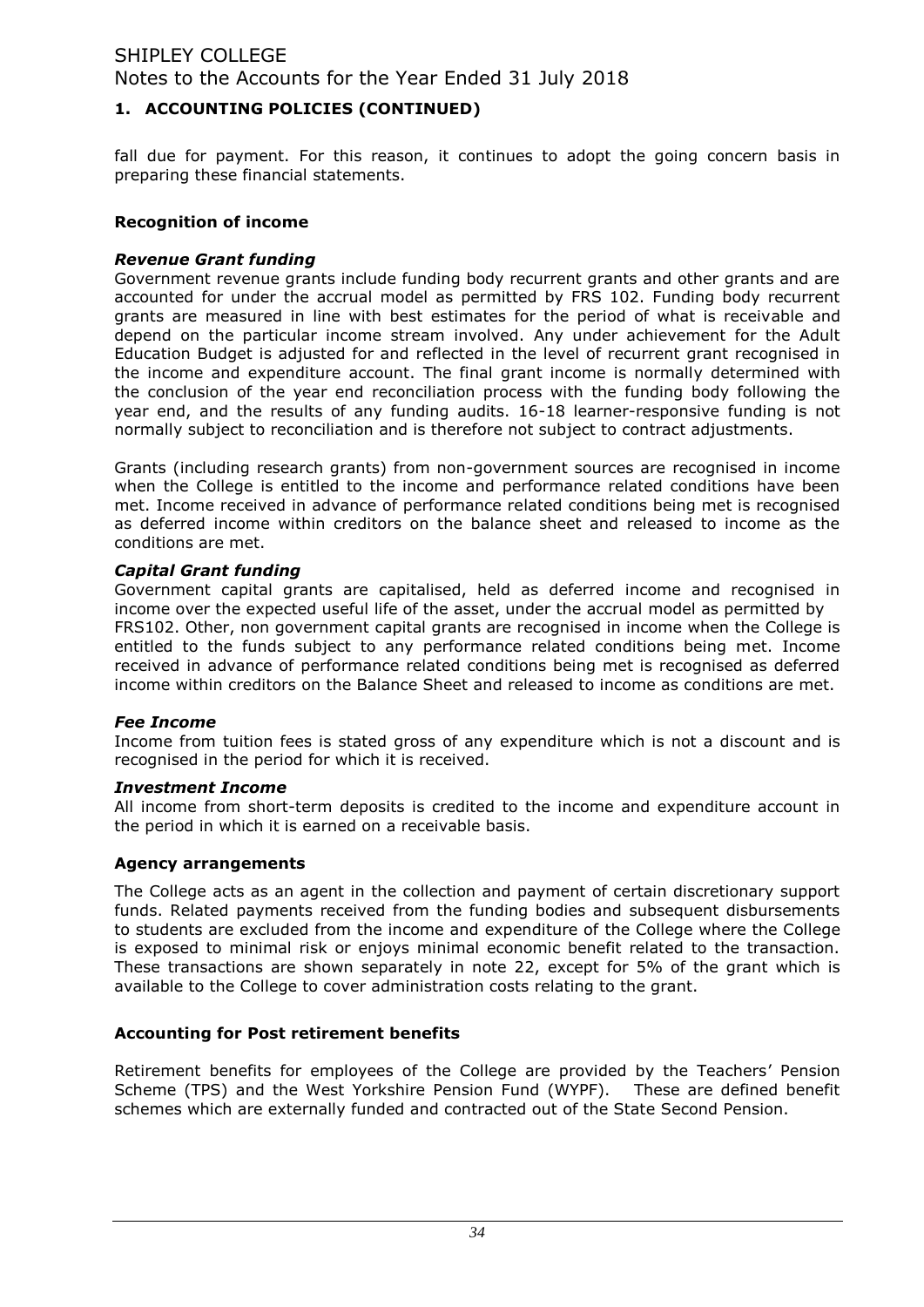## 1. ACCOUNTING POLICIES (CONTINUED)

fall due for payment. For this reason, it continues to adopt the going concern basis in preparing these financial statements.

### Recognition of income

***Revenue Grant funding***

Government revenue grants include funding body recurrent grants and other grants and are accounted for under the accrual model as permitted by FRS 102. Funding body recurrent grants are measured in line with best estimates for the period of what is receivable and depend on the particular income stream involved. Any under achievement for the Adult Education Budget is adjusted for and reflected in the level of recurrent grant recognised in the income and expenditure account. The final grant income is normally determined with the conclusion of the year end reconciliation process with the funding body following the year end, and the results of any funding audits. 16-18 learner-responsive funding is not normally subject to reconciliation and is therefore not subject to contract adjustments.

Grants (including research grants) from non-government sources are recognised in income when the College is entitled to the income and performance related conditions have been met. Income received in advance of performance related conditions being met is recognised as deferred income within creditors on the balance sheet and released to income as the conditions are met.

***Capital Grant funding***

Government capital grants are capitalised, held as deferred income and recognised in income over the expected useful life of the asset, under the accrual model as permitted by FRS102. Other, non government capital grants are recognised in income when the College is entitled to the funds subject to any performance related conditions being met. Income received in advance of performance related conditions being met is recognised as deferred income within creditors on the Balance Sheet and released to income as conditions are met.

***Fee Income***

Income from tuition fees is stated gross of any expenditure which is not a discount and is recognised in the period for which it is received.

***Investment Income***

All income from short-term deposits is credited to the income and expenditure account in the period in which it is earned on a receivable basis.

### Agency arrangements

The College acts as an agent in the collection and payment of certain discretionary support funds. Related payments received from the funding bodies and subsequent disbursements to students are excluded from the income and expenditure of the College where the College is exposed to minimal risk or enjoys minimal economic benefit related to the transaction. These transactions are shown separately in note 22, except for 5% of the grant which is available to the College to cover administration costs relating to the grant.

### Accounting for Post retirement benefits

Retirement benefits for employees of the College are provided by the Teachers' Pension Scheme (TPS) and the West Yorkshire Pension Fund (WYPF). These are defined benefit schemes which are externally funded and contracted out of the State Second Pension.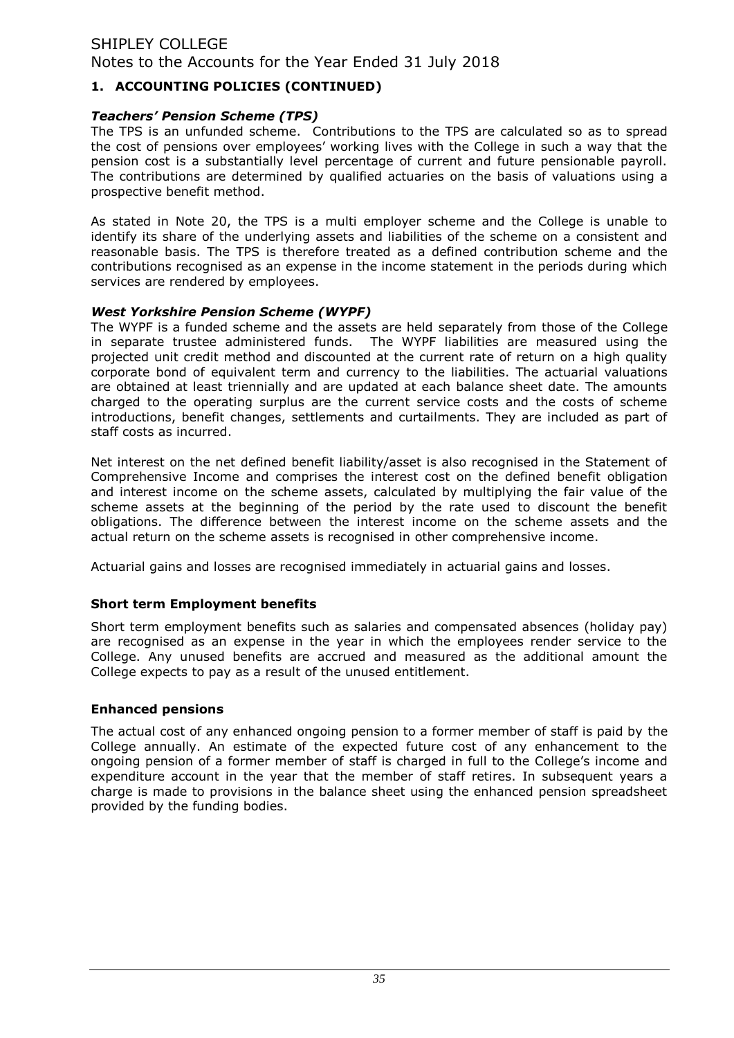## 1. ACCOUNTING POLICIES (CONTINUED)

### *Teachers' Pension Scheme (TPS)*

The TPS is an unfunded scheme. Contributions to the TPS are calculated so as to spread the cost of pensions over employees' working lives with the College in such a way that the pension cost is a substantially level percentage of current and future pensionable payroll. The contributions are determined by qualified actuaries on the basis of valuations using a prospective benefit method.

As stated in Note 20, the TPS is a multi employer scheme and the College is unable to identify its share of the underlying assets and liabilities of the scheme on a consistent and reasonable basis. The TPS is therefore treated as a defined contribution scheme and the contributions recognised as an expense in the income statement in the periods during which services are rendered by employees.

### *West Yorkshire Pension Scheme (WYPF)*

The WYPF is a funded scheme and the assets are held separately from those of the College in separate trustee administered funds. The WYPF liabilities are measured using the projected unit credit method and discounted at the current rate of return on a high quality corporate bond of equivalent term and currency to the liabilities. The actuarial valuations are obtained at least triennially and are updated at each balance sheet date. The amounts charged to the operating surplus are the current service costs and the costs of scheme introductions, benefit changes, settlements and curtailments. They are included as part of staff costs as incurred.

Net interest on the net defined benefit liability/asset is also recognised in the Statement of Comprehensive Income and comprises the interest cost on the defined benefit obligation and interest income on the scheme assets, calculated by multiplying the fair value of the scheme assets at the beginning of the period by the rate used to discount the benefit obligations. The difference between the interest income on the scheme assets and the actual return on the scheme assets is recognised in other comprehensive income.

Actuarial gains and losses are recognised immediately in actuarial gains and losses.

### Short term Employment benefits

Short term employment benefits such as salaries and compensated absences (holiday pay) are recognised as an expense in the year in which the employees render service to the College. Any unused benefits are accrued and measured as the additional amount the College expects to pay as a result of the unused entitlement.

### Enhanced pensions

The actual cost of any enhanced ongoing pension to a former member of staff is paid by the College annually. An estimate of the expected future cost of any enhancement to the ongoing pension of a former member of staff is charged in full to the College's income and expenditure account in the year that the member of staff retires. In subsequent years a charge is made to provisions in the balance sheet using the enhanced pension spreadsheet provided by the funding bodies.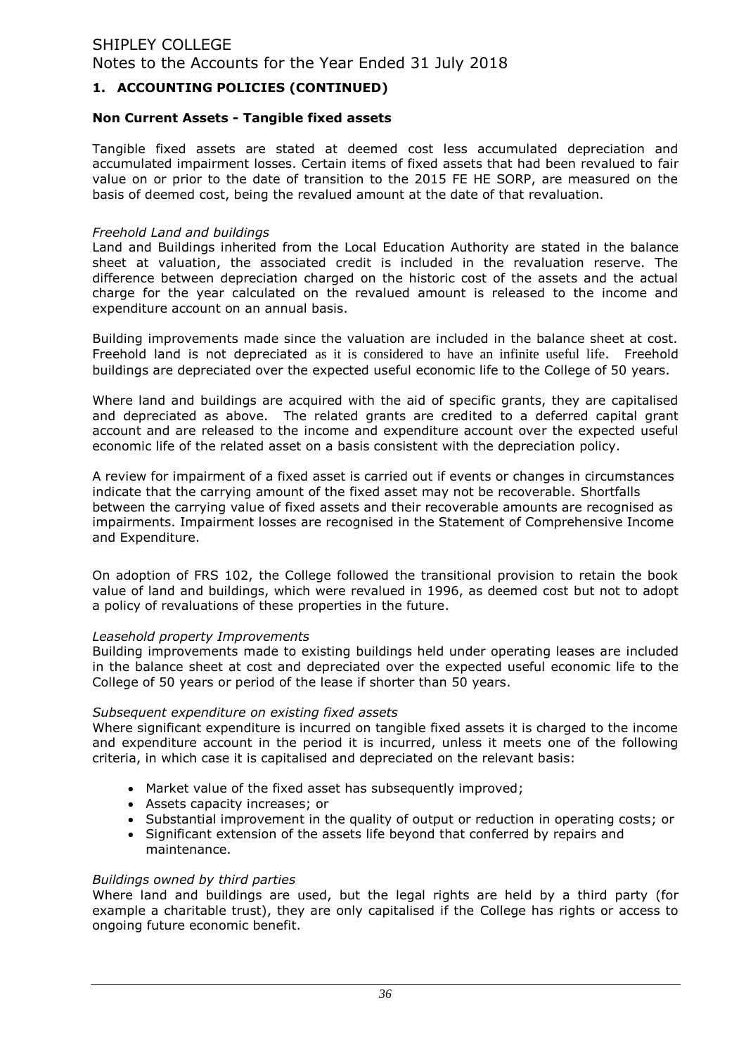# SHIPLEY COLLEGE
Notes to the Accounts for the Year Ended 31 July 2018

## 1. ACCOUNTING POLICIES (CONTINUED)

### Non Current Assets - Tangible fixed assets

Tangible fixed assets are stated at deemed cost less accumulated depreciation and accumulated impairment losses. Certain items of fixed assets that had been revalued to fair value on or prior to the date of transition to the 2015 FE HE SORP, are measured on the basis of deemed cost, being the revalued amount at the date of that revaluation.

*Freehold Land and buildings*
Land and Buildings inherited from the Local Education Authority are stated in the balance sheet at valuation, the associated credit is included in the revaluation reserve. The difference between depreciation charged on the historic cost of the assets and the actual charge for the year calculated on the revalued amount is released to the income and expenditure account on an annual basis.

Building improvements made since the valuation are included in the balance sheet at cost. Freehold land is not depreciated as it is considered to have an infinite useful life. Freehold buildings are depreciated over the expected useful economic life to the College of 50 years.

Where land and buildings are acquired with the aid of specific grants, they are capitalised and depreciated as above. The related grants are credited to a deferred capital grant account and are released to the income and expenditure account over the expected useful economic life of the related asset on a basis consistent with the depreciation policy.

A review for impairment of a fixed asset is carried out if events or changes in circumstances indicate that the carrying amount of the fixed asset may not be recoverable. Shortfalls between the carrying value of fixed assets and their recoverable amounts are recognised as impairments. Impairment losses are recognised in the Statement of Comprehensive Income and Expenditure.

On adoption of FRS 102, the College followed the transitional provision to retain the book value of land and buildings, which were revalued in 1996, as deemed cost but not to adopt a policy of revaluations of these properties in the future.

*Leasehold property Improvements*
Building improvements made to existing buildings held under operating leases are included in the balance sheet at cost and depreciated over the expected useful economic life to the College of 50 years or period of the lease if shorter than 50 years.

*Subsequent expenditure on existing fixed assets*
Where significant expenditure is incurred on tangible fixed assets it is charged to the income and expenditure account in the period it is incurred, unless it meets one of the following criteria, in which case it is capitalised and depreciated on the relevant basis:

- Market value of the fixed asset has subsequently improved;
- Assets capacity increases; or
- Substantial improvement in the quality of output or reduction in operating costs; or
- Significant extension of the assets life beyond that conferred by repairs and maintenance.

*Buildings owned by third parties*
Where land and buildings are used, but the legal rights are held by a third party (for example a charitable trust), they are only capitalised if the College has rights or access to ongoing future economic benefit.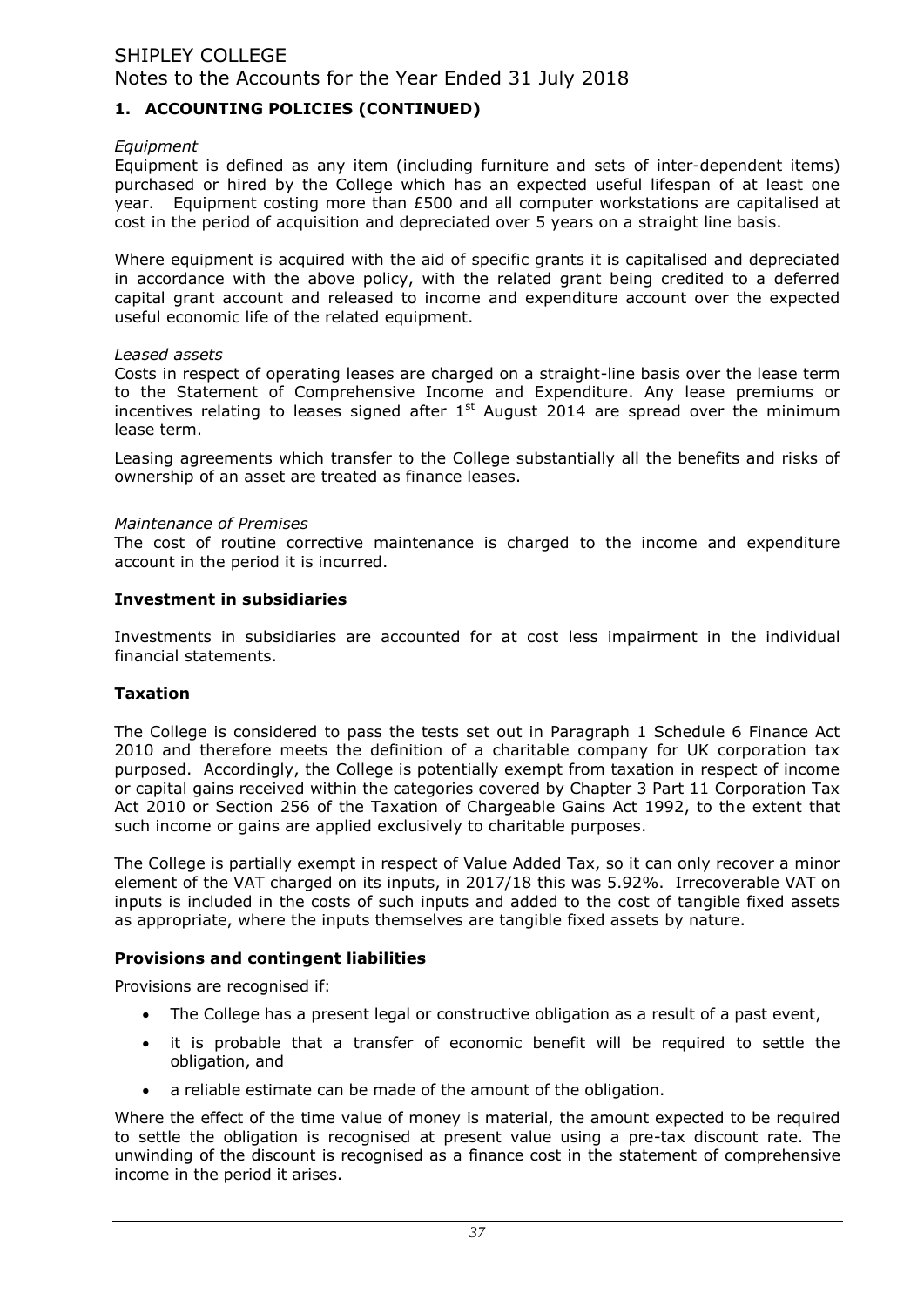## 1. ACCOUNTING POLICIES (CONTINUED)

*Equipment*

Equipment is defined as any item (including furniture and sets of inter-dependent items) purchased or hired by the College which has an expected useful lifespan of at least one year. Equipment costing more than £500 and all computer workstations are capitalised at cost in the period of acquisition and depreciated over 5 years on a straight line basis.

Where equipment is acquired with the aid of specific grants it is capitalised and depreciated in accordance with the above policy, with the related grant being credited to a deferred capital grant account and released to income and expenditure account over the expected useful economic life of the related equipment.

*Leased assets*

Costs in respect of operating leases are charged on a straight-line basis over the lease term to the Statement of Comprehensive Income and Expenditure. Any lease premiums or incentives relating to leases signed after 1st August 2014 are spread over the minimum lease term.

Leasing agreements which transfer to the College substantially all the benefits and risks of ownership of an asset are treated as finance leases.

*Maintenance of Premises*

The cost of routine corrective maintenance is charged to the income and expenditure account in the period it is incurred.

### Investment in subsidiaries

Investments in subsidiaries are accounted for at cost less impairment in the individual financial statements.

### Taxation

The College is considered to pass the tests set out in Paragraph 1 Schedule 6 Finance Act 2010 and therefore meets the definition of a charitable company for UK corporation tax purposed. Accordingly, the College is potentially exempt from taxation in respect of income or capital gains received within the categories covered by Chapter 3 Part 11 Corporation Tax Act 2010 or Section 256 of the Taxation of Chargeable Gains Act 1992, to the extent that such income or gains are applied exclusively to charitable purposes.

The College is partially exempt in respect of Value Added Tax, so it can only recover a minor element of the VAT charged on its inputs, in 2017/18 this was 5.92%. Irrecoverable VAT on inputs is included in the costs of such inputs and added to the cost of tangible fixed assets as appropriate, where the inputs themselves are tangible fixed assets by nature.

### Provisions and contingent liabilities

Provisions are recognised if:

- The College has a present legal or constructive obligation as a result of a past event,
- it is probable that a transfer of economic benefit will be required to settle the obligation, and
- a reliable estimate can be made of the amount of the obligation.

Where the effect of the time value of money is material, the amount expected to be required to settle the obligation is recognised at present value using a pre-tax discount rate. The unwinding of the discount is recognised as a finance cost in the statement of comprehensive income in the period it arises.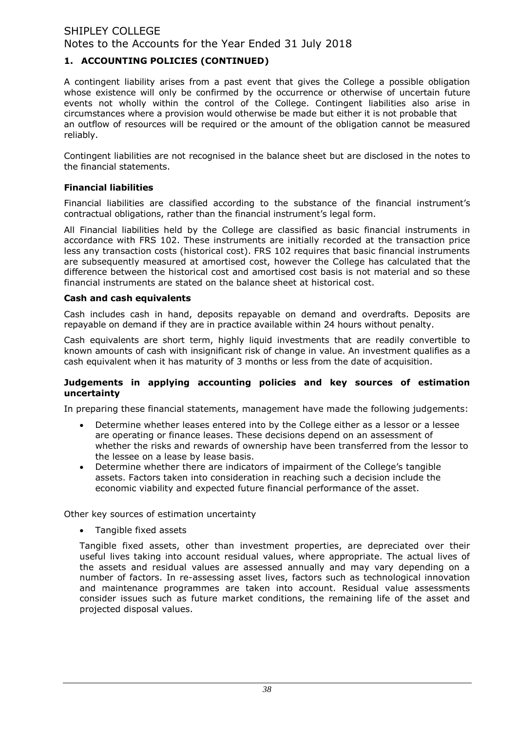## 1. ACCOUNTING POLICIES (CONTINUED)

A contingent liability arises from a past event that gives the College a possible obligation whose existence will only be confirmed by the occurrence or otherwise of uncertain future events not wholly within the control of the College. Contingent liabilities also arise in circumstances where a provision would otherwise be made but either it is not probable that an outflow of resources will be required or the amount of the obligation cannot be measured reliably.

Contingent liabilities are not recognised in the balance sheet but are disclosed in the notes to the financial statements.

### Financial liabilities

Financial liabilities are classified according to the substance of the financial instrument's contractual obligations, rather than the financial instrument's legal form.

All Financial liabilities held by the College are classified as basic financial instruments in accordance with FRS 102. These instruments are initially recorded at the transaction price less any transaction costs (historical cost). FRS 102 requires that basic financial instruments are subsequently measured at amortised cost, however the College has calculated that the difference between the historical cost and amortised cost basis is not material and so these financial instruments are stated on the balance sheet at historical cost.

### Cash and cash equivalents

Cash includes cash in hand, deposits repayable on demand and overdrafts. Deposits are repayable on demand if they are in practice available within 24 hours without penalty.

Cash equivalents are short term, highly liquid investments that are readily convertible to known amounts of cash with insignificant risk of change in value. An investment qualifies as a cash equivalent when it has maturity of 3 months or less from the date of acquisition.

### Judgements in applying accounting policies and key sources of estimation uncertainty

In preparing these financial statements, management have made the following judgements:

- Determine whether leases entered into by the College either as a lessor or a lessee are operating or finance leases. These decisions depend on an assessment of whether the risks and rewards of ownership have been transferred from the lessor to the lessee on a lease by lease basis.
- Determine whether there are indicators of impairment of the College's tangible assets. Factors taken into consideration in reaching such a decision include the economic viability and expected future financial performance of the asset.

Other key sources of estimation uncertainty

- Tangible fixed assets

  Tangible fixed assets, other than investment properties, are depreciated over their useful lives taking into account residual values, where appropriate. The actual lives of the assets and residual values are assessed annually and may vary depending on a number of factors. In re-assessing asset lives, factors such as technological innovation and maintenance programmes are taken into account. Residual value assessments consider issues such as future market conditions, the remaining life of the asset and projected disposal values.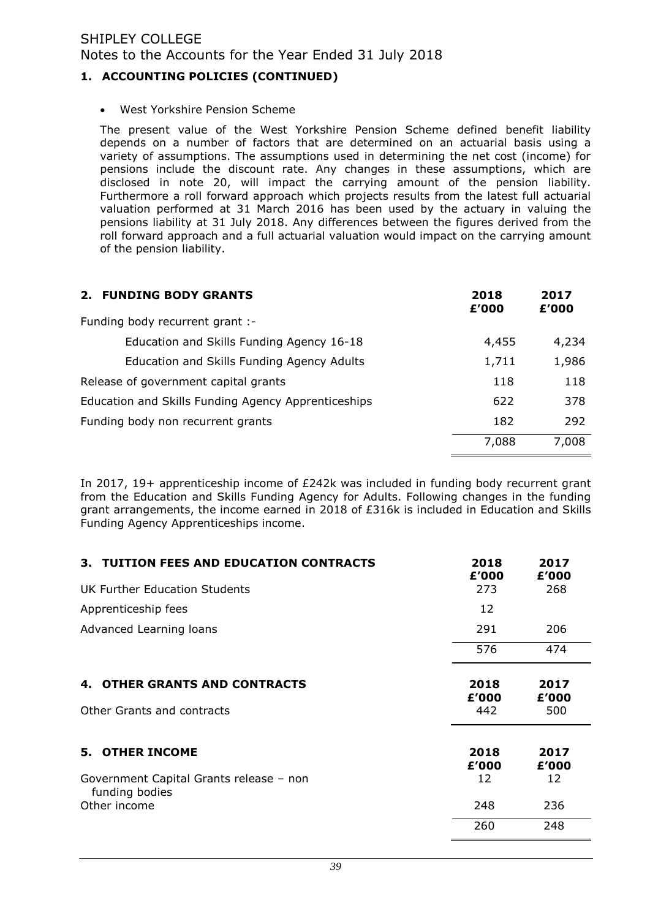# SHIPLEY COLLEGE
Notes to the Accounts for the Year Ended 31 July 2018

## 1. ACCOUNTING POLICIES (CONTINUED)

- West Yorkshire Pension Scheme

The present value of the West Yorkshire Pension Scheme defined benefit liability depends on a number of factors that are determined on an actuarial basis using a variety of assumptions. The assumptions used in determining the net cost (income) for pensions include the discount rate. Any changes in these assumptions, which are disclosed in note 20, will impact the carrying amount of the pension liability. Furthermore a roll forward approach which projects results from the latest full actuarial valuation performed at 31 March 2016 has been used by the actuary in valuing the pensions liability at 31 July 2018. Any differences between the figures derived from the roll forward approach and a full actuarial valuation would impact on the carrying amount of the pension liability.

## 2. FUNDING BODY GRANTS

| | 2018 £'000 | 2017 £'000 |
|---|---|---|
| Funding body recurrent grant :- | | |
| Education and Skills Funding Agency 16-18 | 4,455 | 4,234 |
| Education and Skills Funding Agency Adults | 1,711 | 1,986 |
| Release of government capital grants | 118 | 118 |
| Education and Skills Funding Agency Apprenticeships | 622 | 378 |
| Funding body non recurrent grants | 182 | 292 |
| | 7,088 | 7,008 |

In 2017, 19+ apprenticeship income of £242k was included in funding body recurrent grant from the Education and Skills Funding Agency for Adults. Following changes in the funding grant arrangements, the income earned in 2018 of £316k is included in Education and Skills Funding Agency Apprenticeships income.

## 3. TUITION FEES AND EDUCATION CONTRACTS

| | 2018 £'000 | 2017 £'000 |
|---|---|---|
| UK Further Education Students | 273 | 268 |
| Apprenticeship fees | 12 | |
| Advanced Learning loans | 291 | 206 |
| | 576 | 474 |

## 4. OTHER GRANTS AND CONTRACTS

| | 2018 £'000 | 2017 £'000 |
|---|---|---|
| Other Grants and contracts | 442 | 500 |

## 5. OTHER INCOME

| | 2018 £'000 | 2017 £'000 |
|---|---|---|
| Government Capital Grants release – non funding bodies | 12 | 12 |
| Other income | 248 | 236 |
| | 260 | 248 |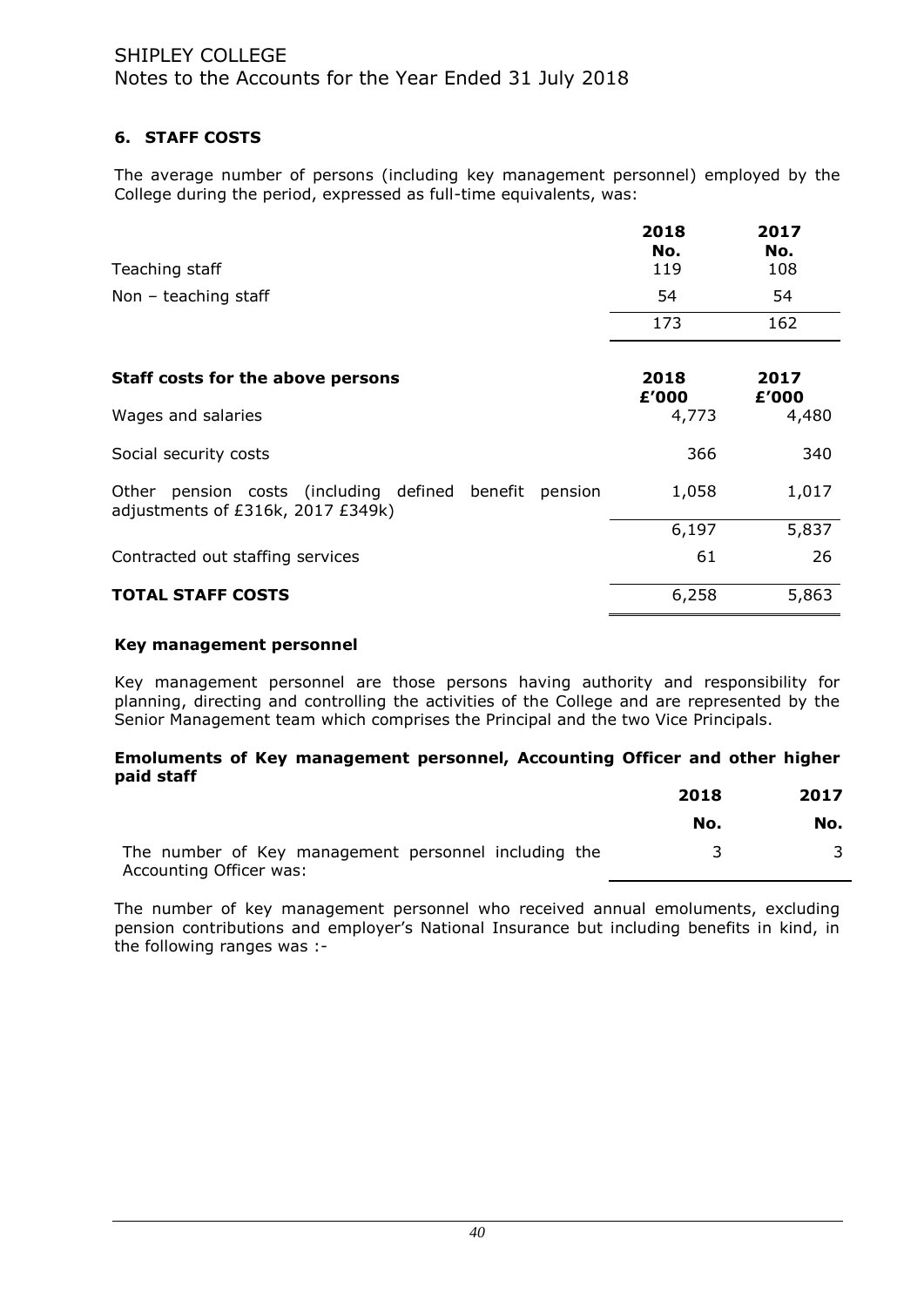### 6. STAFF COSTS

The average number of persons (including key management personnel) employed by the College during the period, expressed as full-time equivalents, was:

| | 2018 No. | 2017 No. |
|---|---|---|
| Teaching staff | 119 | 108 |
| Non – teaching staff | 54 | 54 |
| | 173 | 162 |

| Staff costs for the above persons | 2018 £'000 | 2017 £'000 |
|---|---|---|
| Wages and salaries | 4,773 | 4,480 |
| Social security costs | 366 | 340 |
| Other pension costs (including defined benefit pension adjustments of £316k, 2017 £349k) | 1,058 | 1,017 |
| | 6,197 | 5,837 |
| Contracted out staffing services | 61 | 26 |
| **TOTAL STAFF COSTS** | 6,258 | 5,863 |

**Key management personnel**

Key management personnel are those persons having authority and responsibility for planning, directing and controlling the activities of the College and are represented by the Senior Management team which comprises the Principal and the two Vice Principals.

**Emoluments of Key management personnel, Accounting Officer and other higher paid staff**

| | 2018 No. | 2017 No. |
|---|---|---|
| The number of Key management personnel including the Accounting Officer was: | 3 | 3 |

The number of key management personnel who received annual emoluments, excluding pension contributions and employer's National Insurance but including benefits in kind, in the following ranges was :-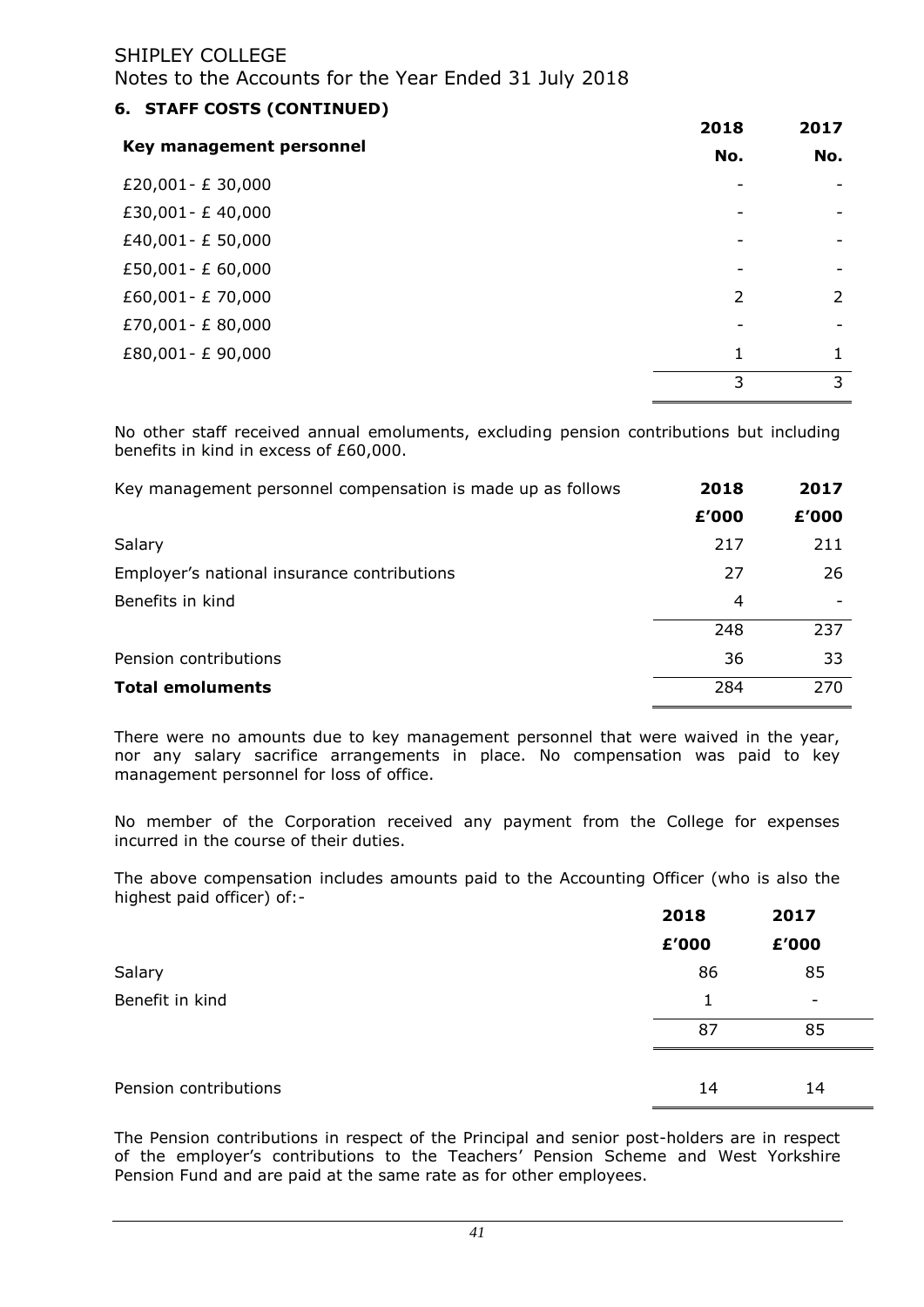### 6. STAFF COSTS (CONTINUED)

| Key management personnel | 2018 No. | 2017 No. |
|---|---|---|
| £20,001- £ 30,000 | - | - |
| £30,001- £ 40,000 | - | - |
| £40,001- £ 50,000 | - | - |
| £50,001- £ 60,000 | - | - |
| £60,001- £ 70,000 | 2 | 2 |
| £70,001- £ 80,000 | - | - |
| £80,001- £ 90,000 | 1 | 1 |
| | 3 | 3 |

No other staff received annual emoluments, excluding pension contributions but including benefits in kind in excess of £60,000.

| Key management personnel compensation is made up as follows | 2018 | 2017 |
|---|---|---|
| | £'000 | £'000 |
| Salary | 217 | 211 |
| Employer's national insurance contributions | 27 | 26 |
| Benefits in kind | 4 | - |
| | 248 | 237 |
| Pension contributions | 36 | 33 |
| **Total emoluments** | 284 | 270 |

There were no amounts due to key management personnel that were waived in the year, nor any salary sacrifice arrangements in place. No compensation was paid to key management personnel for loss of office.

No member of the Corporation received any payment from the College for expenses incurred in the course of their duties.

The above compensation includes amounts paid to the Accounting Officer (who is also the highest paid officer) of:-

| | 2018 | 2017 |
|---|---|---|
| | £'000 | £'000 |
| Salary | 86 | 85 |
| Benefit in kind | 1 | - |
| | 87 | 85 |
| | | |
| Pension contributions | 14 | 14 |

The Pension contributions in respect of the Principal and senior post-holders are in respect of the employer's contributions to the Teachers' Pension Scheme and West Yorkshire Pension Fund and are paid at the same rate as for other employees.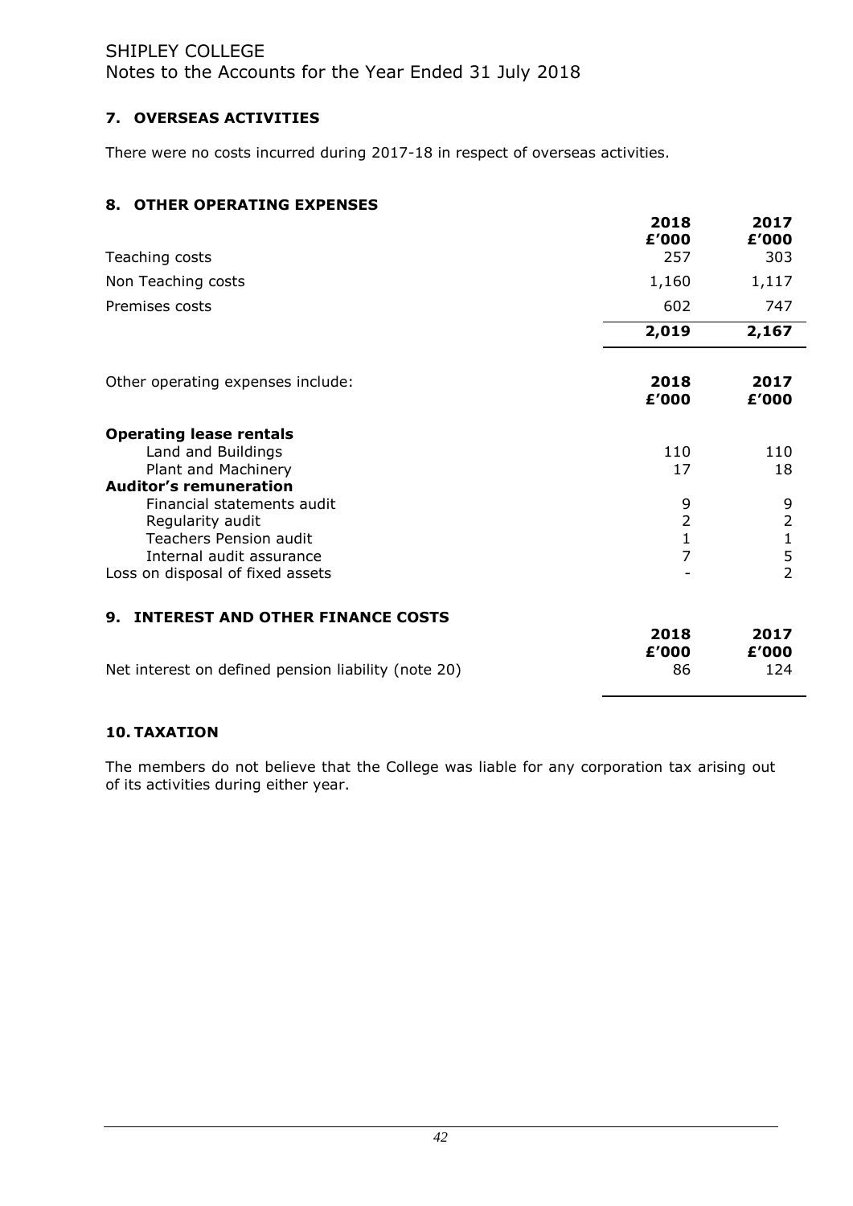## 7. OVERSEAS ACTIVITIES

There were no costs incurred during 2017-18 in respect of overseas activities.

## 8. OTHER OPERATING EXPENSES

| | 2018<br>£'000 | 2017<br>£'000 |
|---|---|---|
| Teaching costs | 257 | 303 |
| Non Teaching costs | 1,160 | 1,117 |
| Premises costs | 602 | 747 |
| | **2,019** | **2,167** |

| Other operating expenses include: | 2018<br>£'000 | 2017<br>£'000 |
|---|---|---|
| **Operating lease rentals** | | |
| Land and Buildings | 110 | 110 |
| Plant and Machinery | 17 | 18 |
| **Auditor's remuneration** | | |
| Financial statements audit | 9 | 9 |
| Regularity audit | 2 | 2 |
| Teachers Pension audit | 1 | 1 |
| Internal audit assurance | 7 | 5 |
| Loss on disposal of fixed assets | - | 2 |

## 9. INTEREST AND OTHER FINANCE COSTS

| | 2018<br>£'000 | 2017<br>£'000 |
|---|---|---|
| Net interest on defined pension liability (note 20) | 86 | 124 |

## 10. TAXATION

The members do not believe that the College was liable for any corporation tax arising out of its activities during either year.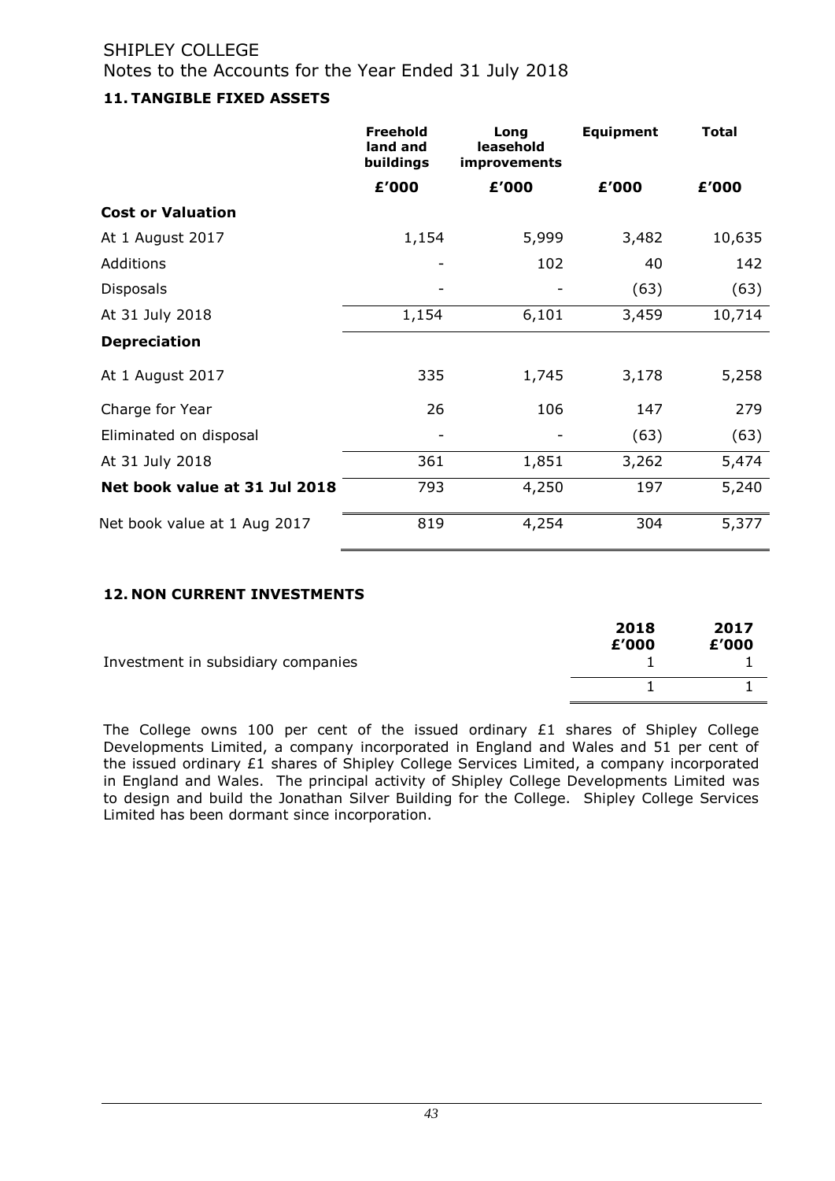SHIPLEY COLLEGE
Notes to the Accounts for the Year Ended 31 July 2018

### 11. TANGIBLE FIXED ASSETS

| | Freehold land and buildings | Long leasehold improvements | Equipment | Total |
|---|---|---|---|---|
| | £'000 | £'000 | £'000 | £'000 |
| **Cost or Valuation** | | | | |
| At 1 August 2017 | 1,154 | 5,999 | 3,482 | 10,635 |
| Additions | - | 102 | 40 | 142 |
| Disposals | - | - | (63) | (63) |
| At 31 July 2018 | 1,154 | 6,101 | 3,459 | 10,714 |
| **Depreciation** | | | | |
| At 1 August 2017 | 335 | 1,745 | 3,178 | 5,258 |
| Charge for Year | 26 | 106 | 147 | 279 |
| Eliminated on disposal | - | - | (63) | (63) |
| At 31 July 2018 | 361 | 1,851 | 3,262 | 5,474 |
| **Net book value at 31 Jul 2018** | 793 | 4,250 | 197 | 5,240 |
| Net book value at 1 Aug 2017 | 819 | 4,254 | 304 | 5,377 |

### 12. NON CURRENT INVESTMENTS

| | 2018 £'000 | 2017 £'000 |
|---|---|---|
| Investment in subsidiary companies | 1 | 1 |
| | 1 | 1 |

The College owns 100 per cent of the issued ordinary £1 shares of Shipley College Developments Limited, a company incorporated in England and Wales and 51 per cent of the issued ordinary £1 shares of Shipley College Services Limited, a company incorporated in England and Wales. The principal activity of Shipley College Developments Limited was to design and build the Jonathan Silver Building for the College. Shipley College Services Limited has been dormant since incorporation.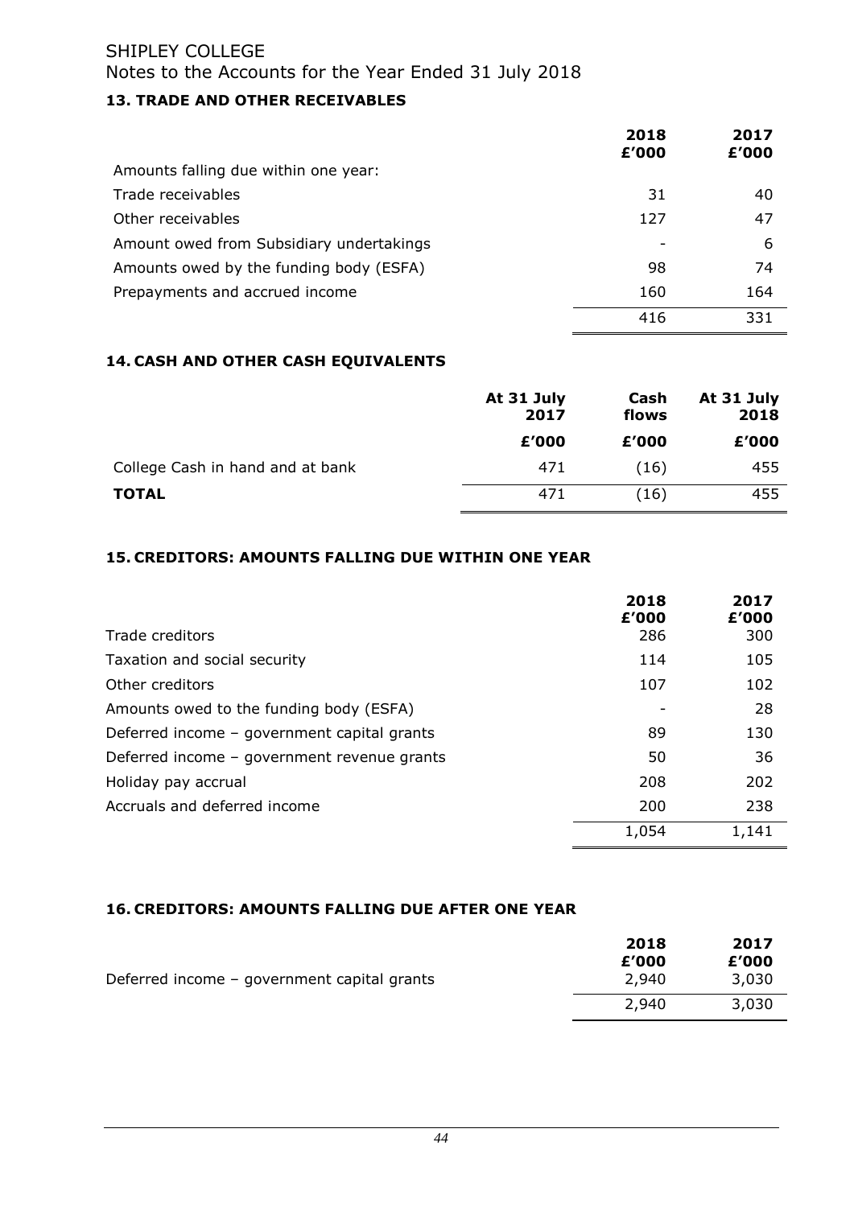SHIPLEY COLLEGE

Notes to the Accounts for the Year Ended 31 July 2018

## 13. TRADE AND OTHER RECEIVABLES

| | 2018 £'000 | 2017 £'000 |
|---|---|---|
| Amounts falling due within one year: | | |
| Trade receivables | 31 | 40 |
| Other receivables | 127 | 47 |
| Amount owed from Subsidiary undertakings | - | 6 |
| Amounts owed by the funding body (ESFA) | 98 | 74 |
| Prepayments and accrued income | 160 | 164 |
| | 416 | 331 |

## 14. CASH AND OTHER CASH EQUIVALENTS

| | At 31 July 2017 | Cash flows | At 31 July 2018 |
|---|---|---|---|
| | £'000 | £'000 | £'000 |
| College Cash in hand and at bank | 471 | (16) | 455 |
| **TOTAL** | 471 | (16) | 455 |

## 15. CREDITORS: AMOUNTS FALLING DUE WITHIN ONE YEAR

| | 2018 £'000 | 2017 £'000 |
|---|---|---|
| Trade creditors | 286 | 300 |
| Taxation and social security | 114 | 105 |
| Other creditors | 107 | 102 |
| Amounts owed to the funding body (ESFA) | - | 28 |
| Deferred income – government capital grants | 89 | 130 |
| Deferred income – government revenue grants | 50 | 36 |
| Holiday pay accrual | 208 | 202 |
| Accruals and deferred income | 200 | 238 |
| | 1,054 | 1,141 |

## 16. CREDITORS: AMOUNTS FALLING DUE AFTER ONE YEAR

| | 2018 £'000 | 2017 £'000 |
|---|---|---|
| Deferred income – government capital grants | 2,940 | 3,030 |
| | 2,940 | 3,030 |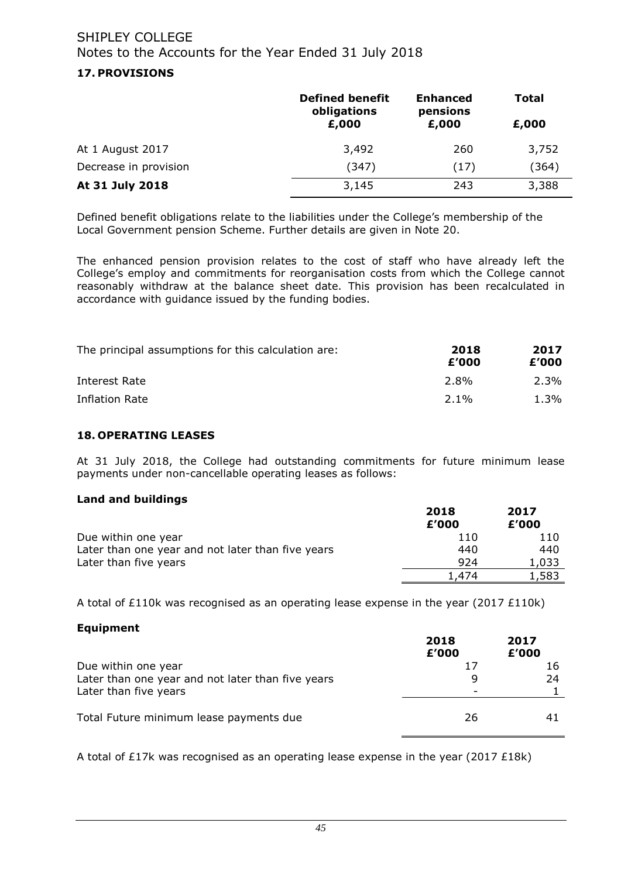# SHIPLEY COLLEGE

Notes to the Accounts for the Year Ended 31 July 2018

## 17. PROVISIONS

| | Defined benefit obligations £,000 | Enhanced pensions £,000 | Total £,000 |
|---|---|---|---|
| At 1 August 2017 | 3,492 | 260 | 3,752 |
| Decrease in provision | (347) | (17) | (364) |
| **At 31 July 2018** | 3,145 | 243 | 3,388 |

Defined benefit obligations relate to the liabilities under the College's membership of the Local Government pension Scheme. Further details are given in Note 20.

The enhanced pension provision relates to the cost of staff who have already left the College's employ and commitments for reorganisation costs from which the College cannot reasonably withdraw at the balance sheet date. This provision has been recalculated in accordance with guidance issued by the funding bodies.

| The principal assumptions for this calculation are: | 2018 £'000 | 2017 £'000 |
|---|---|---|
| Interest Rate | 2.8% | 2.3% |
| Inflation Rate | 2.1% | 1.3% |

## 18. OPERATING LEASES

At 31 July 2018, the College had outstanding commitments for future minimum lease payments under non-cancellable operating leases as follows:

### Land and buildings

| | 2018 £'000 | 2017 £'000 |
|---|---|---|
| Due within one year | 110 | 110 |
| Later than one year and not later than five years | 440 | 440 |
| Later than five years | 924 | 1,033 |
| | 1,474 | 1,583 |

A total of £110k was recognised as an operating lease expense in the year (2017 £110k)

### Equipment

| | 2018 £'000 | 2017 £'000 |
|---|---|---|
| Due within one year | 17 | 16 |
| Later than one year and not later than five years | 9 | 24 |
| Later than five years | - | 1 |
| Total Future minimum lease payments due | 26 | 41 |

A total of £17k was recognised as an operating lease expense in the year (2017 £18k)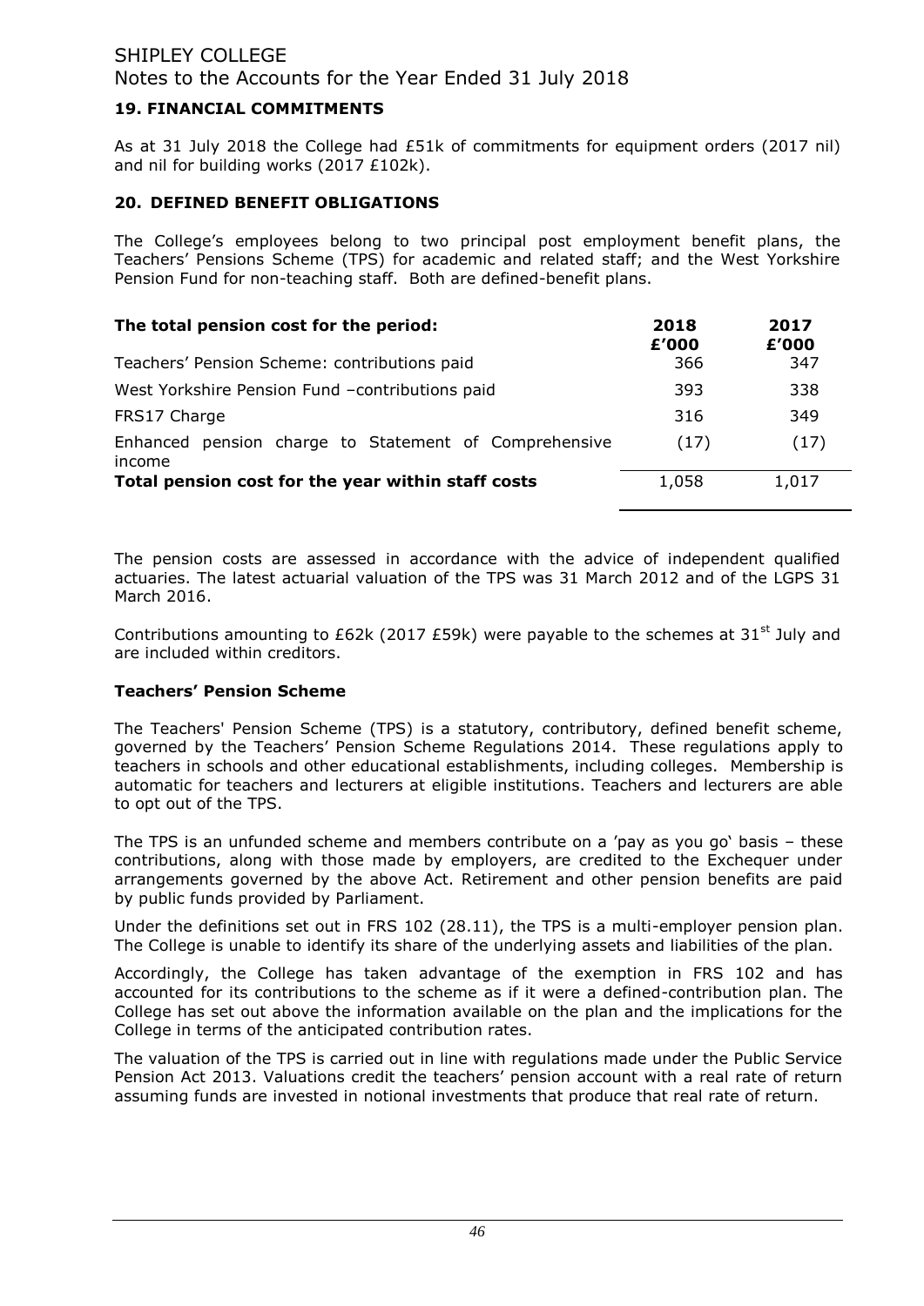# SHIPLEY COLLEGE
Notes to the Accounts for the Year Ended 31 July 2018

## 19. FINANCIAL COMMITMENTS

As at 31 July 2018 the College had £51k of commitments for equipment orders (2017 nil) and nil for building works (2017 £102k).

## 20. DEFINED BENEFIT OBLIGATIONS

The College's employees belong to two principal post employment benefit plans, the Teachers' Pensions Scheme (TPS) for academic and related staff; and the West Yorkshire Pension Fund for non-teaching staff. Both are defined-benefit plans.

| **The total pension cost for the period:** | **2018 £'000** | **2017 £'000** |
|---|---|---|
| Teachers' Pension Scheme: contributions paid | 366 | 347 |
| West Yorkshire Pension Fund –contributions paid | 393 | 338 |
| FRS17 Charge | 316 | 349 |
| Enhanced pension charge to Statement of Comprehensive income | (17) | (17) |
| **Total pension cost for the year within staff costs** | 1,058 | 1,017 |

The pension costs are assessed in accordance with the advice of independent qualified actuaries. The latest actuarial valuation of the TPS was 31 March 2012 and of the LGPS 31 March 2016.

Contributions amounting to £62k (2017 £59k) were payable to the schemes at 31st July and are included within creditors.

### Teachers' Pension Scheme

The Teachers' Pension Scheme (TPS) is a statutory, contributory, defined benefit scheme, governed by the Teachers' Pension Scheme Regulations 2014. These regulations apply to teachers in schools and other educational establishments, including colleges. Membership is automatic for teachers and lecturers at eligible institutions. Teachers and lecturers are able to opt out of the TPS.

The TPS is an unfunded scheme and members contribute on a 'pay as you go' basis – these contributions, along with those made by employers, are credited to the Exchequer under arrangements governed by the above Act. Retirement and other pension benefits are paid by public funds provided by Parliament.

Under the definitions set out in FRS 102 (28.11), the TPS is a multi-employer pension plan. The College is unable to identify its share of the underlying assets and liabilities of the plan.

Accordingly, the College has taken advantage of the exemption in FRS 102 and has accounted for its contributions to the scheme as if it were a defined-contribution plan. The College has set out above the information available on the plan and the implications for the College in terms of the anticipated contribution rates.

The valuation of the TPS is carried out in line with regulations made under the Public Service Pension Act 2013. Valuations credit the teachers' pension account with a real rate of return assuming funds are invested in notional investments that produce that real rate of return.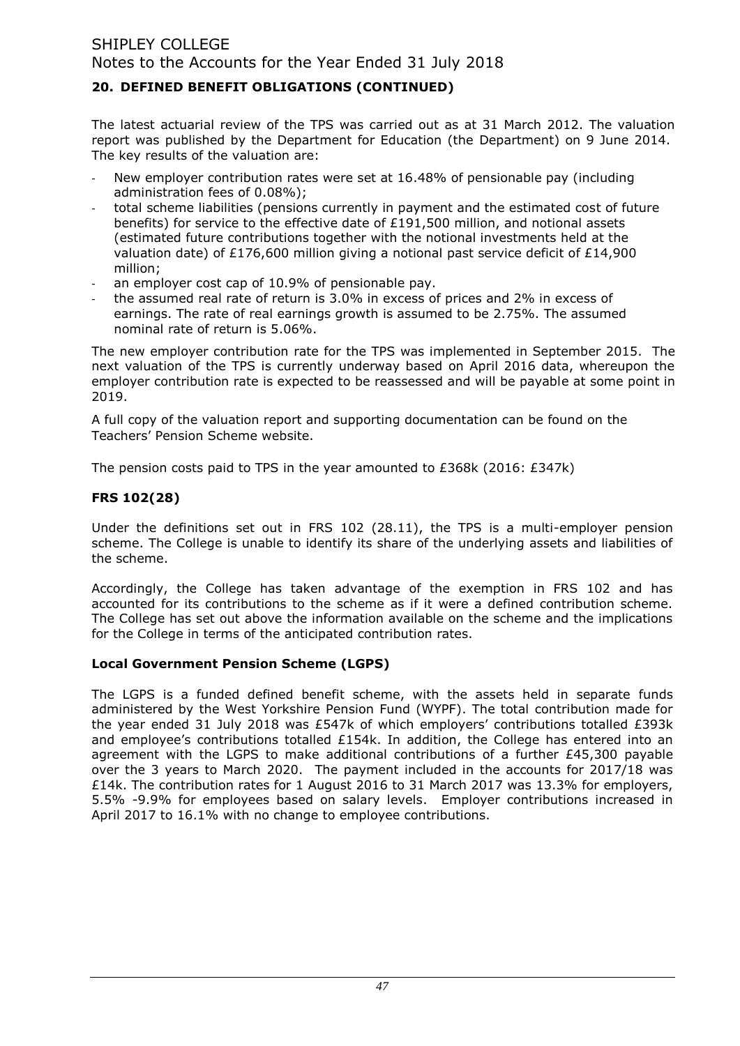## 20. DEFINED BENEFIT OBLIGATIONS (CONTINUED)

The latest actuarial review of the TPS was carried out as at 31 March 2012. The valuation report was published by the Department for Education (the Department) on 9 June 2014. The key results of the valuation are:

- New employer contribution rates were set at 16.48% of pensionable pay (including administration fees of 0.08%);
- total scheme liabilities (pensions currently in payment and the estimated cost of future benefits) for service to the effective date of £191,500 million, and notional assets (estimated future contributions together with the notional investments held at the valuation date) of £176,600 million giving a notional past service deficit of £14,900 million;
- an employer cost cap of 10.9% of pensionable pay.
- the assumed real rate of return is 3.0% in excess of prices and 2% in excess of earnings. The rate of real earnings growth is assumed to be 2.75%. The assumed nominal rate of return is 5.06%.

The new employer contribution rate for the TPS was implemented in September 2015. The next valuation of the TPS is currently underway based on April 2016 data, whereupon the employer contribution rate is expected to be reassessed and will be payable at some point in 2019.

A full copy of the valuation report and supporting documentation can be found on the Teachers' Pension Scheme website.

The pension costs paid to TPS in the year amounted to £368k (2016: £347k)

### FRS 102(28)

Under the definitions set out in FRS 102 (28.11), the TPS is a multi-employer pension scheme. The College is unable to identify its share of the underlying assets and liabilities of the scheme.

Accordingly, the College has taken advantage of the exemption in FRS 102 and has accounted for its contributions to the scheme as if it were a defined contribution scheme. The College has set out above the information available on the scheme and the implications for the College in terms of the anticipated contribution rates.

### Local Government Pension Scheme (LGPS)

The LGPS is a funded defined benefit scheme, with the assets held in separate funds administered by the West Yorkshire Pension Fund (WYPF). The total contribution made for the year ended 31 July 2018 was £547k of which employers' contributions totalled £393k and employee's contributions totalled £154k. In addition, the College has entered into an agreement with the LGPS to make additional contributions of a further £45,300 payable over the 3 years to March 2020. The payment included in the accounts for 2017/18 was £14k. The contribution rates for 1 August 2016 to 31 March 2017 was 13.3% for employers, 5.5% -9.9% for employees based on salary levels. Employer contributions increased in April 2017 to 16.1% with no change to employee contributions.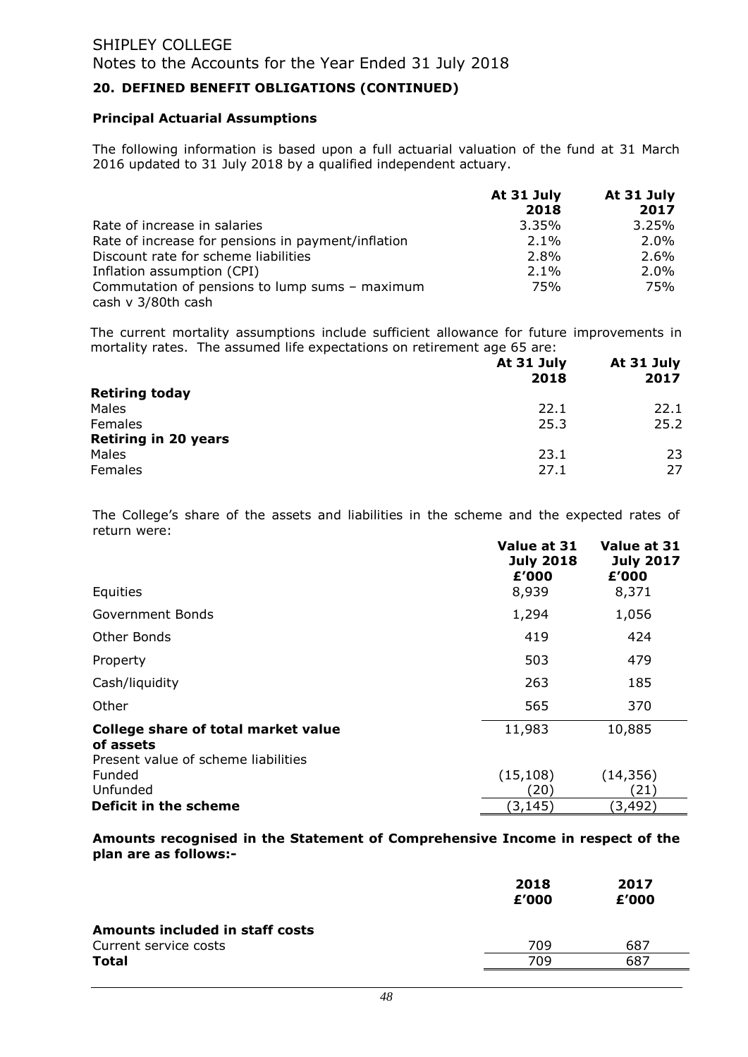# SHIPLEY COLLEGE

Notes to the Accounts for the Year Ended 31 July 2018

## 20. DEFINED BENEFIT OBLIGATIONS (CONTINUED)

### Principal Actuarial Assumptions

The following information is based upon a full actuarial valuation of the fund at 31 March 2016 updated to 31 July 2018 by a qualified independent actuary.

| | At 31 July 2018 | At 31 July 2017 |
|---|---|---|
| Rate of increase in salaries | 3.35% | 3.25% |
| Rate of increase for pensions in payment/inflation | 2.1% | 2.0% |
| Discount rate for scheme liabilities | 2.8% | 2.6% |
| Inflation assumption (CPI) | 2.1% | 2.0% |
| Commutation of pensions to lump sums – maximum cash v 3/80th cash | 75% | 75% |

The current mortality assumptions include sufficient allowance for future improvements in mortality rates. The assumed life expectations on retirement age 65 are:

| | At 31 July 2018 | At 31 July 2017 |
|---|---|---|
| **Retiring today** | | |
| Males | 22.1 | 22.1 |
| Females | 25.3 | 25.2 |
| **Retiring in 20 years** | | |
| Males | 23.1 | 23 |
| Females | 27.1 | 27 |

The College's share of the assets and liabilities in the scheme and the expected rates of return were:

| | Value at 31 July 2018 £'000 | Value at 31 July 2017 £'000 |
|---|---|---|
| Equities | 8,939 | 8,371 |
| Government Bonds | 1,294 | 1,056 |
| Other Bonds | 419 | 424 |
| Property | 503 | 479 |
| Cash/liquidity | 263 | 185 |
| Other | 565 | 370 |
| **College share of total market value of assets** | 11,983 | 10,885 |
| Present value of scheme liabilities | | |
| Funded | (15,108) | (14,356) |
| Unfunded | (20) | (21) |
| **Deficit in the scheme** | (3,145) | (3,492) |

**Amounts recognised in the Statement of Comprehensive Income in respect of the plan are as follows:-**

| | 2018 £'000 | 2017 £'000 |
|---|---|---|
| **Amounts included in staff costs** | | |
| Current service costs | 709 | 687 |
| **Total** | 709 | 687 |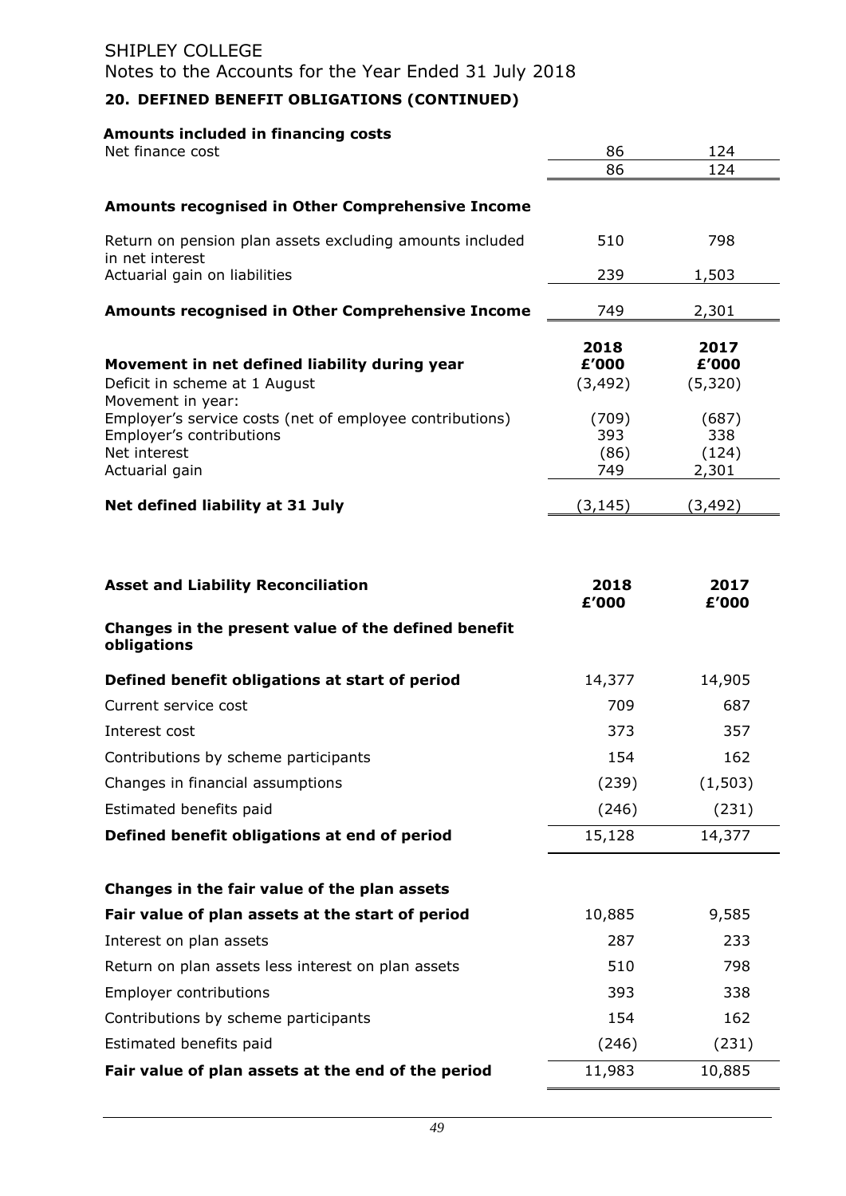# SHIPLEY COLLEGE

Notes to the Accounts for the Year Ended 31 July 2018

## 20. DEFINED BENEFIT OBLIGATIONS (CONTINUED)

| | | |
|---|---|---|
| **Amounts included in financing costs** | | |
| Net finance cost | 86 | 124 |
| | 86 | 124 |
| **Amounts recognised in Other Comprehensive Income** | | |
| Return on pension plan assets excluding amounts included in net interest | 510 | 798 |
| Actuarial gain on liabilities | 239 | 1,503 |
| **Amounts recognised in Other Comprehensive Income** | 749 | 2,301 |

| **Movement in net defined liability during year** | **2018 £'000** | **2017 £'000** |
|---|---|---|
| Deficit in scheme at 1 August | (3,492) | (5,320) |
| Movement in year: | | |
| Employer's service costs (net of employee contributions) | (709) | (687) |
| Employer's contributions | 393 | 338 |
| Net interest | (86) | (124) |
| Actuarial gain | 749 | 2,301 |
| **Net defined liability at 31 July** | (3,145) | (3,492) |

| **Asset and Liability Reconciliation** | **2018 £'000** | **2017 £'000** |
|---|---|---|
| **Changes in the present value of the defined benefit obligations** | | |
| **Defined benefit obligations at start of period** | 14,377 | 14,905 |
| Current service cost | 709 | 687 |
| Interest cost | 373 | 357 |
| Contributions by scheme participants | 154 | 162 |
| Changes in financial assumptions | (239) | (1,503) |
| Estimated benefits paid | (246) | (231) |
| **Defined benefit obligations at end of period** | 15,128 | 14,377 |
| | | |
| **Changes in the fair value of the plan assets** | | |
| **Fair value of plan assets at the start of period** | 10,885 | 9,585 |
| Interest on plan assets | 287 | 233 |
| Return on plan assets less interest on plan assets | 510 | 798 |
| Employer contributions | 393 | 338 |
| Contributions by scheme participants | 154 | 162 |
| Estimated benefits paid | (246) | (231) |
| **Fair value of plan assets at the end of the period** | 11,983 | 10,885 |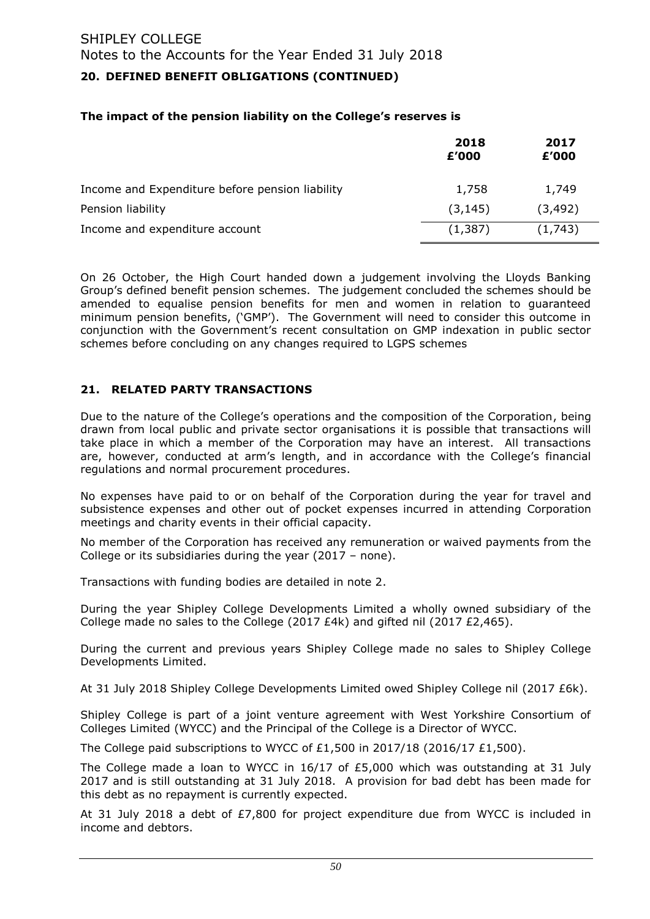## 20. DEFINED BENEFIT OBLIGATIONS (CONTINUED)

### The impact of the pension liability on the College's reserves is

| | 2018 £'000 | 2017 £'000 |
|---|---|---|
| Income and Expenditure before pension liability | 1,758 | 1,749 |
| Pension liability | (3,145) | (3,492) |
| Income and expenditure account | (1,387) | (1,743) |

On 26 October, the High Court handed down a judgement involving the Lloyds Banking Group's defined benefit pension schemes. The judgement concluded the schemes should be amended to equalise pension benefits for men and women in relation to guaranteed minimum pension benefits, ('GMP'). The Government will need to consider this outcome in conjunction with the Government's recent consultation on GMP indexation in public sector schemes before concluding on any changes required to LGPS schemes

## 21. RELATED PARTY TRANSACTIONS

Due to the nature of the College's operations and the composition of the Corporation, being drawn from local public and private sector organisations it is possible that transactions will take place in which a member of the Corporation may have an interest. All transactions are, however, conducted at arm's length, and in accordance with the College's financial regulations and normal procurement procedures.

No expenses have paid to or on behalf of the Corporation during the year for travel and subsistence expenses and other out of pocket expenses incurred in attending Corporation meetings and charity events in their official capacity.

No member of the Corporation has received any remuneration or waived payments from the College or its subsidiaries during the year (2017 – none).

Transactions with funding bodies are detailed in note 2.

During the year Shipley College Developments Limited a wholly owned subsidiary of the College made no sales to the College (2017 £4k) and gifted nil (2017 £2,465).

During the current and previous years Shipley College made no sales to Shipley College Developments Limited.

At 31 July 2018 Shipley College Developments Limited owed Shipley College nil (2017 £6k).

Shipley College is part of a joint venture agreement with West Yorkshire Consortium of Colleges Limited (WYCC) and the Principal of the College is a Director of WYCC.

The College paid subscriptions to WYCC of £1,500 in 2017/18 (2016/17 £1,500).

The College made a loan to WYCC in 16/17 of £5,000 which was outstanding at 31 July 2017 and is still outstanding at 31 July 2018. A provision for bad debt has been made for this debt as no repayment is currently expected.

At 31 July 2018 a debt of £7,800 for project expenditure due from WYCC is included in income and debtors.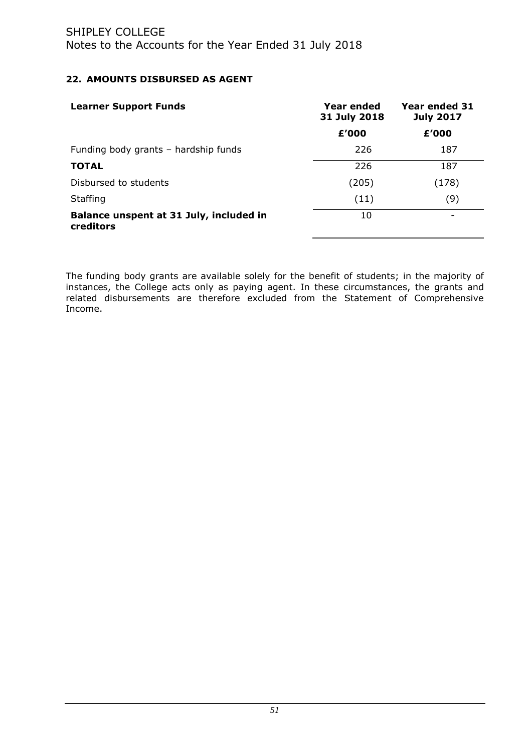## 22. AMOUNTS DISBURSED AS AGENT

| Learner Support Funds | Year ended 31 July 2018 | Year ended 31 July 2017 |
|---|---|---|
| | £'000 | £'000 |
| Funding body grants – hardship funds | 226 | 187 |
| **TOTAL** | 226 | 187 |
| Disbursed to students | (205) | (178) |
| Staffing | (11) | (9) |
| **Balance unspent at 31 July, included in creditors** | 10 | - |

The funding body grants are available solely for the benefit of students; in the majority of instances, the College acts only as paying agent. In these circumstances, the grants and related disbursements are therefore excluded from the Statement of Comprehensive Income.